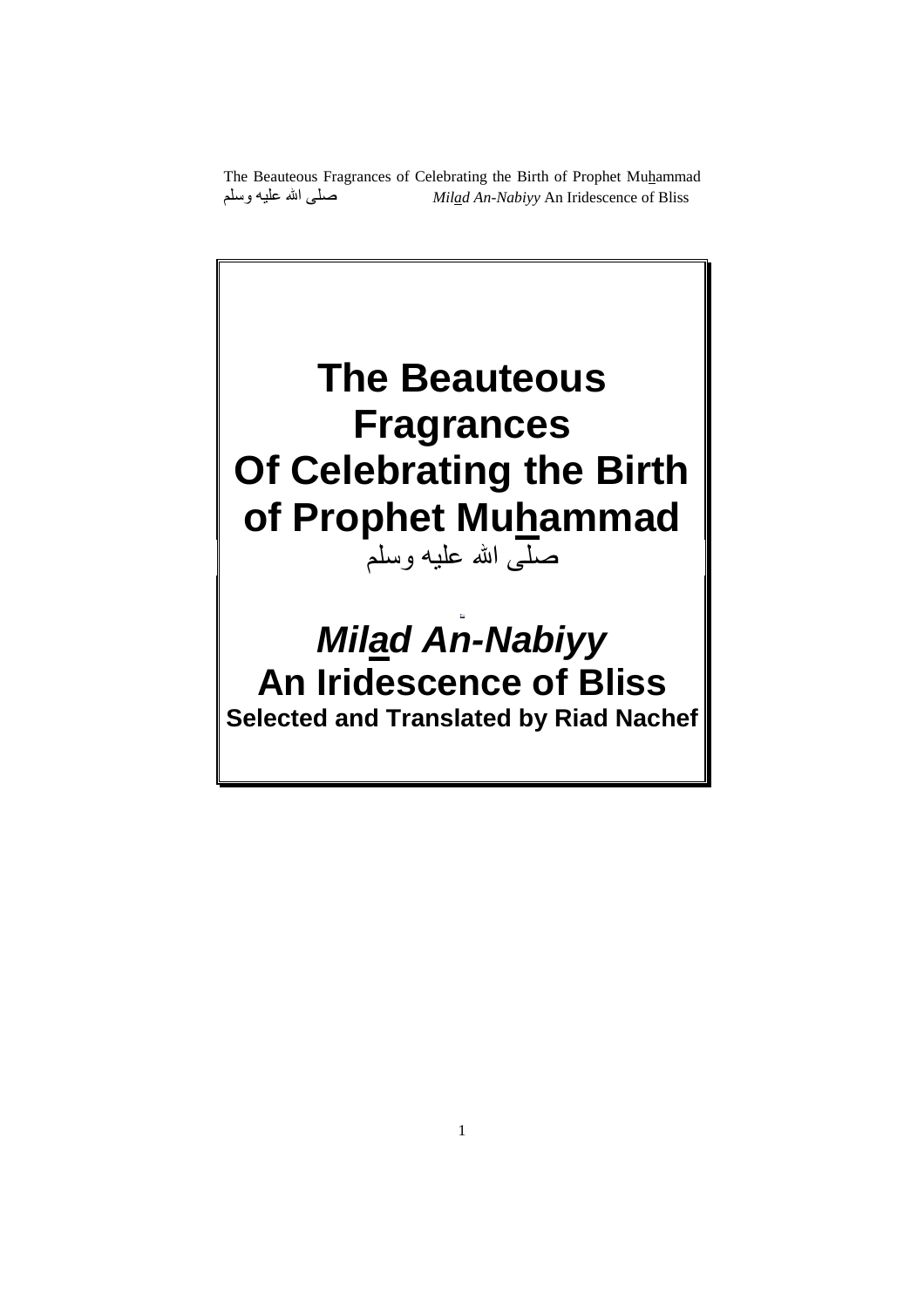# The Beauteous Fragrances Of Celebrating the Birth of Prophet Mu<u>h</u>ammad

صلى الله عليه وسلم

## *Mil<u>a</u>d An-Nabiyy*

## An Iridescence of Bliss

**Selected and Translated by Riad Nachef**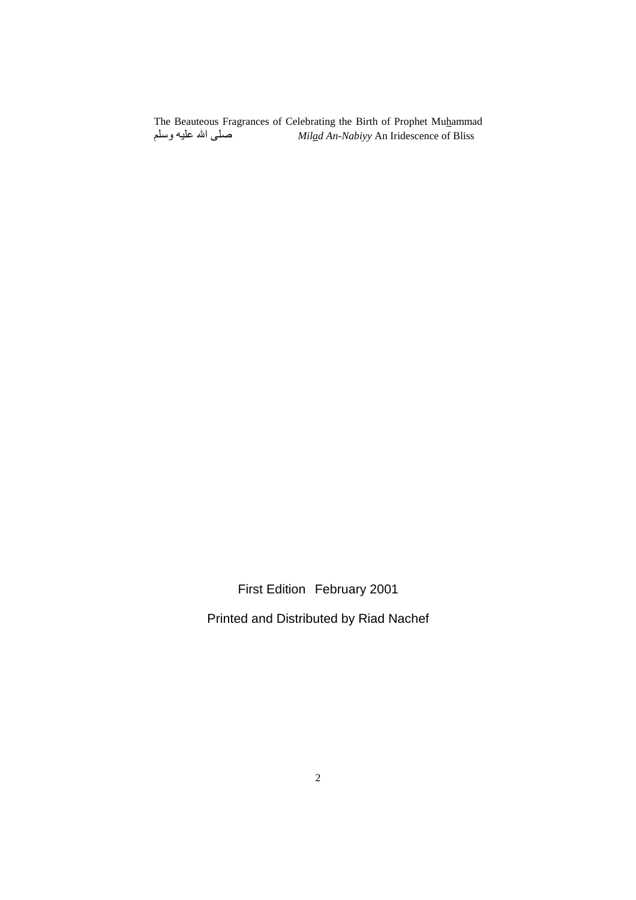First Edition February 2001

Printed and Distributed by Riad Nachef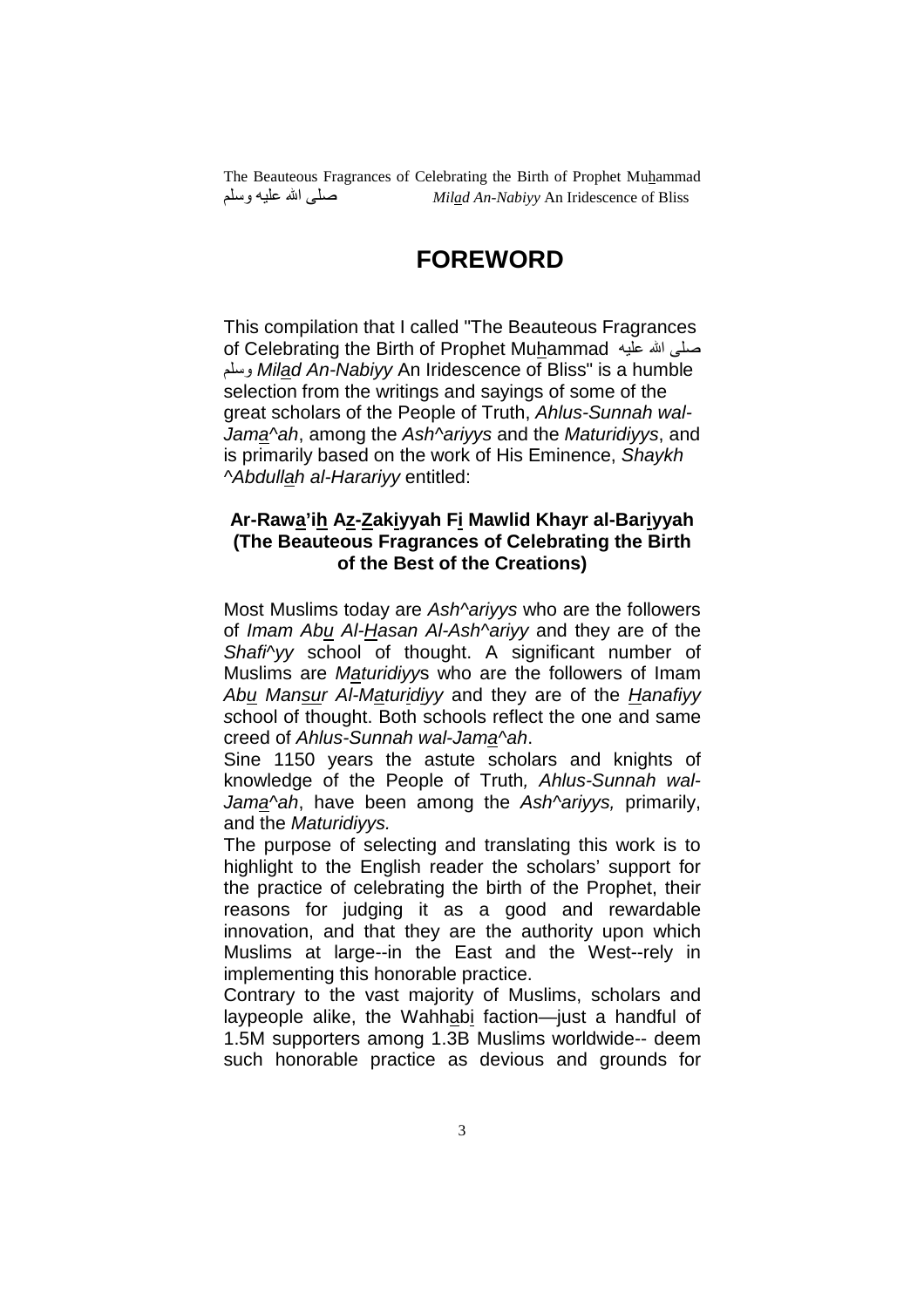# FOREWORD

This compilation that I called "The Beauteous Fragrances of Celebrating the Birth of Prophet Mu<u>h</u>ammad صلى الله عليه وسلم *Mil<u>a</u>d An-Nabiyy* An Iridescence of Bliss" is a humble selection from the writings and sayings of some of the great scholars of the People of Truth, *Ahlus-Sunnah wal-Jam<u>a</u>^ah*, among the *Ash^ariyys* and the *Maturidiyys*, and is primarily based on the work of His Eminence, *Shaykh ^Abdull<u>a</u>h al-Harariyy* entitled:

**Ar-Raw<u>a</u>'i<u>h</u> A<u>z</u>-<u>Z</u>ak<u>i</u>yyah F<u>i</u> Mawlid Khayr al-Bar<u>i</u>yyah (The Beauteous Fragrances of Celebrating the Birth of the Best of the Creations)**

Most Muslims today are *Ash^ariyys* who are the followers of *Imam Ab<u>u</u> Al-<u>H</u>asan Al-Ash^ariyy* and they are of the *Shafi^yy* school of thought. A significant number of Muslims are *M<u>a</u>turidiyy*s who are the followers of Imam *Ab<u>u</u> Man<u>s</u>ur Al-M<u>a</u>tur<u>i</u>diyy* and they are of the *<u>H</u>anafiyy s*chool of thought. Both schools reflect the one and same creed of *Ahlus-Sunnah wal-Jam<u>a</u>^ah*.

Sine 1150 years the astute scholars and knights of knowledge of the People of Truth*, Ahlus-Sunnah wal-Jam<u>a</u>^ah*, have been among the *Ash^ariyys,* primarily, and the *Maturidiyys.*

The purpose of selecting and translating this work is to highlight to the English reader the scholars' support for the practice of celebrating the birth of the Prophet, their reasons for judging it as a good and rewardable innovation, and that they are the authority upon which Muslims at large--in the East and the West--rely in implementing this honorable practice.

Contrary to the vast majority of Muslims, scholars and laypeople alike, the Wahh<u>a</u>b<u>i</u> faction—just a handful of 1.5M supporters among 1.3B Muslims worldwide-- deem such honorable practice as devious and grounds for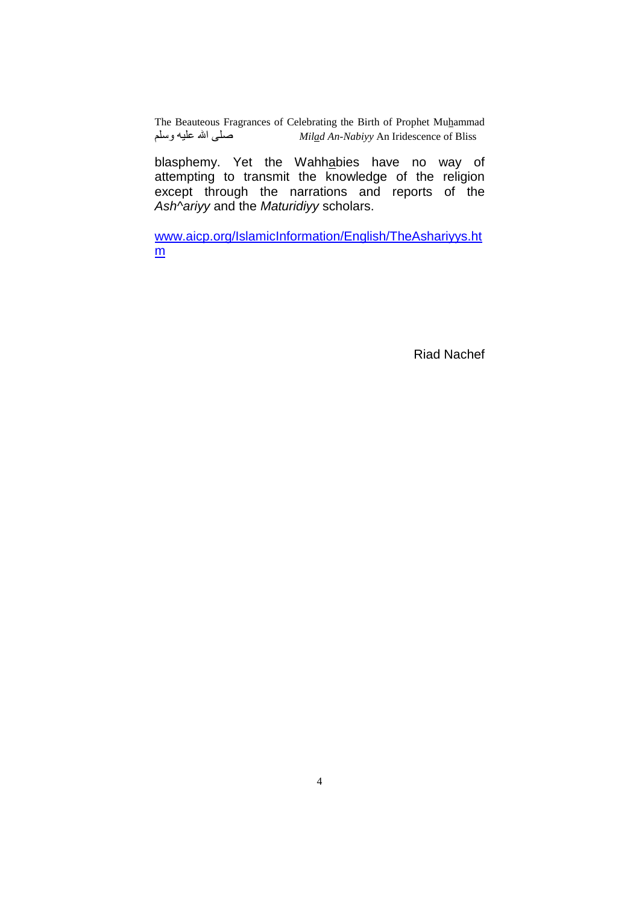blasphemy. Yet the Wahhabies have no way of attempting to transmit the knowledge of the religion except through the narrations and reports of the *Ash^ariyy* and the *Maturidiyy* scholars.

www.aicp.org/IslamicInformation/English/TheAshariyys.htm

Riad Nachef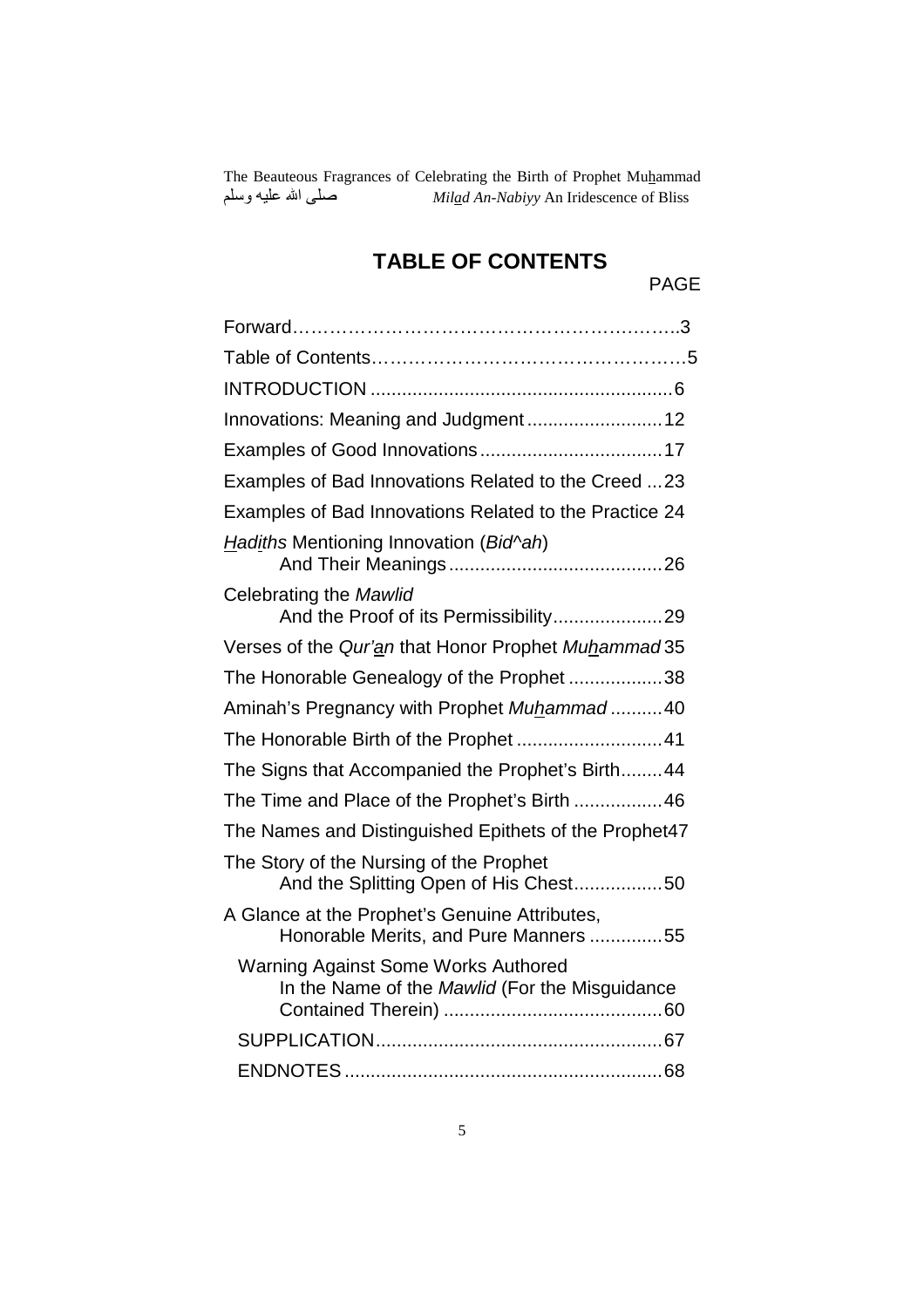## TABLE OF CONTENTS

PAGE

| | |
|---|---|
| Forward | 3 |
| Table of Contents | 5 |
| INTRODUCTION | 6 |
| Innovations: Meaning and Judgment | 12 |
| Examples of Good Innovations | 17 |
| Examples of Bad Innovations Related to the Creed | 23 |
| Examples of Bad Innovations Related to the Practice | 24 |
| *Hadiths* Mentioning Innovation (*Bid^ah*) And Their Meanings | 26 |
| Celebrating the *Mawlid* And the Proof of its Permissibility | 29 |
| Verses of the *Qur'an* that Honor Prophet *Muhammad* | 35 |
| The Honorable Genealogy of the Prophet | 38 |
| Aminah's Pregnancy with Prophet *Muhammad* | 40 |
| The Honorable Birth of the Prophet | 41 |
| The Signs that Accompanied the Prophet's Birth | 44 |
| The Time and Place of the Prophet's Birth | 46 |
| The Names and Distinguished Epithets of the Prophet | 47 |
| The Story of the Nursing of the Prophet And the Splitting Open of His Chest | 50 |
| A Glance at the Prophet's Genuine Attributes, Honorable Merits, and Pure Manners | 55 |
| Warning Against Some Works Authored In the Name of the *Mawlid* (For the Misguidance Contained Therein) | 60 |
| SUPPLICATION | 67 |
| ENDNOTES | 68 |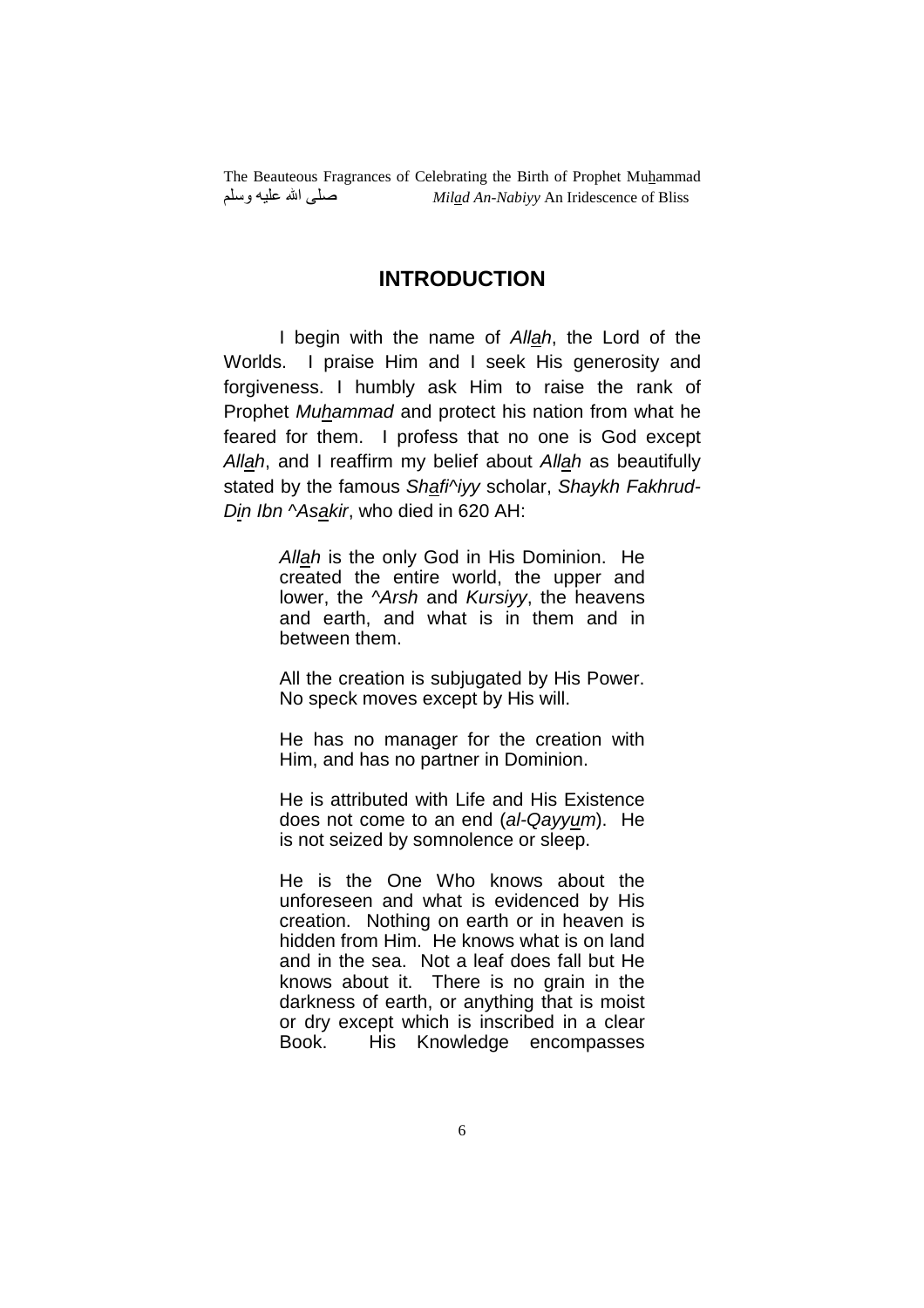## INTRODUCTION

I begin with the name of *Allah*, the Lord of the Worlds. I praise Him and I seek His generosity and forgiveness. I humbly ask Him to raise the rank of Prophet *Muhammad* and protect his nation from what he feared for them. I profess that no one is God except *Allah*, and I reaffirm my belief about *Allah* as beautifully stated by the famous *Shafi^iyy* scholar, *Shaykh Fakhrud-Din Ibn ^Asakir*, who died in 620 AH:

> *Allah* is the only God in His Dominion. He created the entire world, the upper and lower, the *^Arsh* and *Kursiyy*, the heavens and earth, and what is in them and in between them.
>
> All the creation is subjugated by His Power. No speck moves except by His will.
>
> He has no manager for the creation with Him, and has no partner in Dominion.
>
> He is attributed with Life and His Existence does not come to an end (*al-Qayyum*). He is not seized by somnolence or sleep.
>
> He is the One Who knows about the unforeseen and what is evidenced by His creation. Nothing on earth or in heaven is hidden from Him. He knows what is on land and in the sea. Not a leaf does fall but He knows about it. There is no grain in the darkness of earth, or anything that is moist or dry except which is inscribed in a clear Book. His Knowledge encompasses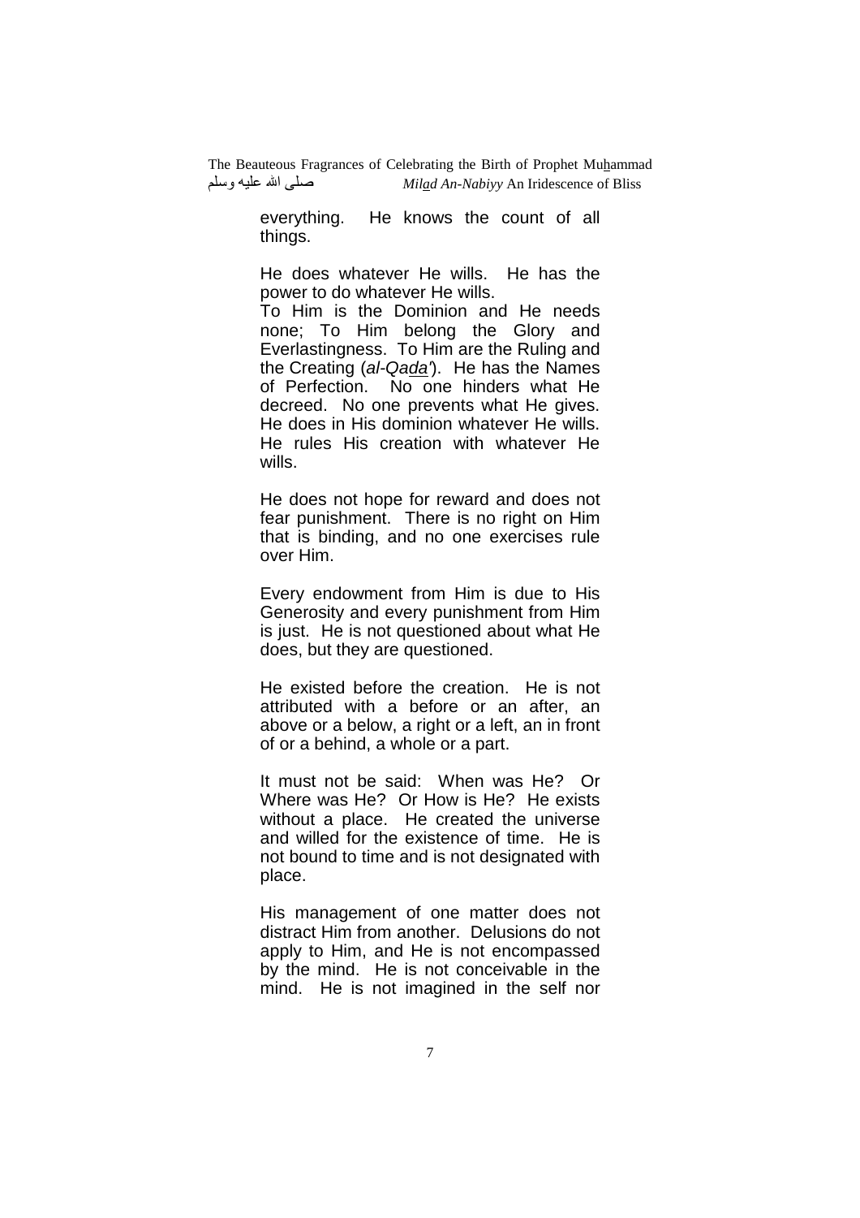everything. He knows the count of all things.

He does whatever He wills. He has the power to do whatever He wills.
To Him is the Dominion and He needs none; To Him belong the Glory and Everlastingness. To Him are the Ruling and the Creating (*al-Qada'*). He has the Names of Perfection. No one hinders what He decreed. No one prevents what He gives. He does in His dominion whatever He wills. He rules His creation with whatever He wills.

He does not hope for reward and does not fear punishment. There is no right on Him that is binding, and no one exercises rule over Him.

Every endowment from Him is due to His Generosity and every punishment from Him is just. He is not questioned about what He does, but they are questioned.

He existed before the creation. He is not attributed with a before or an after, an above or a below, a right or a left, an in front of or a behind, a whole or a part.

It must not be said: When was He? Or Where was He? Or How is He? He exists without a place. He created the universe and willed for the existence of time. He is not bound to time and is not designated with place.

His management of one matter does not distract Him from another. Delusions do not apply to Him, and He is not encompassed by the mind. He is not conceivable in the mind. He is not imagined in the self nor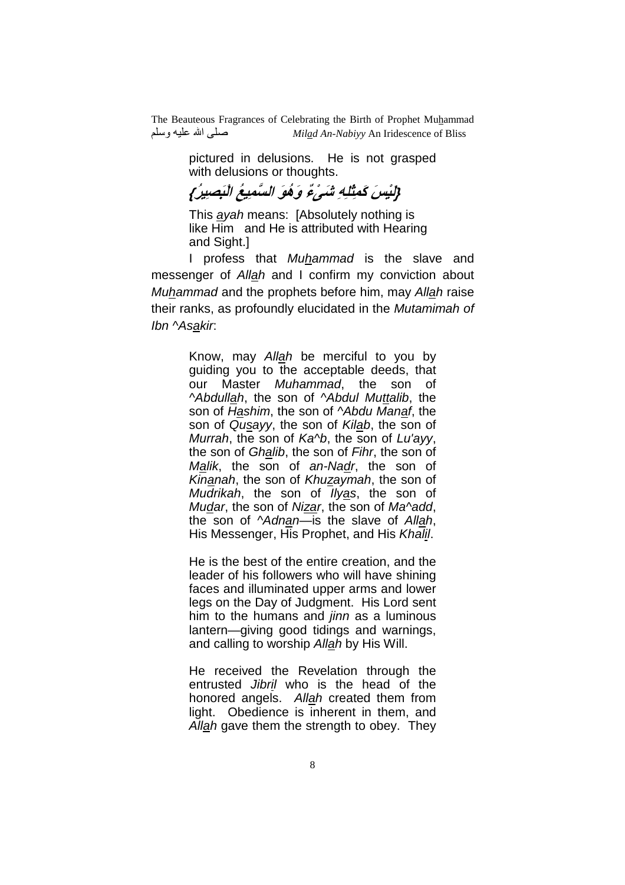pictured in delusions. He is not grasped with delusions or thoughts.

{لَيْسَ كَمِثْلِهِ شَىْءٌ وَهُوَ السَّمِيعُ الْبَصِيرُ}

This *ayah* means: [Absolutely nothing is like Him and He is attributed with Hearing and Sight.]

I profess that *Muhammad* is the slave and messenger of *Allah* and I confirm my conviction about *Muhammad* and the prophets before him, may *Allah* raise their ranks, as profoundly elucidated in the *Mutamimah of Ibn ^Asakir*:

> Know, may *Allah* be merciful to you by guiding you to the acceptable deeds, that our Master *Muhammad*, the son of *^Abdullah*, the son of *^Abdul Muttalib*, the son of *Hashim*, the son of *^Abdu Manaf*, the son of *Qusayy*, the son of *Kilab*, the son of *Murrah*, the son of *Ka^b*, the son of *Lu'ayy*, the son of *Ghalib*, the son of *Fihr*, the son of *Malik*, the son of *an-Nadr*, the son of *Kinanah*, the son of *Khuzaymah*, the son of *Mudrikah*, the son of *Ilyas*, the son of *Mudar*, the son of *Nizar*, the son of *Ma^add*, the son of *^Adnan*—is the slave of *Allah*, His Messenger, His Prophet, and His *Khalil*.
>
> He is the best of the entire creation, and the leader of his followers who will have shining faces and illuminated upper arms and lower legs on the Day of Judgment. His Lord sent him to the humans and *jinn* as a luminous lantern—giving good tidings and warnings, and calling to worship *Allah* by His Will.
>
> He received the Revelation through the entrusted *Jibril* who is the head of the honored angels. *Allah* created them from light. Obedience is inherent in them, and *Allah* gave them the strength to obey. They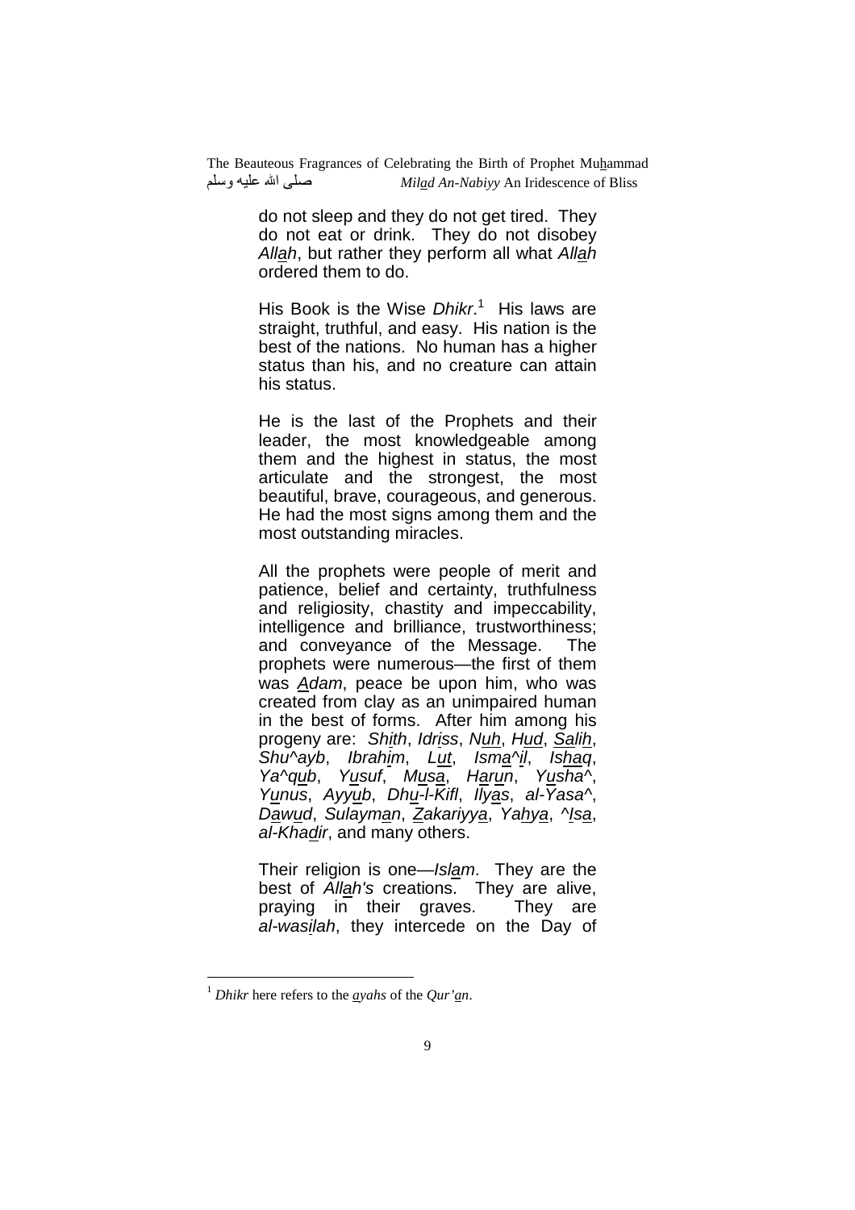do not sleep and they do not get tired. They do not eat or drink. They do not disobey *Allah*, but rather they perform all what *Allah* ordered them to do.

His Book is the Wise *Dhikr*.[1] His laws are straight, truthful, and easy. His nation is the best of the nations. No human has a higher status than his, and no creature can attain his status.

He is the last of the Prophets and their leader, the most knowledgeable among them and the highest in status, the most articulate and the strongest, the most beautiful, brave, courageous, and generous. He had the most signs among them and the most outstanding miracles.

All the prophets were people of merit and patience, belief and certainty, truthfulness and religiosity, chastity and impeccability, intelligence and brilliance, trustworthiness; and conveyance of the Message. The prophets were numerous—the first of them was *Adam*, peace be upon him, who was created from clay as an unimpaired human in the best of forms. After him among his progeny are: *Shith*, *Idriss*, *Nuh*, *Hud*, *Salih*, *Shu^ayb*, *Ibrahim*, *Lut*, *Isma^il*, *Ishaq*, *Ya^qub*, *Yusuf*, *Musa*, *Harun*, *Yusha^*, *Yunus*, *Ayyub*, *Dhu-l-Kifl*, *Ilyas*, *al-Yasa^*, *Dawud*, *Sulayman*, *Zakariyya*, *Yahya*, *^Isa*, *al-Khadir*, and many others.

Their religion is one—*Islam*. They are the best of *Allah's* creations. They are alive, praying in their graves. They are *al-wasilah*, they intercede on the Day of

---

[1] *Dhikr* here refers to the *ayahs* of the *Qur'an*.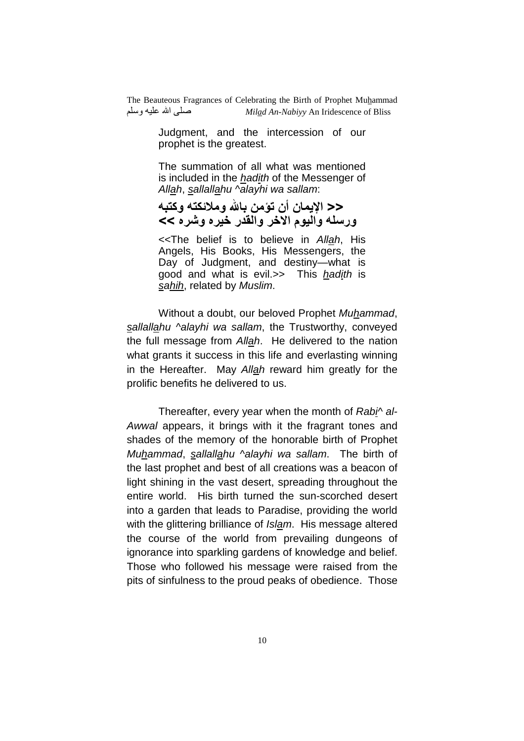Judgment, and the intercession of our prophet is the greatest.

The summation of all what was mentioned is included in the *hadith* of the Messenger of *Allah*, *sallallahu ^alayhi wa sallam*:

**<< الإيمان أن تؤمن بالله وملائكته وكتبه ورسله واليوم الاخر والقدر خيره وشره >>**

<<The belief is to believe in *Allah*, His Angels, His Books, His Messengers, the Day of Judgment, and destiny—what is good and what is evil.>> This *hadith* is *sahih*, related by *Muslim*.

Without a doubt, our beloved Prophet *Muhammad*, *sallallahu ^alayhi wa sallam*, the Trustworthy, conveyed the full message from *Allah*. He delivered to the nation what grants it success in this life and everlasting winning in the Hereafter. May *Allah* reward him greatly for the prolific benefits he delivered to us.

Thereafter, every year when the month of *Rabi^ al-Awwal* appears, it brings with it the fragrant tones and shades of the memory of the honorable birth of Prophet *Muhammad*, *sallallahu ^alayhi wa sallam*. The birth of the last prophet and best of all creations was a beacon of light shining in the vast desert, spreading throughout the entire world. His birth turned the sun-scorched desert into a garden that leads to Paradise, providing the world with the glittering brilliance of *Islam*. His message altered the course of the world from prevailing dungeons of ignorance into sparkling gardens of knowledge and belief. Those who followed his message were raised from the pits of sinfulness to the proud peaks of obedience. Those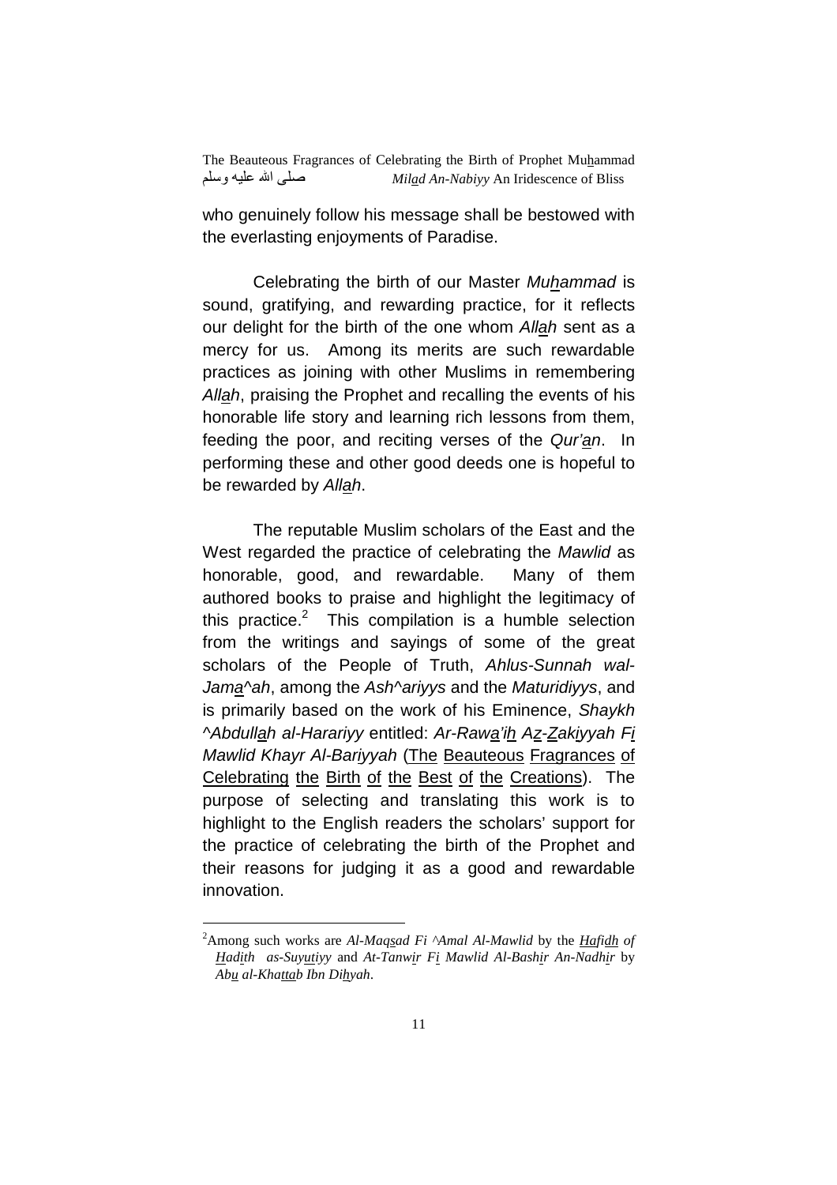who genuinely follow his message shall be bestowed with the everlasting enjoyments of Paradise.

Celebrating the birth of our Master *Muhammad* is sound, gratifying, and rewarding practice, for it reflects our delight for the birth of the one whom *Allah* sent as a mercy for us. Among its merits are such rewardable practices as joining with other Muslims in remembering *Allah*, praising the Prophet and recalling the events of his honorable life story and learning rich lessons from them, feeding the poor, and reciting verses of the *Qur'an*. In performing these and other good deeds one is hopeful to be rewarded by *Allah*.

The reputable Muslim scholars of the East and the West regarded the practice of celebrating the *Mawlid* as honorable, good, and rewardable. Many of them authored books to praise and highlight the legitimacy of this practice.[2] This compilation is a humble selection from the writings and sayings of some of the great scholars of the People of Truth, *Ahlus-Sunnah wal-Jama^ah*, among the *Ash^ariyys* and the *Maturidiyys*, and is primarily based on the work of his Eminence, *Shaykh ^Abdullah al-Harariyy* entitled: *Ar-Rawa'ih Az-Zakiyyah Fi Mawlid Khayr Al-Bariyyah* (The Beauteous Fragrances of Celebrating the Birth of the Best of the Creations). The purpose of selecting and translating this work is to highlight to the English readers the scholars' support for the practice of celebrating the birth of the Prophet and their reasons for judging it as a good and rewardable innovation.

---

[2] Among such works are *Al-Maqsad Fi ^Amal Al-Mawlid* by the *Hafidh of Hadith as-Suyutiyy* and *At-Tanwir Fi Mawlid Al-Bashir An-Nadhir* by *Abu al-Khattab Ibn Dihyah*.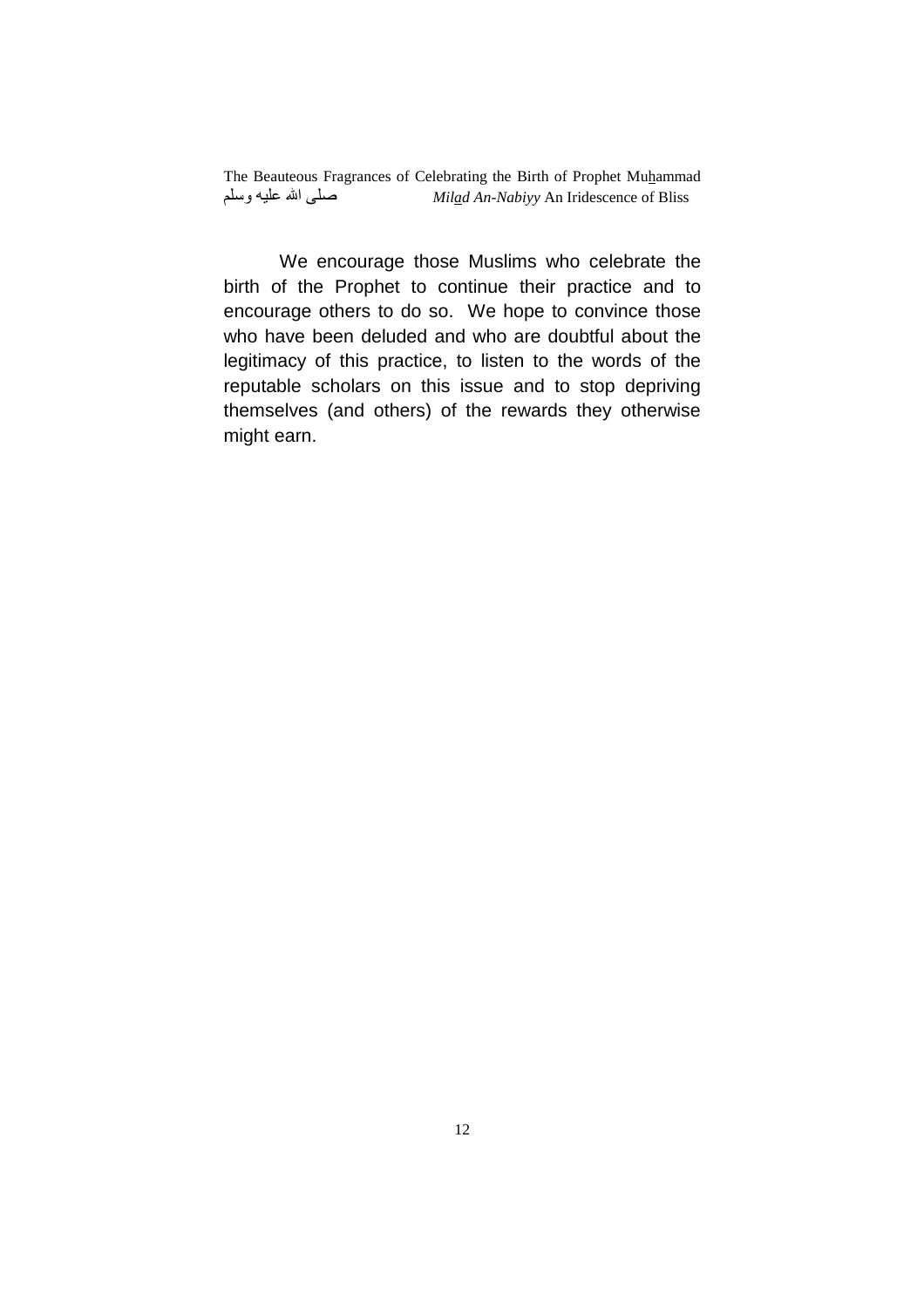We encourage those Muslims who celebrate the birth of the Prophet to continue their practice and to encourage others to do so. We hope to convince those who have been deluded and who are doubtful about the legitimacy of this practice, to listen to the words of the reputable scholars on this issue and to stop depriving themselves (and others) of the rewards they otherwise might earn.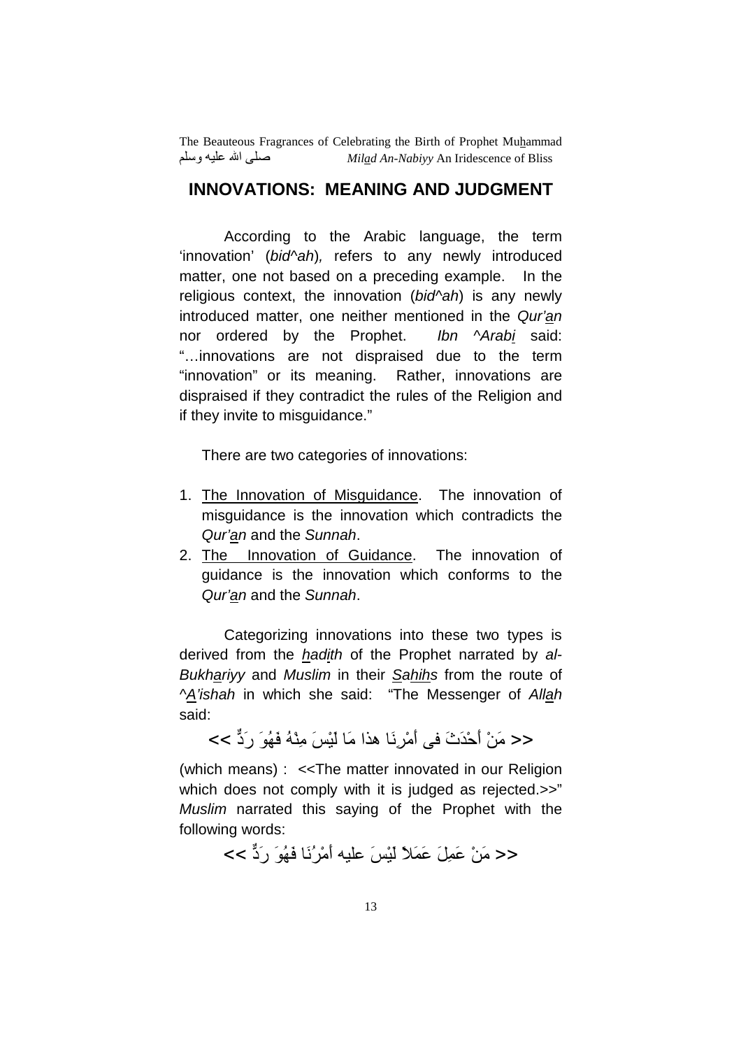## INNOVATIONS: MEANING AND JUDGMENT

According to the Arabic language, the term 'innovation' (*bid^ah*), refers to any newly introduced matter, one not based on a preceding example. In the religious context, the innovation (*bid^ah*) is any newly introduced matter, one neither mentioned in the *Qur'an* nor ordered by the Prophet. *Ibn ^Arabi* said: "…innovations are not dispraised due to the term "innovation" or its meaning. Rather, innovations are dispraised if they contradict the rules of the Religion and if they invite to misguidance."

There are two categories of innovations:

1. The Innovation of Misguidance. The innovation of misguidance is the innovation which contradicts the *Qur'an* and the *Sunnah*.
2. The Innovation of Guidance. The innovation of guidance is the innovation which conforms to the *Qur'an* and the *Sunnah*.

Categorizing innovations into these two types is derived from the *hadith* of the Prophet narrated by *al-Bukhariyy* and *Muslim* in their *Sahihs* from the route of *^A'ishah* in which she said: "The Messenger of *Allah* said:

<< مَنْ أَحْدَثَ فى أَمْرِنَا هذا مَا لَيْسَ مِنْهُ فَهُوَ رَدٌّ >>

(which means) : <<The matter innovated in our Religion which does not comply with it is judged as rejected.>>" *Muslim* narrated this saying of the Prophet with the following words:

<< مَنْ عَمِلَ عَمَلاً لَيْسَ عليه أَمْرُنَا فَهُوَ رَدٌّ >>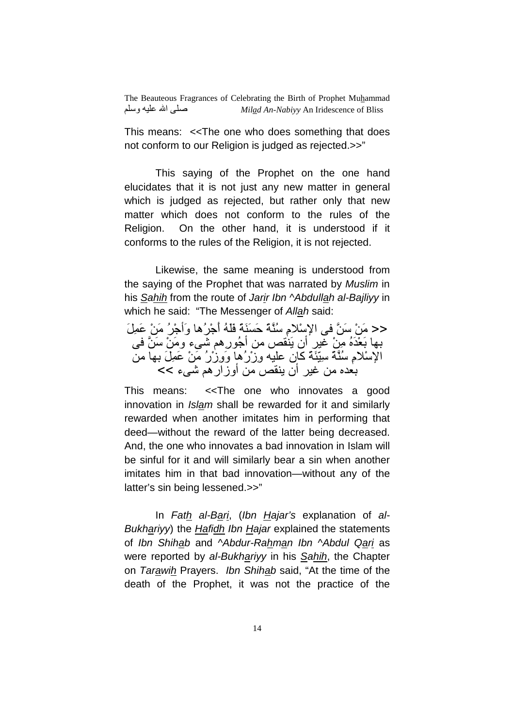This means: <<The one who does something that does not conform to our Religion is judged as rejected.>>"

This saying of the Prophet on the one hand elucidates that it is not just any new matter in general which is judged as rejected, but rather only that new matter which does not conform to the rules of the Religion. On the other hand, it is understood if it conforms to the rules of the Religion, it is not rejected.

Likewise, the same meaning is understood from the saying of the Prophet that was narrated by *Muslim* in his *Sahih* from the route of *Jarir Ibn ^Abdullah al-Bajliyy* in which he said: "The Messenger of *Allah* said:

<< مَنْ سَنَّ فى الإسْلامِ سُنَّةً حَسَنَةً فَلَهُ أجْرُها وَأجْرُ مَنْ عَمِلَ بها بَعْدَهُ مِنْ غيرِ أن يَنقص من أجُورِهم شىء ومَنْ سَنَّ فى الإسْلامِ سُنَّةً سيّئَةً كان عليه وِزْرُها وَوِزْرُ مَنْ عَمِلَ بها من بعده من غير أن ينقص من أوزارهم شىء >>

This means: <<The one who innovates a good innovation in *Islam* shall be rewarded for it and similarly rewarded when another imitates him in performing that deed—without the reward of the latter being decreased. And, the one who innovates a bad innovation in Islam will be sinful for it and will similarly bear a sin when another imitates him in that bad innovation—without any of the latter's sin being lessened.>>"

In *Fath al-Bari*, (*Ibn Hajar's* explanation of *al-Bukhariyy*) the *Hafidh Ibn Hajar* explained the statements of *Ibn Shihab* and *^Abdur-Rahman Ibn ^Abdul Qari* as were reported by *al-Bukhariyy* in his *Sahih*, the Chapter on *Tarawih* Prayers. *Ibn Shihab* said, "At the time of the death of the Prophet, it was not the practice of the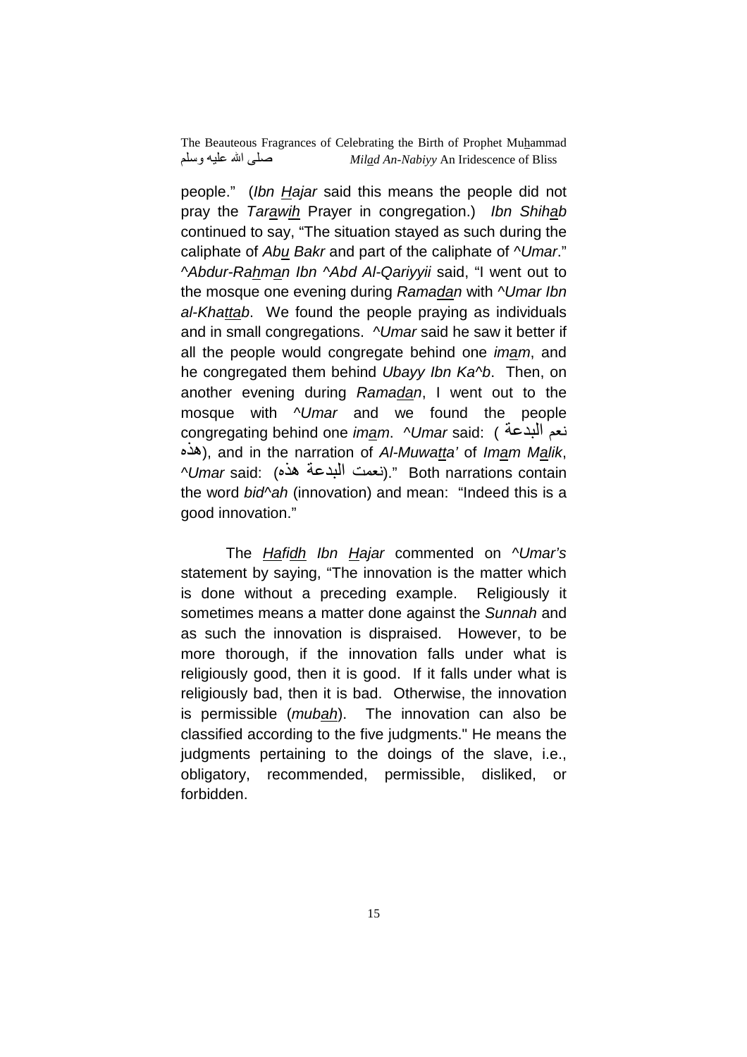people." (*Ibn Hajar* said this means the people did not pray the *Tarawih* Prayer in congregation.) *Ibn Shihab* continued to say, "The situation stayed as such during the caliphate of *Abu Bakr* and part of the caliphate of *^Umar*." *^Abdur-Rahman Ibn ^Abd Al-Qariyyii* said, "I went out to the mosque one evening during *Ramadan* with *^Umar Ibn al-Khattab*. We found the people praying as individuals and in small congregations. *^Umar* said he saw it better if all the people would congregate behind one *imam*, and he congregated them behind *Ubayy Ibn Ka^b*. Then, on another evening during *Ramadan*, I went out to the mosque with *^Umar* and we found the people congregating behind one *imam*. *^Umar* said: (نعم البدعة هذه), and in the narration of *Al-Muwatta'* of *Imam Malik*, *^Umar* said: (نعمت البدعة هذه)." Both narrations contain the word *bid^ah* (innovation) and mean: "Indeed this is a good innovation."

The *Hafidh Ibn Hajar* commented on *^Umar's* statement by saying, "The innovation is the matter which is done without a preceding example. Religiously it sometimes means a matter done against the *Sunnah* and as such the innovation is dispraised. However, to be more thorough, if the innovation falls under what is religiously good, then it is good. If it falls under what is religiously bad, then it is bad. Otherwise, the innovation is permissible (*mubah*). The innovation can also be classified according to the five judgments." He means the judgments pertaining to the doings of the slave, i.e., obligatory, recommended, permissible, disliked, or forbidden.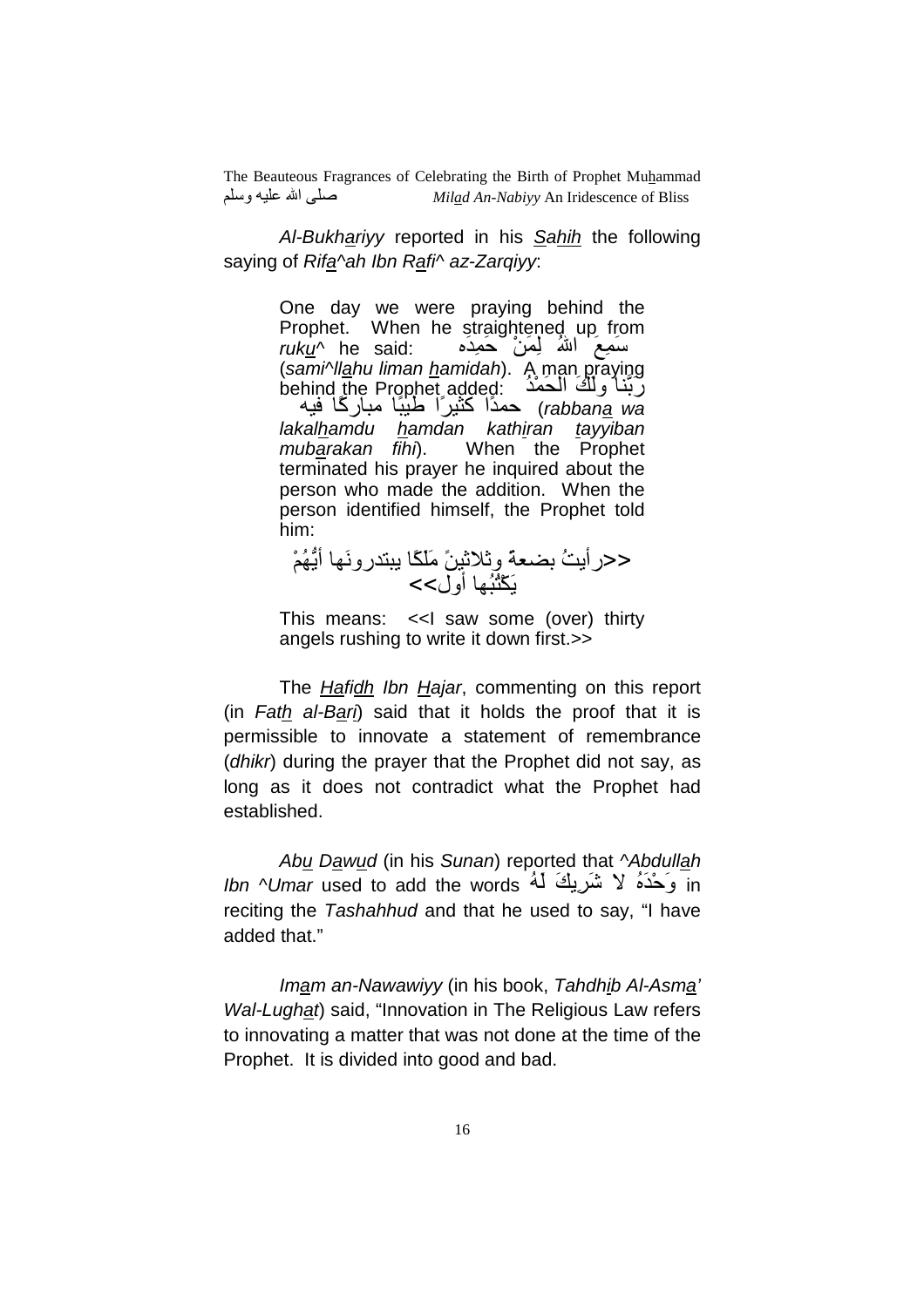*Al-Bukhariyy* reported in his *Sahih* the following saying of *Rifa^ah Ibn Rafi^ az-Zarqiyy*:

> One day we were praying behind the Prophet. When he straightened up from *ruku^* he said: سَمِعَ اللهُ لِمَنْ حَمِدَه (*sami^llahu liman hamidah*). A man praying behind the Prophet added: رَبَّنا ولَكَ الحَمْدُ حمدًا كثيرًا طيبًا مباركًا فيه (*rabbana wa lakalhamdu hamdan kathiran tayyiban mubarakan fihi*). When the Prophet terminated his prayer he inquired about the person who made the addition. When the person identified himself, the Prophet told him:
>
> <<رأيتُ بضعةً وثلاثينَ مَلَكًا يبتدرونَها أيُّهُمْ يَكْتُبُها أول>>
>
> This means: <<I saw some (over) thirty angels rushing to write it down first.>>

The *Hafidh Ibn Hajar*, commenting on this report (in *Fath al-Bari*) said that it holds the proof that it is permissible to innovate a statement of remembrance (*dhikr*) during the prayer that the Prophet did not say, as long as it does not contradict what the Prophet had established.

*Abu Dawud* (in his *Sunan*) reported that *^Abdullah Ibn ^Umar* used to add the words وَحْدَهُ لا شَرِيكَ لَهُ in reciting the *Tashahhud* and that he used to say, "I have added that."

*Imam an-Nawawiyy* (in his book, *Tahdhib Al-Asma' Wal-Lughat*) said, "Innovation in The Religious Law refers to innovating a matter that was not done at the time of the Prophet. It is divided into good and bad.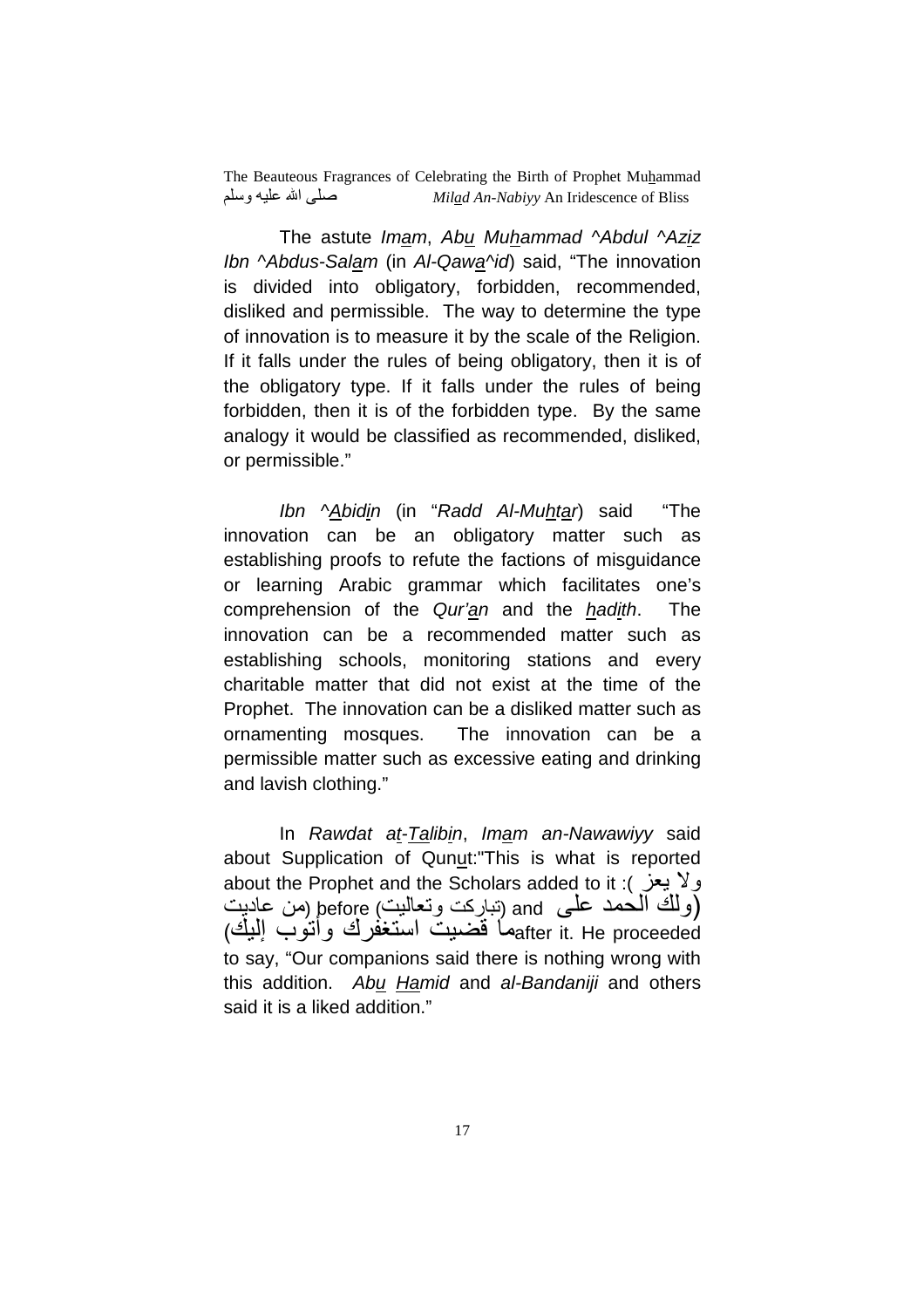The astute *Imam*, *Abu Muhammad ^Abdul ^Aziz Ibn ^Abdus-Salam* (in *Al-Qawa^id*) said, “The innovation is divided into obligatory, forbidden, recommended, disliked and permissible. The way to determine the type of innovation is to measure it by the scale of the Religion. If it falls under the rules of being obligatory, then it is of the obligatory type. If it falls under the rules of being forbidden, then it is of the forbidden type. By the same analogy it would be classified as recommended, disliked, or permissible.”

*Ibn ^Abidin* (in “*Radd Al-Muhtar*) said “The innovation can be an obligatory matter such as establishing proofs to refute the factions of misguidance or learning Arabic grammar which facilitates one’s comprehension of the *Qur’an* and the *hadith*. The innovation can be a recommended matter such as establishing schools, monitoring stations and every charitable matter that did not exist at the time of the Prophet. The innovation can be a disliked matter such as ornamenting mosques. The innovation can be a permissible matter such as excessive eating and drinking and lavish clothing.”

In *Rawdat at-Talibin*, *Imam an-Nawawiyy* said about Supplication of Qunut:"This is what is reported about the Prophet and the Scholars added to it :( ولا يعز من عاديت) before (تباركت وتعاليت) and (ولك الحمد على ما قضيت استغفرك وأتوب إليك) after it. He proceeded to say, “Our companions said there is nothing wrong with this addition. *Abu Hamid* and *al-Bandaniji* and others said it is a liked addition.”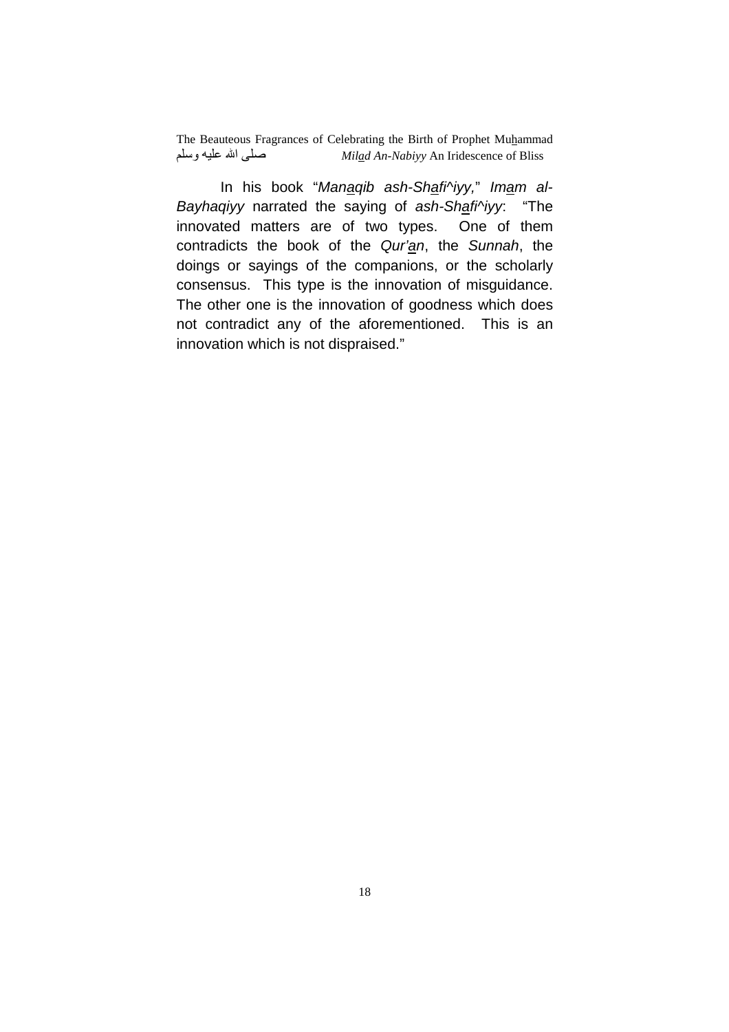In his book "*Manaqib ash-Shafi^iyy,*" *Imam al-Bayhaqiyy* narrated the saying of *ash-Shafi^iyy*: "The innovated matters are of two types. One of them contradicts the book of the *Qur'an*, the *Sunnah*, the doings or sayings of the companions, or the scholarly consensus. This type is the innovation of misguidance. The other one is the innovation of goodness which does not contradict any of the aforementioned. This is an innovation which is not dispraised."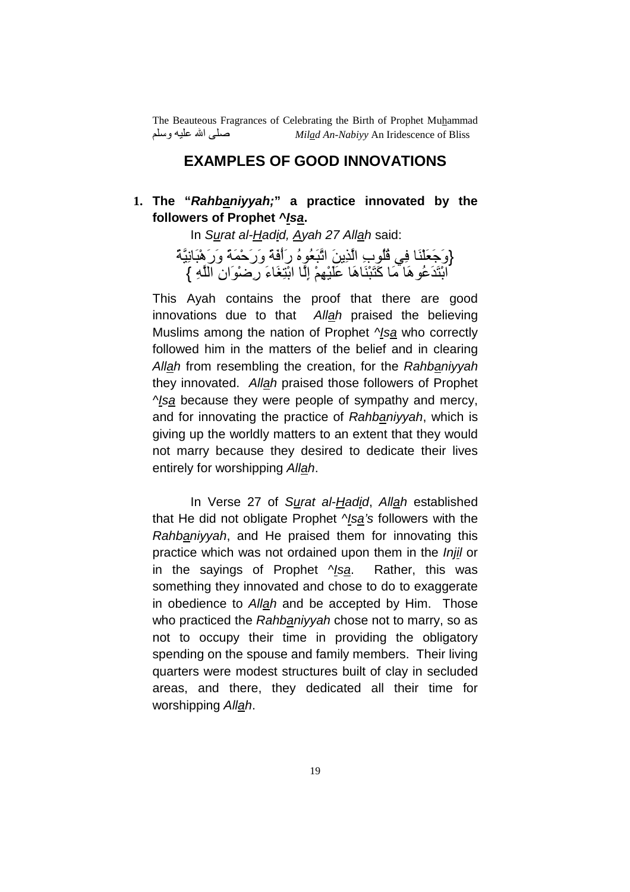## EXAMPLES OF GOOD INNOVATIONS

**1. The "*Rahbaniyyah;*" a practice innovated by the followers of Prophet ^*Isa*.**

In *Surat al-Hadid, Ayah 27 Allah* said:

{وَجَعَلْنَا فِي قُلُوبِ الَّذِينَ اتَّبَعُوهُ رَأْفَةً وَرَحْمَةً وَرَهْبَانِيَّةً ابْتَدَعُوهَا مَا كَتَبْنَاهَا عَلَيْهِمْ إِلَّا ابْتِغَاءَ رِضْوَانِ اللَّهِ }

This Ayah contains the proof that there are good innovations due to that *Allah* praised the believing Muslims among the nation of Prophet ^*Isa* who correctly followed him in the matters of the belief and in clearing *Allah* from resembling the creation, for the *Rahbaniyyah* they innovated. *Allah* praised those followers of Prophet ^*Isa* because they were people of sympathy and mercy, and for innovating the practice of *Rahbaniyyah*, which is giving up the worldly matters to an extent that they would not marry because they desired to dedicate their lives entirely for worshipping *Allah*.

In Verse 27 of *Surat al-Hadid*, *Allah* established that He did not obligate Prophet ^*Isa's* followers with the *Rahbaniyyah*, and He praised them for innovating this practice which was not ordained upon them in the *Injil* or in the sayings of Prophet ^*Isa*. Rather, this was something they innovated and chose to do to exaggerate in obedience to *Allah* and be accepted by Him. Those who practiced the *Rahbaniyyah* chose not to marry, so as not to occupy their time in providing the obligatory spending on the spouse and family members. Their living quarters were modest structures built of clay in secluded areas, and there, they dedicated all their time for worshipping *Allah*.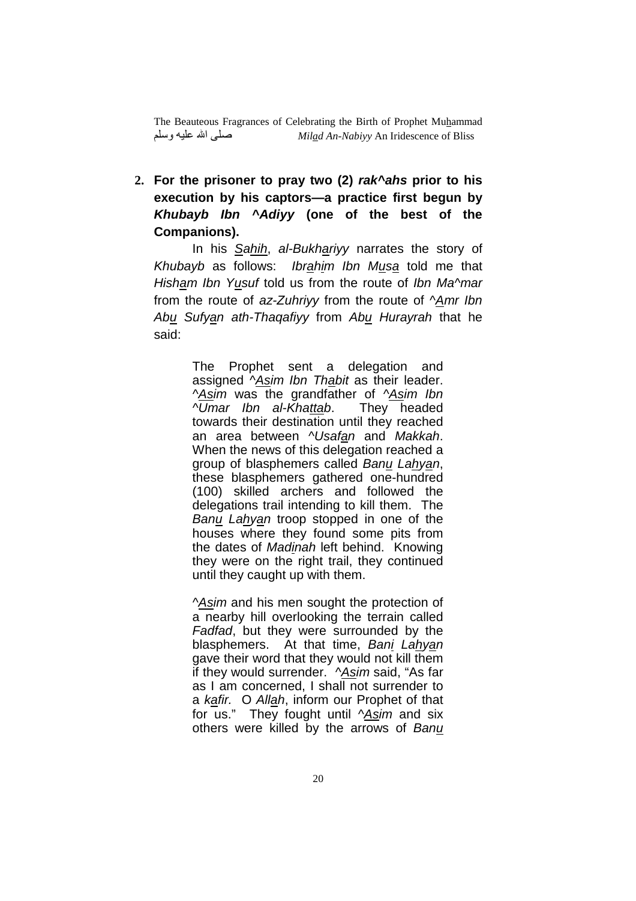**2. For the prisoner to pray two (2) *rak^ahs* prior to his execution by his captors—a practice first begun by *Khubayb Ibn ^Adiyy* (one of the best of the Companions).**

In his *Sahih*, *al-Bukhariyy* narrates the story of *Khubayb* as follows: *Ibrahim Ibn Musa* told me that *Hisham Ibn Yusuf* told us from the route of *Ibn Ma^mar* from the route of *az-Zuhriyy* from the route of *^Amr Ibn Abu Sufyan ath-Thaqafiyy* from *Abu Hurayrah* that he said:

> The Prophet sent a delegation and assigned *^Asim Ibn Thabit* as their leader. *^Asim* was the grandfather of *^Asim Ibn ^Umar Ibn al-Khattab*. They headed towards their destination until they reached an area between *^Usafan* and *Makkah*. When the news of this delegation reached a group of blasphemers called *Banu Lahyan*, these blasphemers gathered one-hundred (100) skilled archers and followed the delegations trail intending to kill them. The *Banu Lahyan* troop stopped in one of the houses where they found some pits from the dates of *Madinah* left behind. Knowing they were on the right trail, they continued until they caught up with them.
>
> *^Asim* and his men sought the protection of a nearby hill overlooking the terrain called *Fadfad*, but they were surrounded by the blasphemers. At that time, *Bani Lahyan* gave their word that they would not kill them if they would surrender. *^Asim* said, "As far as I am concerned, I shall not surrender to a *kafir.* O *Allah*, inform our Prophet of that for us." They fought until *^Asim* and six others were killed by the arrows of *Banu*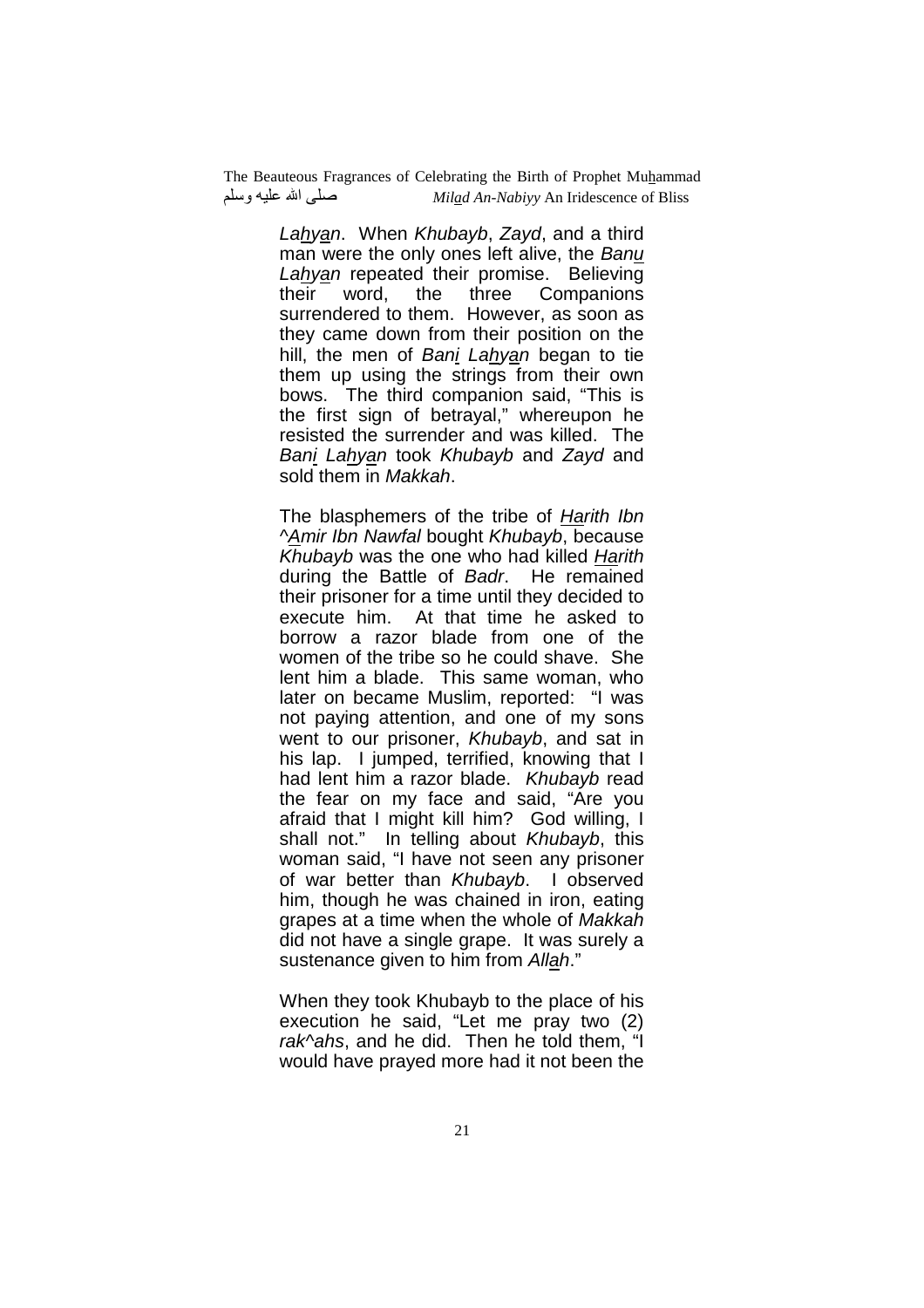*Lahyan*. When *Khubayb*, *Zayd*, and a third man were the only ones left alive, the *Banu Lahyan* repeated their promise. Believing their word, the three Companions surrendered to them. However, as soon as they came down from their position on the hill, the men of *Bani Lahyan* began to tie them up using the strings from their own bows. The third companion said, "This is the first sign of betrayal," whereupon he resisted the surrender and was killed. The *Bani Lahyan* took *Khubayb* and *Zayd* and sold them in *Makkah*.

The blasphemers of the tribe of *Harith Ibn ^Amir Ibn Nawfal* bought *Khubayb*, because *Khubayb* was the one who had killed *Harith* during the Battle of *Badr*. He remained their prisoner for a time until they decided to execute him. At that time he asked to borrow a razor blade from one of the women of the tribe so he could shave. She lent him a blade. This same woman, who later on became Muslim, reported: "I was not paying attention, and one of my sons went to our prisoner, *Khubayb*, and sat in his lap. I jumped, terrified, knowing that I had lent him a razor blade. *Khubayb* read the fear on my face and said, "Are you afraid that I might kill him? God willing, I shall not." In telling about *Khubayb*, this woman said, "I have not seen any prisoner of war better than *Khubayb*. I observed him, though he was chained in iron, eating grapes at a time when the whole of *Makkah* did not have a single grape. It was surely a sustenance given to him from *Allah*."

When they took Khubayb to the place of his execution he said, "Let me pray two (2) *rak^ahs*, and he did. Then he told them, "I would have prayed more had it not been the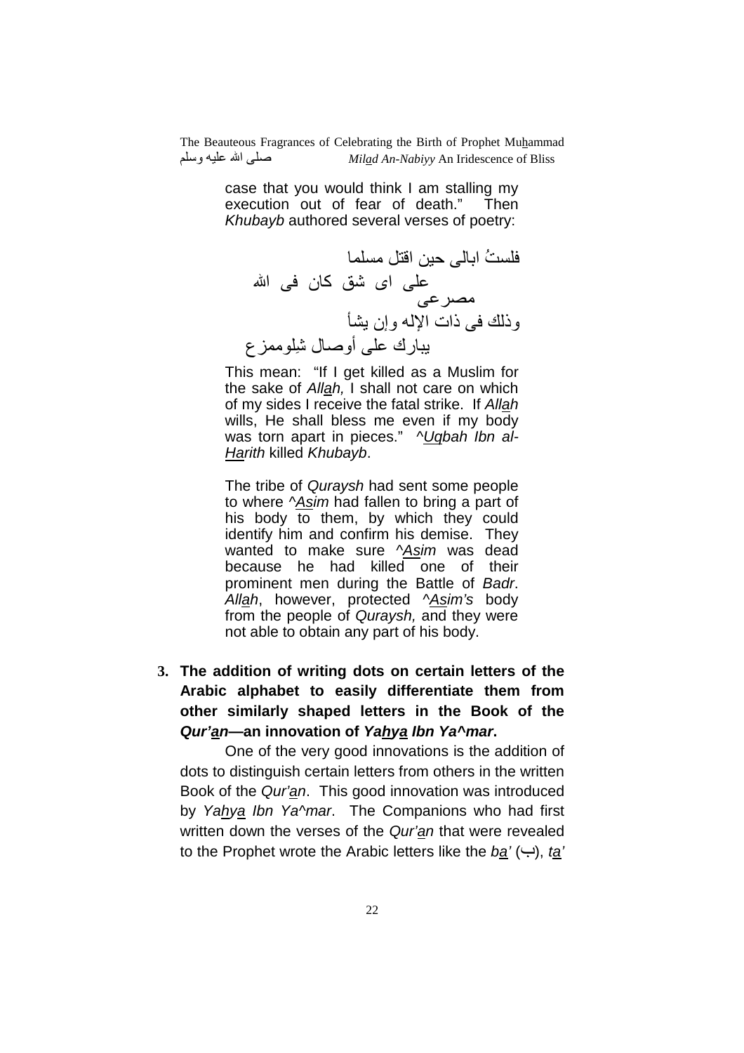case that you would think I am stalling my execution out of fear of death." Then *Khubayb* authored several verses of poetry:

فلستُ ابالى حين اقتل مسلما
على اى شق كان فى الله مصرعى
وذلك فى ذات الإله وإن يشأ
يبارك على أوصال شِلوممزع

This mean: "If I get killed as a Muslim for the sake of *Allah,* I shall not care on which of my sides I receive the fatal strike. If *Allah* wills, He shall bless me even if my body was torn apart in pieces." *^Uqbah Ibn al-Harith* killed *Khubayb*.

The tribe of *Quraysh* had sent some people to where *^Asim* had fallen to bring a part of his body to them, by which they could identify him and confirm his demise. They wanted to make sure *^Asim* was dead because he had killed one of their prominent men during the Battle of *Badr*. *Allah*, however, protected *^Asim's* body from the people of *Quraysh,* and they were not able to obtain any part of his body.

**3. The addition of writing dots on certain letters of the Arabic alphabet to easily differentiate them from other similarly shaped letters in the Book of the *Qur'an*—an innovation of *Yahya Ibn Ya^mar*.**

One of the very good innovations is the addition of dots to distinguish certain letters from others in the written Book of the *Qur'an*. This good innovation was introduced by *Yahya Ibn Ya^mar*. The Companions who had first written down the verses of the *Qur'an* that were revealed to the Prophet wrote the Arabic letters like the *ba'* (ب), *ta'*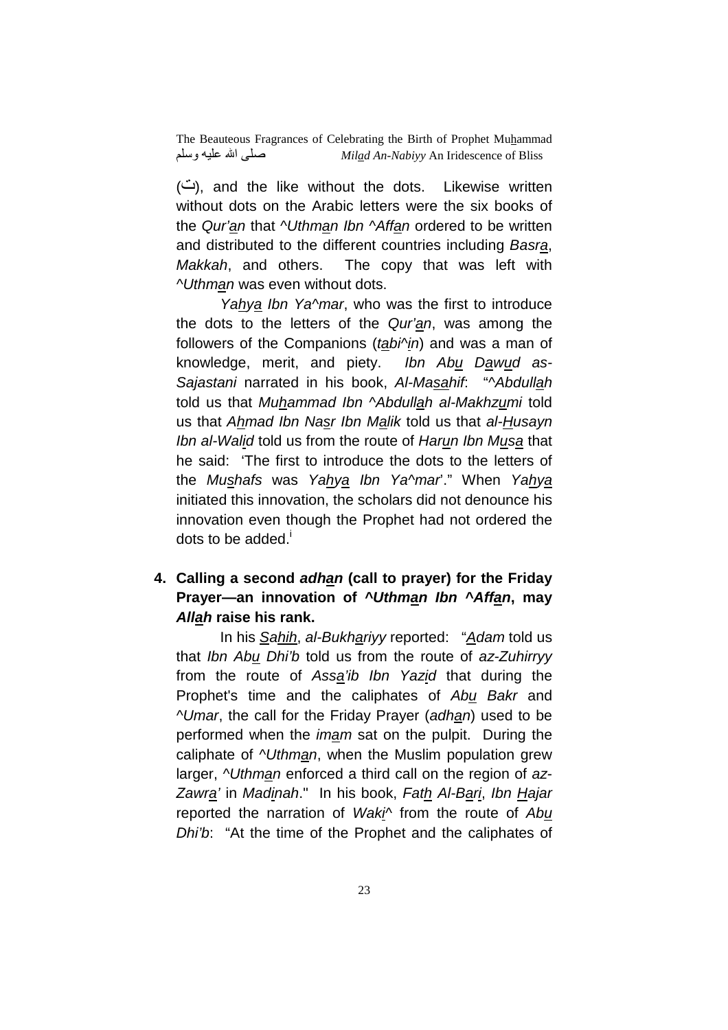(ت), and the like without the dots. Likewise written without dots on the Arabic letters were the six books of the *Qur'an* that *^Uthman Ibn ^Affan* ordered to be written and distributed to the different countries including *Basra*, *Makkah*, and others. The copy that was left with *^Uthman* was even without dots.

*Yahya Ibn Ya^mar*, who was the first to introduce the dots to the letters of the *Qur'an*, was among the followers of the Companions (*tabi^in*) and was a man of knowledge, merit, and piety. *Ibn Abu Dawud as-Sajastani* narrated in his book, *Al-Masahif*: "*^Abdullah* told us that *Muhammad Ibn ^Abdullah al-Makhzumi* told us that *Ahmad Ibn Nasr Ibn Malik* told us that *al-Husayn Ibn al-Walid* told us from the route of *Harun Ibn Musa* that he said: 'The first to introduce the dots to the letters of the *Mushafs* was *Yahya Ibn Ya^mar*'." When *Yahya* initiated this innovation, the scholars did not denounce his innovation even though the Prophet had not ordered the dots to be added.[i]

4. **Calling a second *adhan* (call to prayer) for the Friday Prayer—an innovation of *^Uthman Ibn ^Affan*, may *Allah* raise his rank.**

In his *Sahih*, *al-Bukhariyy* reported: "*Adam* told us that *Ibn Abu Dhi'b* told us from the route of *az-Zuhirryy* from the route of *Assa'ib Ibn Yazid* that during the Prophet's time and the caliphates of *Abu Bakr* and *^Umar*, the call for the Friday Prayer (*adhan*) used to be performed when the *imam* sat on the pulpit. During the caliphate of *^Uthman*, when the Muslim population grew larger, *^Uthman* enforced a third call on the region of *az-Zawra'* in *Madinah*." In his book, *Fath Al-Bari*, *Ibn Hajar* reported the narration of *Waki^* from the route of *Abu Dhi'b*: "At the time of the Prophet and the caliphates of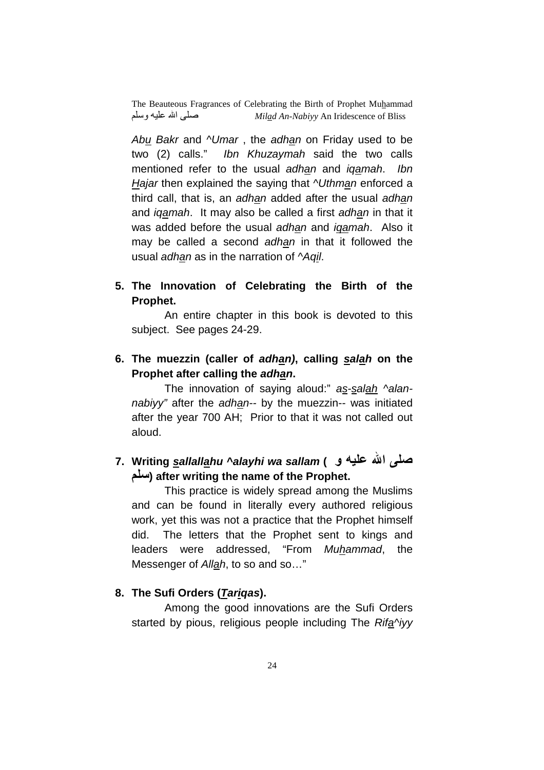*Abu Bakr* and *^Umar* , the *adhan* on Friday used to be two (2) calls." *Ibn Khuzaymah* said the two calls mentioned refer to the usual *adhan* and *iqamah*. *Ibn Hajar* then explained the saying that *^Uthman* enforced a third call, that is, an *adhan* added after the usual *adhan* and *iqamah*. It may also be called a first *adhan* in that it was added before the usual *adhan* and *iqamah*. Also it may be called a second *adhan* in that it followed the usual *adhan* as in the narration of *^Aqil*.

5. **The Innovation of Celebrating the Birth of the Prophet.**

   An entire chapter in this book is devoted to this subject. See pages 24-29.

6. **The muezzin (caller of *adhan*), calling *salah* on the Prophet after calling the *adhan*.**

   The innovation of saying aloud:" *as-salah ^alan-nabiyy"* after the *adhan*-- by the muezzin-- was initiated after the year 700 AH; Prior to that it was not called out aloud.

7. **Writing *sallallahu ^alayhi wa sallam* (صلى الله عليه و سلم) after writing the name of the Prophet.**

   This practice is widely spread among the Muslims and can be found in literally every authored religious work, yet this was not a practice that the Prophet himself did. The letters that the Prophet sent to kings and leaders were addressed, "From *Muhammad*, the Messenger of *Allah*, to so and so…"

8. **The Sufi Orders (*Tariqas*).**

   Among the good innovations are the Sufi Orders started by pious, religious people including The *Rifa^iyy*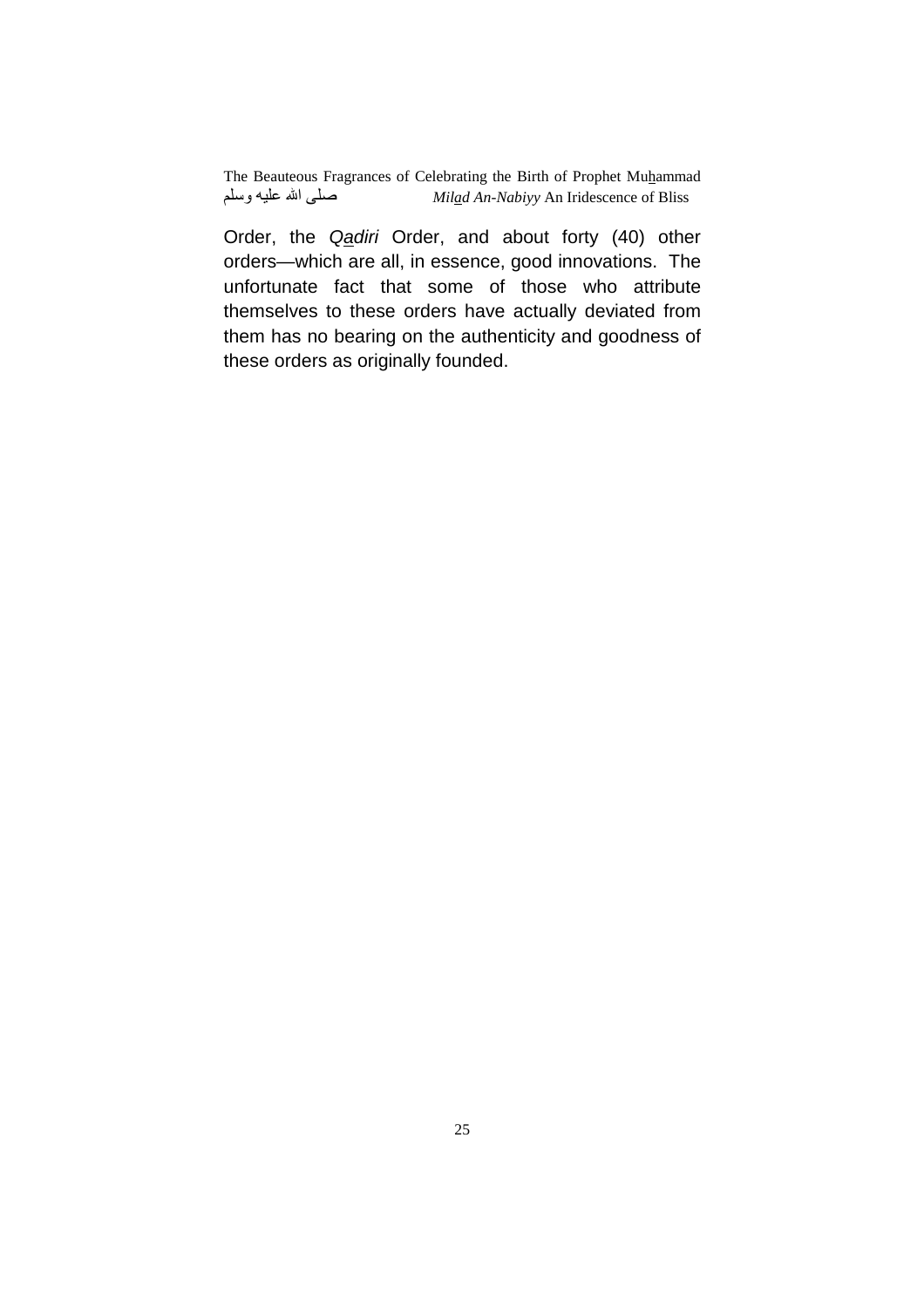Order, the *Qadiri* Order, and about forty (40) other orders—which are all, in essence, good innovations. The unfortunate fact that some of those who attribute themselves to these orders have actually deviated from them has no bearing on the authenticity and goodness of these orders as originally founded.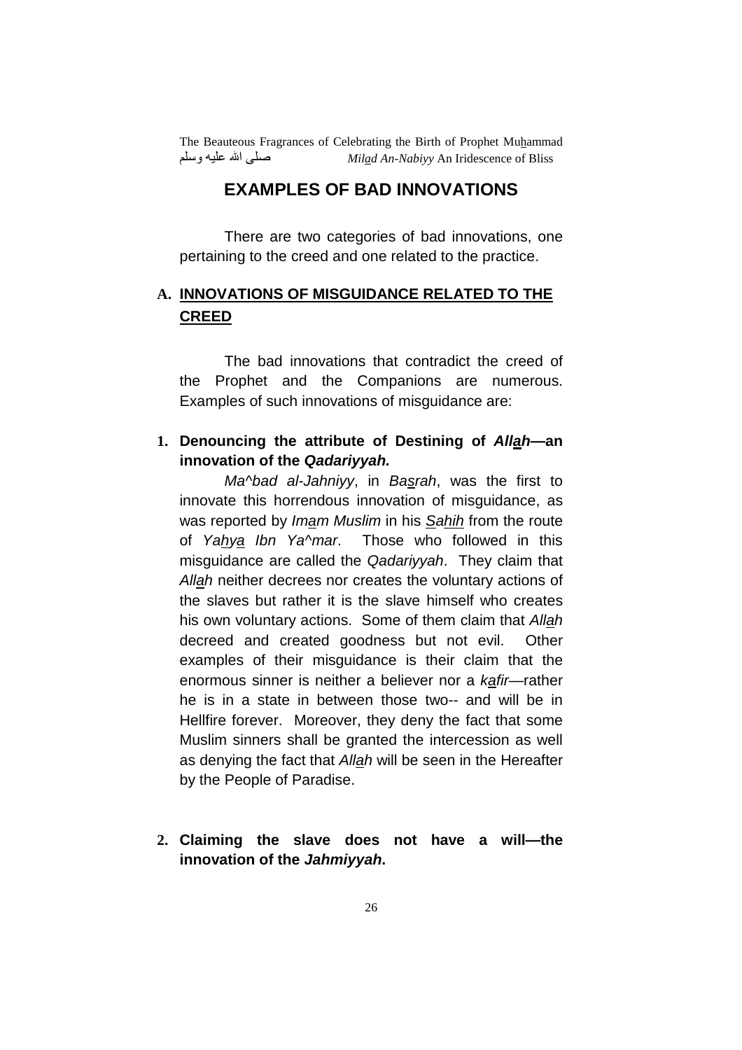# EXAMPLES OF BAD INNOVATIONS

There are two categories of bad innovations, one pertaining to the creed and one related to the practice.

## A. INNOVATIONS OF MISGUIDANCE RELATED TO THE CREED

The bad innovations that contradict the creed of the Prophet and the Companions are numerous. Examples of such innovations of misguidance are:

### 1. Denouncing the attribute of Destining of *Allah*—an innovation of the *Qadariyyah.*

*Ma^bad al-Jahniyy*, in *Basrah*, was the first to innovate this horrendous innovation of misguidance, as was reported by *Imam Muslim* in his *Sahih* from the route of *Yahya Ibn Ya^mar*. Those who followed in this misguidance are called the *Qadariyyah*. They claim that *Allah* neither decrees nor creates the voluntary actions of the slaves but rather it is the slave himself who creates his own voluntary actions. Some of them claim that *Allah* decreed and created goodness but not evil. Other examples of their misguidance is their claim that the enormous sinner is neither a believer nor a *kafir*—rather he is in a state in between those two-- and will be in Hellfire forever. Moreover, they deny the fact that some Muslim sinners shall be granted the intercession as well as denying the fact that *Allah* will be seen in the Hereafter by the People of Paradise.

### 2. Claiming the slave does not have a will—the innovation of the *Jahmiyyah*.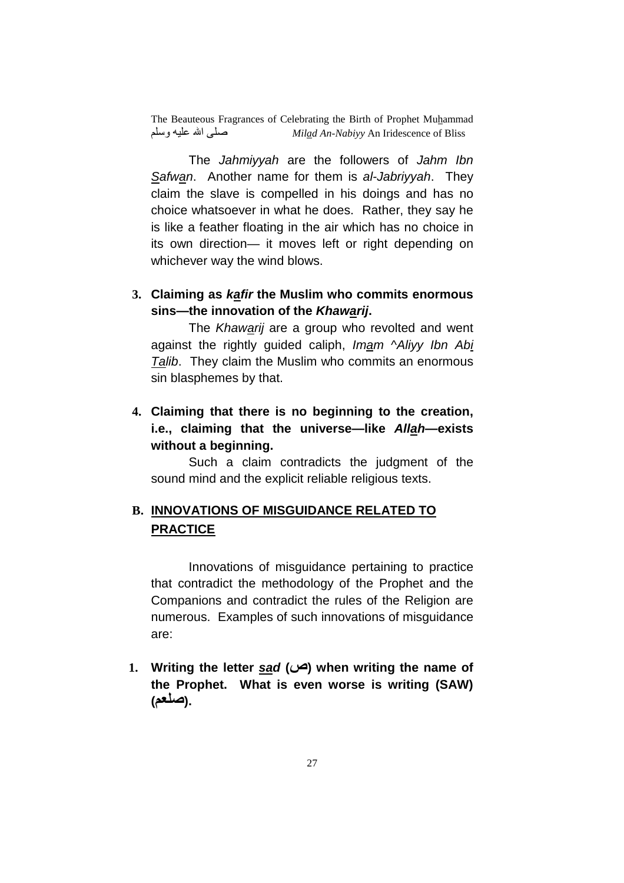The *Jahmiyyah* are the followers of *Jahm Ibn Safwan*. Another name for them is *al-Jabriyyah*. They claim the slave is compelled in his doings and has no choice whatsoever in what he does. Rather, they say he is like a feather floating in the air which has no choice in its own direction— it moves left or right depending on whichever way the wind blows.

3. **Claiming as *kafir* the Muslim who commits enormous sins—the innovation of the *Khawarij*.**

   The *Khawarij* are a group who revolted and went against the rightly guided caliph, *Imam ^Aliyy Ibn Abi Talib*. They claim the Muslim who commits an enormous sin blasphemes by that.

4. **Claiming that there is no beginning to the creation, i.e., claiming that the universe—like *Allah*—exists without a beginning.**

   Such a claim contradicts the judgment of the sound mind and the explicit reliable religious texts.

## B. INNOVATIONS OF MISGUIDANCE RELATED TO PRACTICE

Innovations of misguidance pertaining to practice that contradict the methodology of the Prophet and the Companions and contradict the rules of the Religion are numerous. Examples of such innovations of misguidance are:

1. **Writing the letter *sad* (ص) when writing the name of the Prophet. What is even worse is writing (SAW) (صلعم).**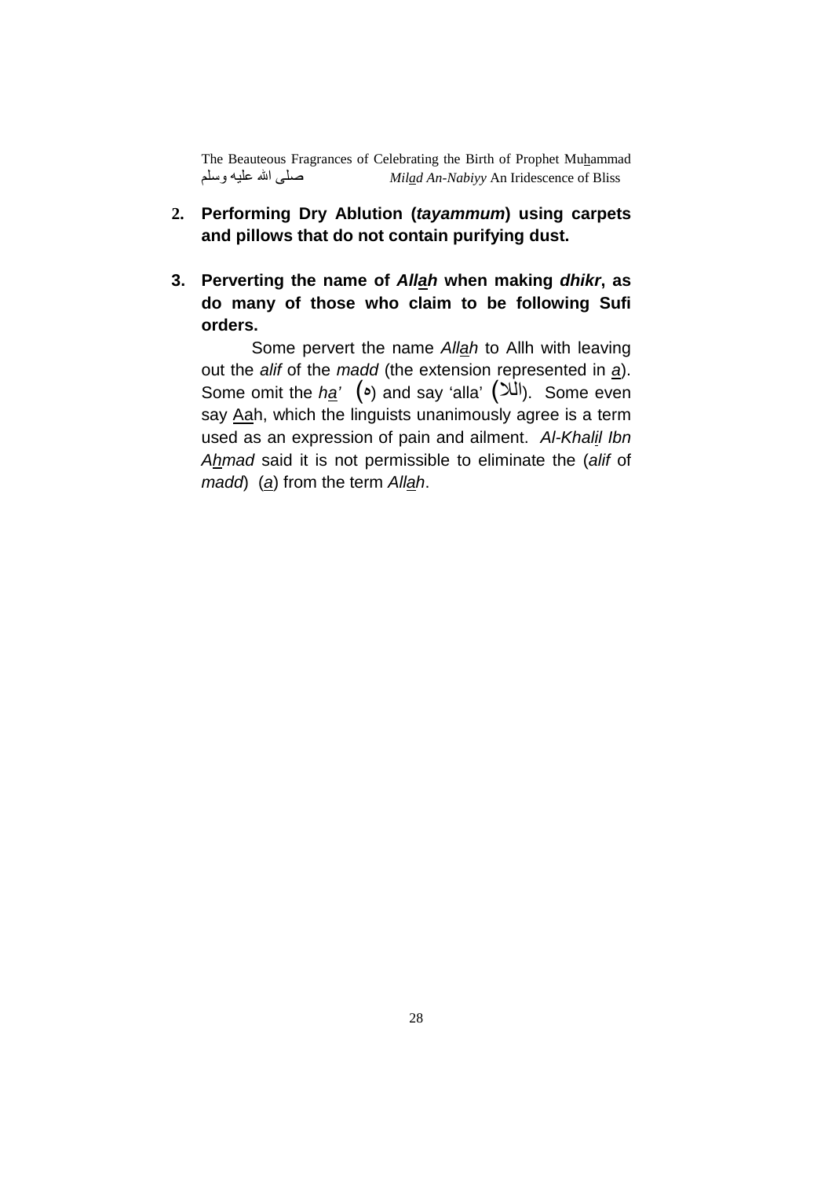2. **Performing Dry Ablution (*tayammum*) using carpets and pillows that do not contain purifying dust.**

3. **Perverting the name of *Allah* when making *dhikr*, as do many of those who claim to be following Sufi orders.**

   Some pervert the name *Allah* to Allh with leaving out the *alif* of the *madd* (the extension represented in a). Some omit the *ha'* (ه) and say 'alla' (اللا). Some even say Aah, which the linguists unanimously agree is a term used as an expression of pain and ailment. *Al-Khalil Ibn Ahmad* said it is not permissible to eliminate the (*alif* of *madd*) (a) from the term *Allah*.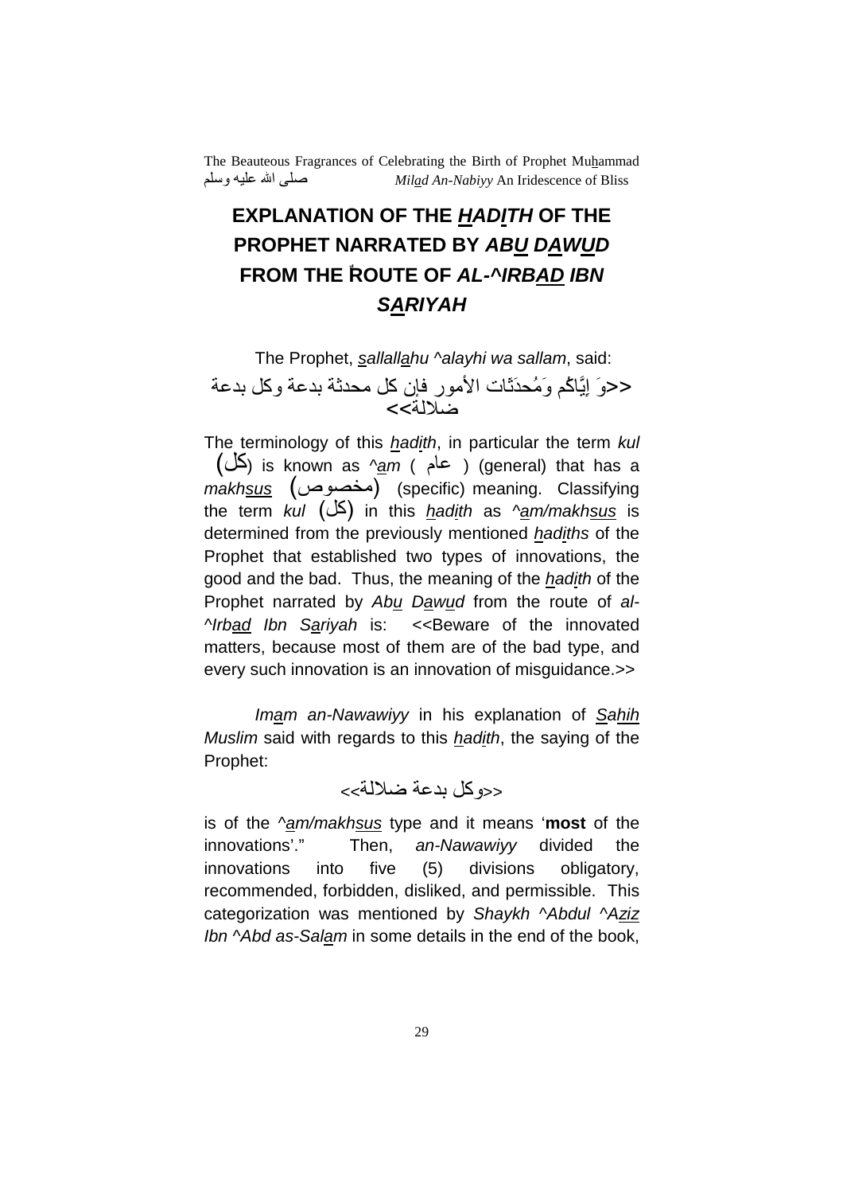## EXPLANATION OF THE *HADITH* OF THE PROPHET NARRATED BY *ABU DAWUD* FROM THE ROUTE OF *AL-^IRBAD IBN SARIYAH*

The Prophet, *sallallahu ^alayhi wa sallam*, said:

<<وَ إيَّاكُم وَمُحدَثَاتِ الأمورِ فإن كل محدثة بدعة وكل بدعة ضلالة>>

The terminology of this *hadith*, in particular the term *kul* (كل) is known as *^am* ( عام ) (general) that has a *makhsus* (مخصوص) (specific) meaning. Classifying the term *kul* (كل) in this *hadith* as *^am/makhsus* is determined from the previously mentioned *hadiths* of the Prophet that established two types of innovations, the good and the bad. Thus, the meaning of the *hadith* of the Prophet narrated by *Abu Dawud* from the route of *al-^Irbad Ibn Sariyah* is: <<Beware of the innovated matters, because most of them are of the bad type, and every such innovation is an innovation of misguidance.>>

*Imam an-Nawawiyy* in his explanation of *Sahih Muslim* said with regards to this *hadith*, the saying of the Prophet:

<<وكل بدعة ضلالة>>

is of the *^am/makhsus* type and it means '**most** of the innovations'." Then, *an-Nawawiyy* divided the innovations into five (5) divisions obligatory, recommended, forbidden, disliked, and permissible. This categorization was mentioned by *Shaykh ^Abdul ^Aziz Ibn ^Abd as-Salam* in some details in the end of the book,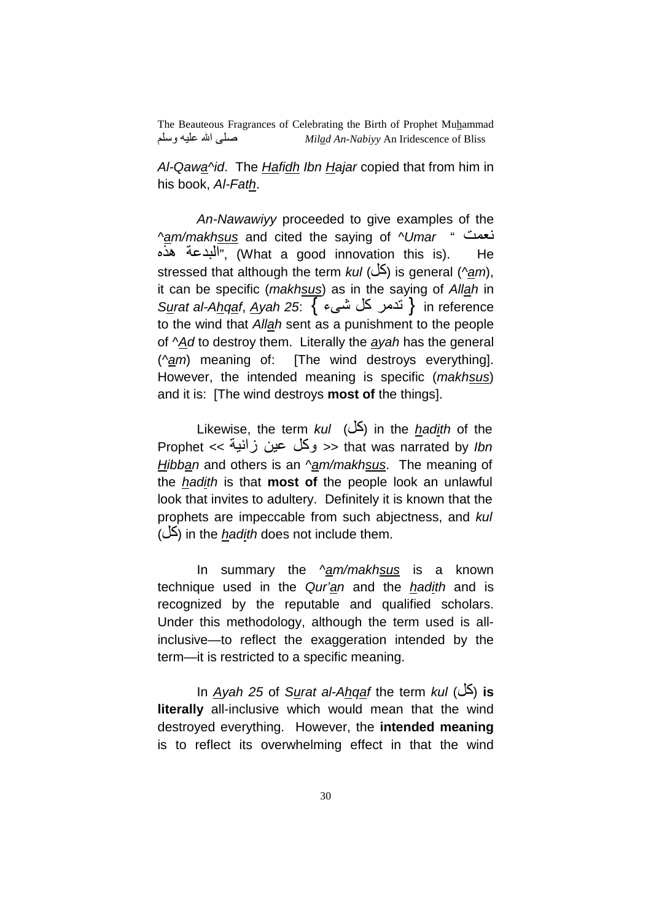*Al-Qawa^id*. The *Hafidh Ibn Hajar* copied that from him in his book, *Al-Fath*.

*An-Nawawiyy* proceeded to give examples of the *^am/makhsus* and cited the saying of *^Umar* "نعمت البدعة هذه", (What a good innovation this is). He stressed that although the term *kul* (كل) is general (*^am*), it can be specific (*makhsus*) as in the saying of *Allah* in *Surat al-Ahqaf*, *Ayah 25*: { تدمر كل شىء } in reference to the wind that *Allah* sent as a punishment to the people of *^Ad* to destroy them. Literally the *ayah* has the general (*^am*) meaning of: [The wind destroys everything]. However, the intended meaning is specific (*makhsus*) and it is: [The wind destroys **most of** the things].

Likewise, the term *kul* (كل) in the *hadith* of the Prophet << وكل عين زانية >> that was narrated by *Ibn Hibban* and others is an *^am/makhsus*. The meaning of the *hadith* is that **most of** the people look an unlawful look that invites to adultery. Definitely it is known that the prophets are impeccable from such abjectness, and *kul* (كل) in the *hadith* does not include them.

In summary the *^am/makhsus* is a known technique used in the *Qur'an* and the *hadith* and is recognized by the reputable and qualified scholars. Under this methodology, although the term used is all-inclusive—to reflect the exaggeration intended by the term—it is restricted to a specific meaning.

In *Ayah 25* of *Surat al-Ahqaf* the term *kul* (كل) **is literally** all-inclusive which would mean that the wind destroyed everything. However, the **intended meaning** is to reflect its overwhelming effect in that the wind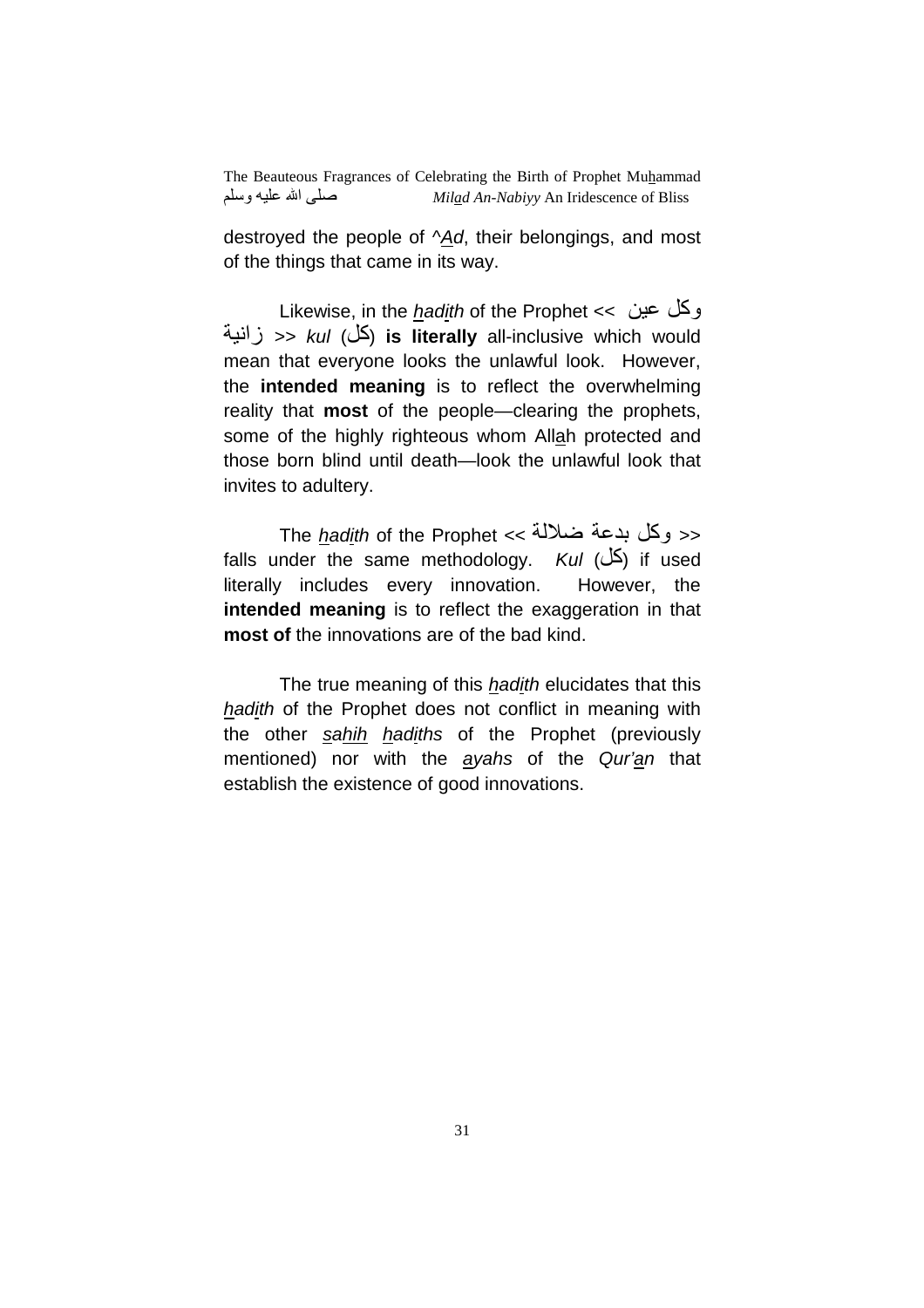destroyed the people of ^*A̲d*, their belongings, and most of the things that came in its way.

Likewise, in the *h̲adi̲th* of the Prophet << وكل عين زانية >> *kul* (كل) **is literally** all-inclusive which would mean that everyone looks the unlawful look. However, the **intended meaning** is to reflect the overwhelming reality that **most** of the people—clearing the prophets, some of the highly righteous whom Alla̲h protected and those born blind until death—look the unlawful look that invites to adultery.

The *h̲adi̲th* of the Prophet << وكل بدعة ضلالة >> falls under the same methodology. *Kul* (كل) if used literally includes every innovation. However, the **intended meaning** is to reflect the exaggeration in that **most of** the innovations are of the bad kind.

The true meaning of this *h̲adi̲th* elucidates that this *h̲adi̲th* of the Prophet does not conflict in meaning with the other *s̲ahih* *h̲adi̲ths* of the Prophet (previously mentioned) nor with the *a̲yahs* of the *Qur'a̲n* that establish the existence of good innovations.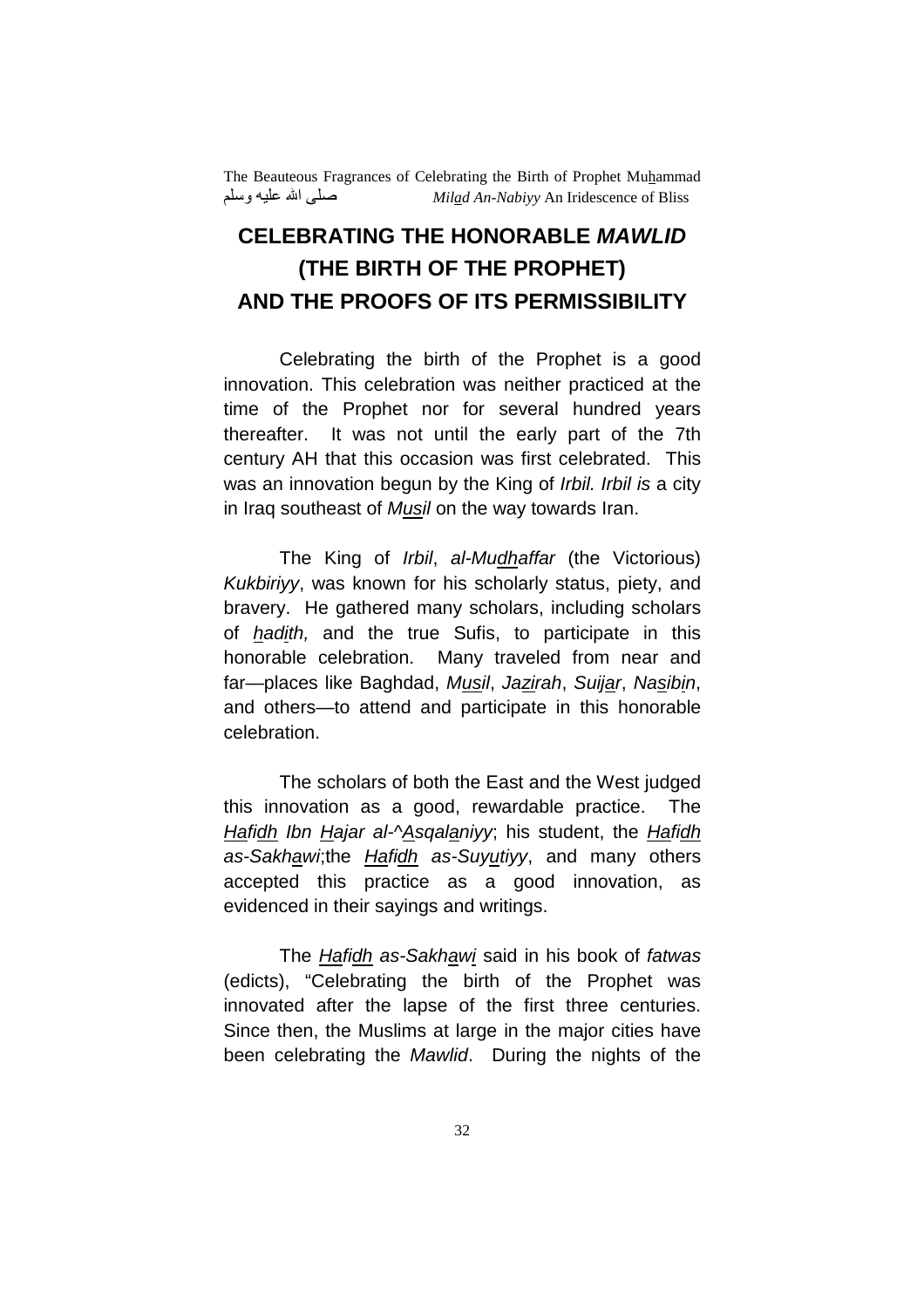# CELEBRATING THE HONORABLE *MAWLID* (THE BIRTH OF THE PROPHET) AND THE PROOFS OF ITS PERMISSIBILITY

Celebrating the birth of the Prophet is a good innovation. This celebration was neither practiced at the time of the Prophet nor for several hundred years thereafter. It was not until the early part of the 7th century AH that this occasion was first celebrated. This was an innovation begun by the King of *Irbil. Irbil is* a city in Iraq southeast of *Musil* on the way towards Iran.

The King of *Irbil*, *al-Mudhaffar* (the Victorious) *Kukbiriyy*, was known for his scholarly status, piety, and bravery. He gathered many scholars, including scholars of *hadith,* and the true Sufis, to participate in this honorable celebration. Many traveled from near and far—places like Baghdad, *Musil*, *Jazirah*, *Suijar*, *Nasibin*, and others—to attend and participate in this honorable celebration.

The scholars of both the East and the West judged this innovation as a good, rewardable practice. The *Hafidh Ibn Hajar al-^Asqalaniyy*; his student, the *Hafidh as-Sakhawi*;the *Hafidh as-Suyutiyy*, and many others accepted this practice as a good innovation, as evidenced in their sayings and writings.

The *Hafidh as-Sakhawi* said in his book of *fatwas* (edicts), "Celebrating the birth of the Prophet was innovated after the lapse of the first three centuries. Since then, the Muslims at large in the major cities have been celebrating the *Mawlid*. During the nights of the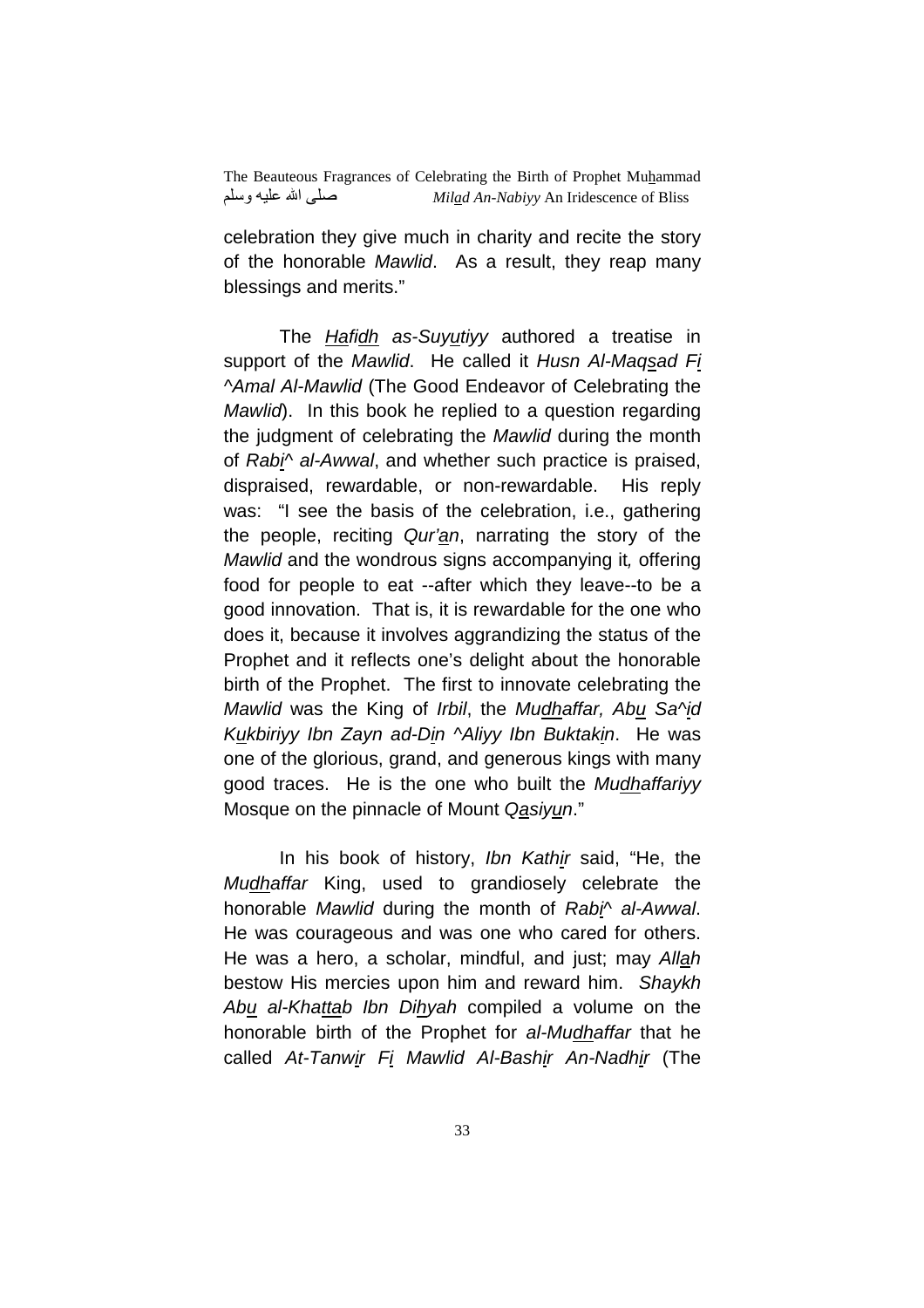celebration they give much in charity and recite the story of the honorable *Mawlid*. As a result, they reap many blessings and merits."

The *Hafidh as-Suyutiyy* authored a treatise in support of the *Mawlid*. He called it *Husn Al-Maqsad Fi ^Amal Al-Mawlid* (The Good Endeavor of Celebrating the *Mawlid*). In this book he replied to a question regarding the judgment of celebrating the *Mawlid* during the month of *Rabi^ al-Awwal*, and whether such practice is praised, dispraised, rewardable, or non-rewardable. His reply was: "I see the basis of the celebration, i.e., gathering the people, reciting *Qur'an*, narrating the story of the *Mawlid* and the wondrous signs accompanying it, offering food for people to eat --after which they leave--to be a good innovation. That is, it is rewardable for the one who does it, because it involves aggrandizing the status of the Prophet and it reflects one's delight about the honorable birth of the Prophet. The first to innovate celebrating the *Mawlid* was the King of *Irbil*, the *Mudhaffar, Abu Sa^id Kukbiriyy Ibn Zayn ad-Din ^Aliyy Ibn Buktakin*. He was one of the glorious, grand, and generous kings with many good traces. He is the one who built the *Mudhaffariyy* Mosque on the pinnacle of Mount *Qasiyun*."

In his book of history, *Ibn Kathir* said, "He, the *Mudhaffar* King, used to grandiosely celebrate the honorable *Mawlid* during the month of *Rabi^ al-Awwal*. He was courageous and was one who cared for others. He was a hero, a scholar, mindful, and just; may *Allah* bestow His mercies upon him and reward him. *Shaykh Abu al-Khattab Ibn Dihyah* compiled a volume on the honorable birth of the Prophet for *al-Mudhaffar* that he called *At-Tanwir Fi Mawlid Al-Bashir An-Nadhir* (The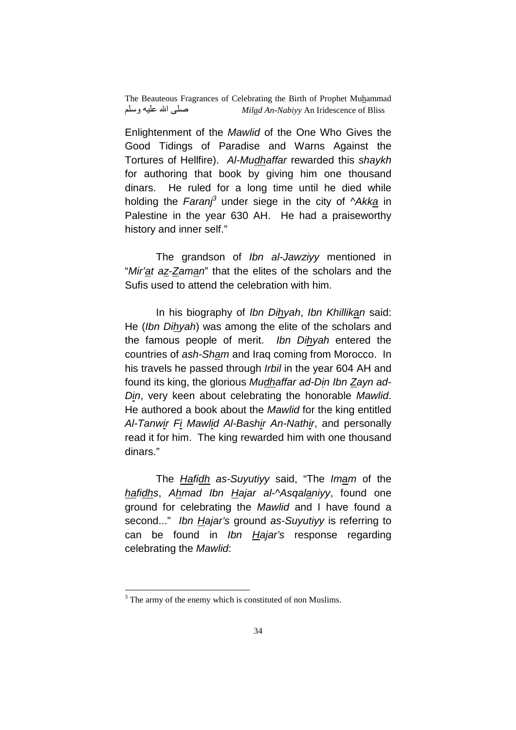Enlightenment of the *Mawlid* of the One Who Gives the Good Tidings of Paradise and Warns Against the Tortures of Hellfire). *Al-Mudhaffar* rewarded this *shaykh* for authoring that book by giving him one thousand dinars. He ruled for a long time until he died while holding the *Faranj*[3] under siege in the city of *^Akka* in Palestine in the year 630 AH. He had a praiseworthy history and inner self."

The grandson of *Ibn al-Jawziyy* mentioned in "*Mir'at az-Zaman*" that the elites of the scholars and the Sufis used to attend the celebration with him.

In his biography of *Ibn Dihyah*, *Ibn Khillikan* said: He (*Ibn Dihyah*) was among the elite of the scholars and the famous people of merit. *Ibn Dihyah* entered the countries of *ash-Sham* and Iraq coming from Morocco. In his travels he passed through *Irbil* in the year 604 AH and found its king, the glorious *Mudhaffar ad-Din Ibn Zayn ad-Din*, very keen about celebrating the honorable *Mawlid*. He authored a book about the *Mawlid* for the king entitled *Al-Tanwir Fi Mawlid Al-Bashir An-Nathir*, and personally read it for him. The king rewarded him with one thousand dinars."

The *Hafidh as-Suyutiyy* said, "The *Imam* of the *hafidhs*, *Ahmad Ibn Hajar al-^Asqalaniyy*, found one ground for celebrating the *Mawlid* and I have found a second..." *Ibn Hajar's* ground *as-Suyutiyy* is referring to can be found in *Ibn Hajar's* response regarding celebrating the *Mawlid*:

---

[3] The army of the enemy which is constituted of non Muslims.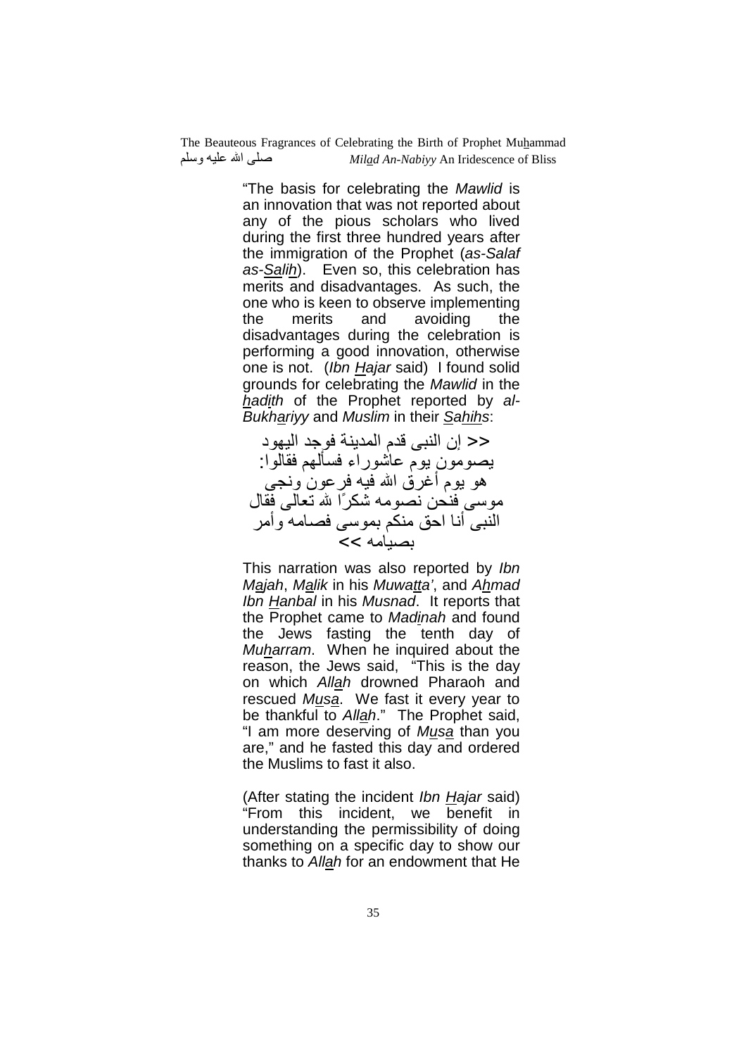"The basis for celebrating the *Mawlid* is an innovation that was not reported about any of the pious scholars who lived during the first three hundred years after the immigration of the Prophet (*as-Salaf as-Salih*). Even so, this celebration has merits and disadvantages. As such, the one who is keen to observe implementing the merits and avoiding the disadvantages during the celebration is performing a good innovation, otherwise one is not. (*Ibn Hajar* said) I found solid grounds for celebrating the *Mawlid* in the *hadith* of the Prophet reported by *al-Bukhariyy* and *Muslim* in their *Sahihs*:

<< إن النبى قدم المدينة فوجد اليهود يصومون يوم عاشوراء فسألهم فقالوا: هو يوم أغرق الله فيه فرعون ونجى موسى فنحن نصومه شكرًا لله تعالى فقال النبى أنا احق منكم بموسى فصامه وأمر بصيامه >>

This narration was also reported by *Ibn Majah*, *Malik* in his *Muwatta'*, and *Ahmad Ibn Hanbal* in his *Musnad*. It reports that the Prophet came to *Madinah* and found the Jews fasting the tenth day of *Muharram*. When he inquired about the reason, the Jews said, "This is the day on which *Allah* drowned Pharaoh and rescued *Musa*. We fast it every year to be thankful to *Allah*." The Prophet said, "I am more deserving of *Musa* than you are," and he fasted this day and ordered the Muslims to fast it also.

(After stating the incident *Ibn Hajar* said) "From this incident, we benefit in understanding the permissibility of doing something on a specific day to show our thanks to *Allah* for an endowment that He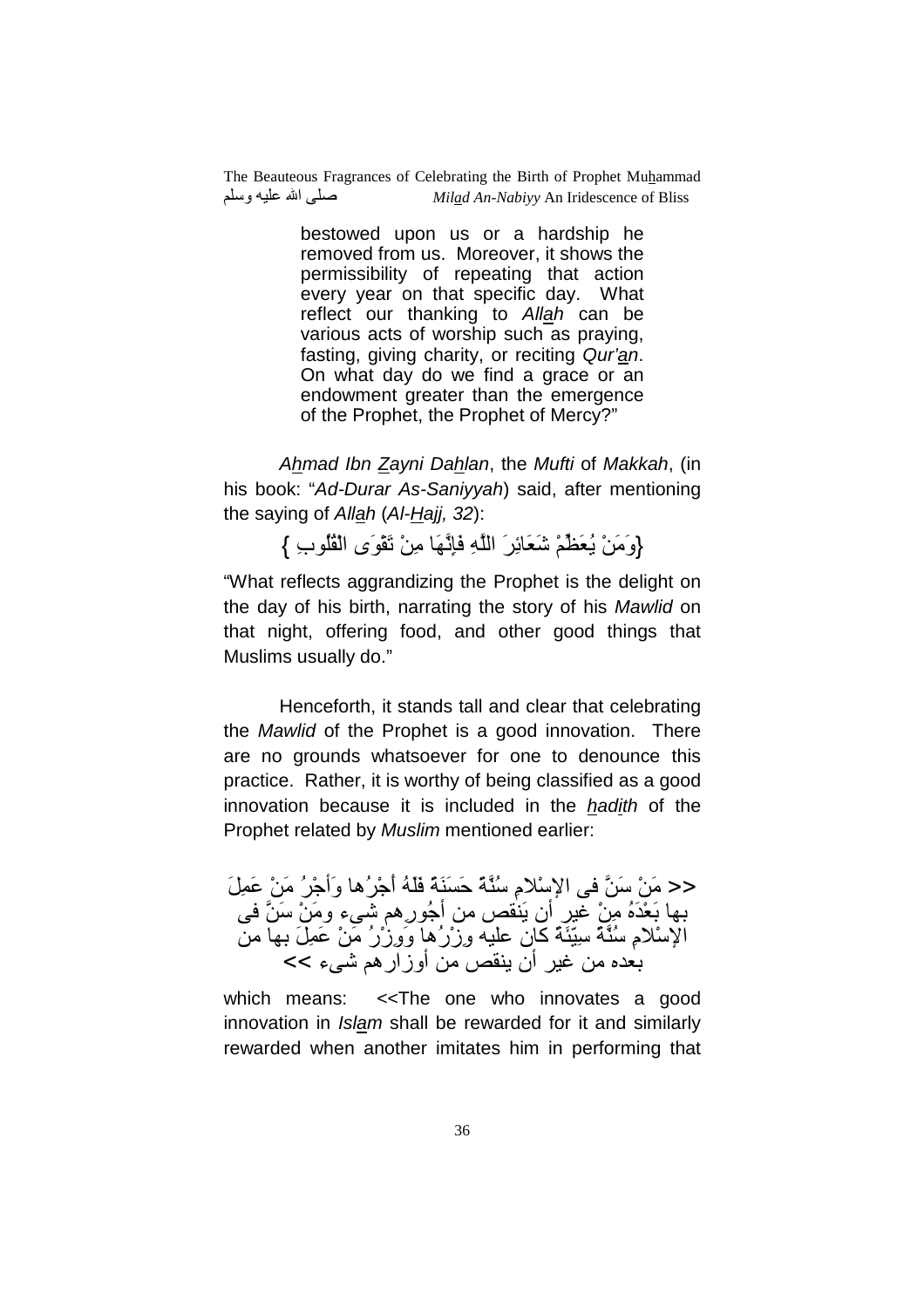bestowed upon us or a hardship he removed from us. Moreover, it shows the permissibility of repeating that action every year on that specific day. What reflect our thanking to *Allah* can be various acts of worship such as praying, fasting, giving charity, or reciting *Qur'an*. On what day do we find a grace or an endowment greater than the emergence of the Prophet, the Prophet of Mercy?"

*Ahmad Ibn Zayni Dahlan*, the *Mufti* of *Makkah*, (in his book: "*Ad-Durar As-Saniyyah*) said, after mentioning the saying of *Allah* (*Al-Hajj, 32*):

{وَمَنْ يُعَظِّمْ شَعَائِرَ اللَّهِ فَإِنَّهَا مِنْ تَقْوَى الْقُلُوبِ }

"What reflects aggrandizing the Prophet is the delight on the day of his birth, narrating the story of his *Mawlid* on that night, offering food, and other good things that Muslims usually do."

Henceforth, it stands tall and clear that celebrating the *Mawlid* of the Prophet is a good innovation. There are no grounds whatsoever for one to denounce this practice. Rather, it is worthy of being classified as a good innovation because it is included in the *hadith* of the Prophet related by *Muslim* mentioned earlier:

<< مَنْ سَنَّ فى الإسْلامِ سُنَّةً حَسَنَةً فَلَهُ أَجْرُها وَأَجْرُ مَنْ عَمِلَ بها بَعْدَهُ مِنْ غيرِ أن يَنقص من أُجُورِهم شىء ومَنْ سَنَّ فى الإسْلامِ سُنَّةً سيّئَةً كان عليه وِزْرُها وَوِزْرُ مَنْ عَمِلَ بها من بعده من غير أن ينقص من أوزارهم شىء >>

which means: <<The one who innovates a good innovation in *Islam* shall be rewarded for it and similarly rewarded when another imitates him in performing that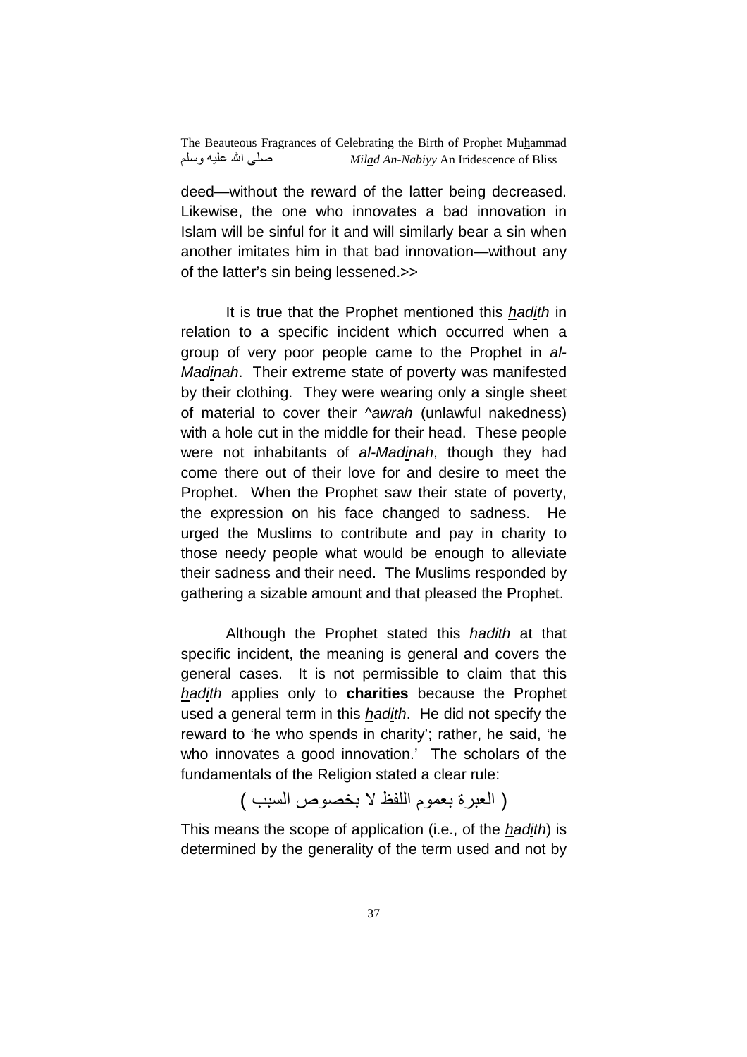deed—without the reward of the latter being decreased. Likewise, the one who innovates a bad innovation in Islam will be sinful for it and will similarly bear a sin when another imitates him in that bad innovation—without any of the latter's sin being lessened.>>

It is true that the Prophet mentioned this *hadith* in relation to a specific incident which occurred when a group of very poor people came to the Prophet in *al-Madinah*. Their extreme state of poverty was manifested by their clothing. They were wearing only a single sheet of material to cover their *^awrah* (unlawful nakedness) with a hole cut in the middle for their head. These people were not inhabitants of *al-Madinah*, though they had come there out of their love for and desire to meet the Prophet. When the Prophet saw their state of poverty, the expression on his face changed to sadness. He urged the Muslims to contribute and pay in charity to those needy people what would be enough to alleviate their sadness and their need. The Muslims responded by gathering a sizable amount and that pleased the Prophet.

Although the Prophet stated this *hadith* at that specific incident, the meaning is general and covers the general cases. It is not permissible to claim that this *hadith* applies only to **charities** because the Prophet used a general term in this *hadith*. He did not specify the reward to 'he who spends in charity'; rather, he said, 'he who innovates a good innovation.' The scholars of the fundamentals of the Religion stated a clear rule:

( العبرة بعموم اللفظ لا بخصوص السبب )

This means the scope of application (i.e., of the *hadith*) is determined by the generality of the term used and not by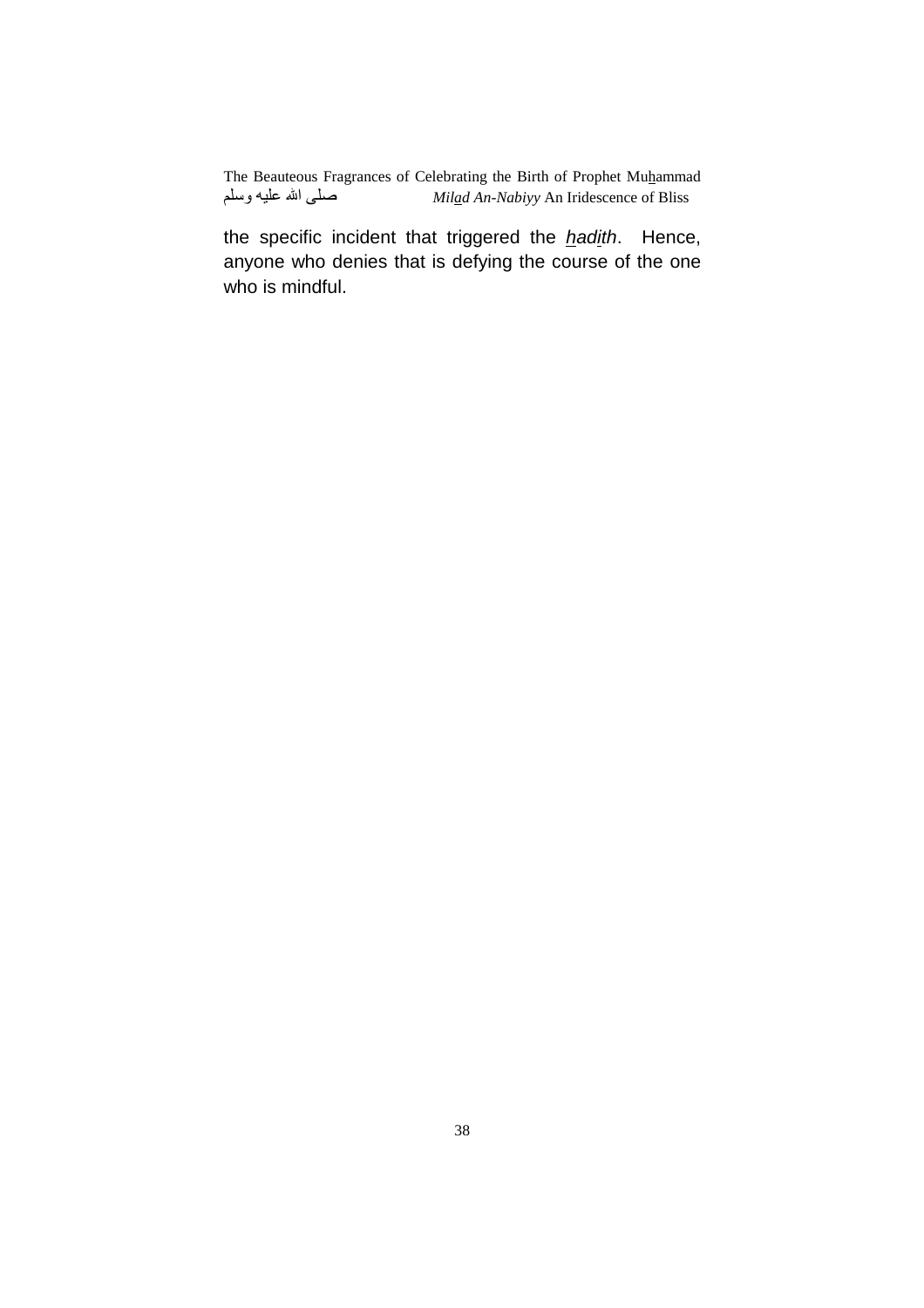the specific incident that triggered the *hadith*. Hence, anyone who denies that is defying the course of the one who is mindful.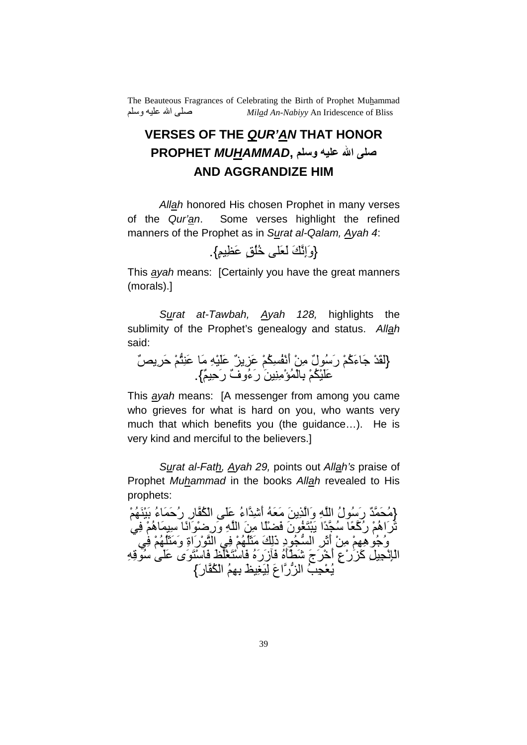# VERSES OF THE *QUR'AN* THAT HONOR PROPHET *MUHAMMAD*, صلى الله عليه وسلم AND AGGRANDIZE HIM

*Allah* honored His chosen Prophet in many verses of the *Qur'an*. Some verses highlight the refined manners of the Prophet as in *Surat al-Qalam, Ayah 4*:

{وَإِنَّكَ لَعَلى خُلُقٍ عَظِيمٍ}.

This *ayah* means: [Certainly you have the great manners (morals).]

*Surat at-Tawbah, Ayah 128,* highlights the sublimity of the Prophet's genealogy and status. *Allah* said:

{لَقَدْ جَاءَكُمْ رَسُولٌ مِنْ أَنْفُسِكُمْ عَزِيزٌ عَلَيْهِ مَا عَنِتُّمْ حَرِيصٌ عَلَيْكُمْ بِالْمُؤْمِنِينَ رَءُوفٌ رَحِيمٌ}.

This *ayah* means: [A messenger from among you came who grieves for what is hard on you, who wants very much that which benefits you (the guidance…). He is very kind and merciful to the believers.]

*Surat al-Fath, Ayah 29,* points out *Allah's* praise of Prophet *Muhammad* in the books *Allah* revealed to His prophets:

{مُحَمَّدٌ رَسُولُ اللَّهِ وَالَّذِينَ مَعَهُ أَشِدَّاءُ عَلَى الْكُفَّارِ رُحَمَاءُ بَيْنَهُمْ تَرَاهُمْ رُكَّعًا سُجَّدًا يَبْتَغُونَ فَضْلًا مِنَ اللَّهِ وَرِضْوَانًا سِيمَاهُمْ فِي وُجُوهِهِمْ مِنْ أَثَرِ السُّجُودِ ذَلِكَ مَثَلُهُمْ فِي التَّوْرَاةِ وَمَثَلُهُمْ فِي الْإِنْجِيلِ كَزَرْعٍ أَخْرَجَ شَطْأَهُ فَآزَرَهُ فَاسْتَغْلَظَ فَاسْتَوَى عَلَى سُوقِهِ يُعْجِبُ الزُّرَّاعَ لِيَغِيظَ بِهِمُ الْكُفَّارَ}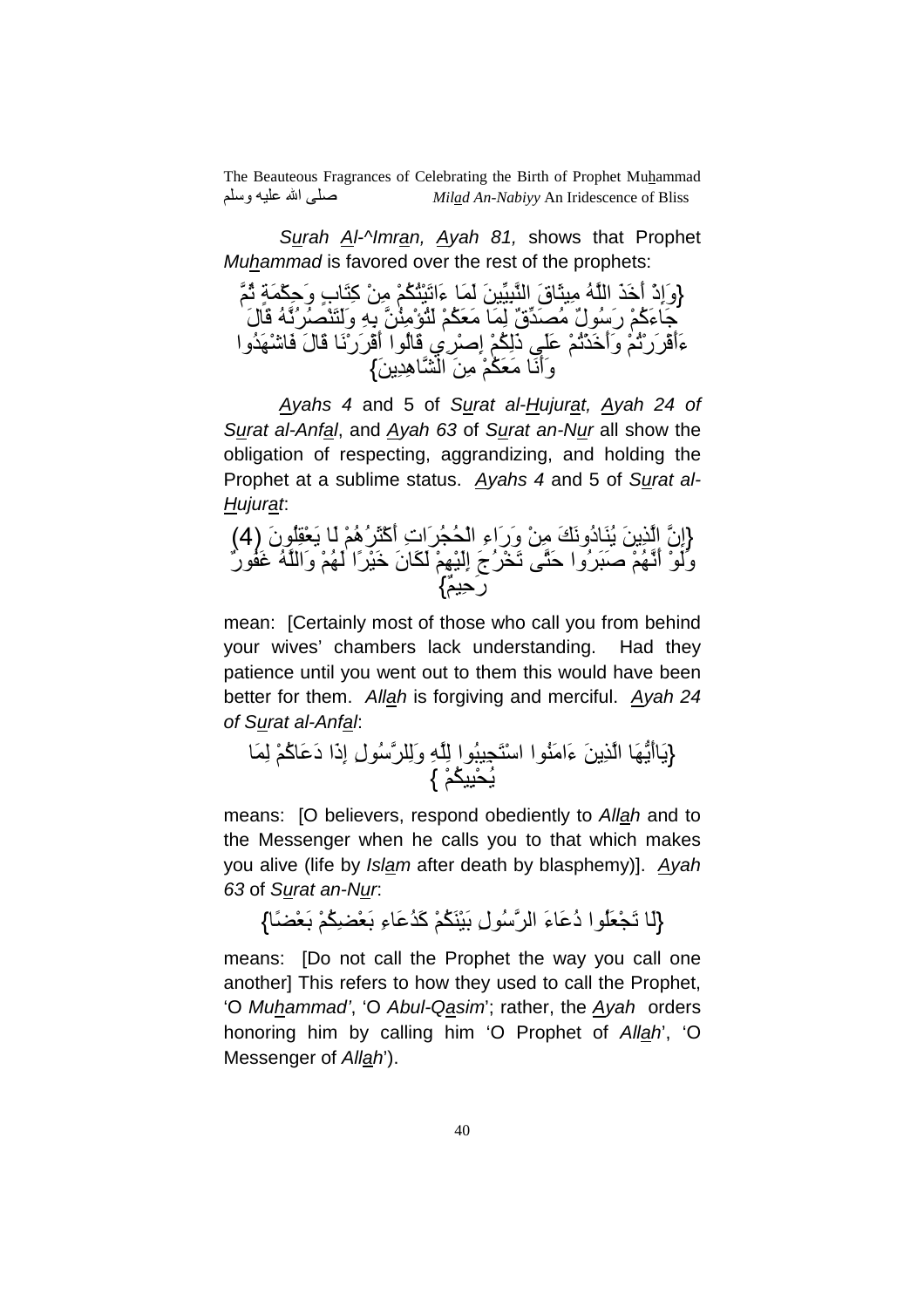S*u*rah *A*l-^Imr*a*n, *A*yah 81, shows that Prophet Mu*h*ammad is favored over the rest of the prophets:

{وَإِذْ أَخَذَ اللَّهُ مِيثَاقَ النَّبِيِّينَ لَمَا ءَاتَيْتُكُمْ مِنْ كِتَابٍ وَحِكْمَةٍ ثُمَّ جَاءَكُمْ رَسُولٌ مُصَدِّقٌ لِمَا مَعَكُمْ لَتُؤْمِنُنَّ بِهِ وَلَتَنْصُرُنَّهُ قَالَ ءَأَقْرَرْتُمْ وَأَخَذْتُمْ عَلَى ذَلِكُمْ إِصْرِي قَالُوا أَقْرَرْنَا قَالَ فَاشْهَدُوا وَأَنَا مَعَكُمْ مِنَ الشَّاهِدِينَ}

*A*yahs 4 and 5 of S*u*rat al-*H*ujur*a*t, *A*yah 24 of S*u*rat al-Anf*a*l, and *A*yah 63 of S*u*rat an-N*u*r all show the obligation of respecting, aggrandizing, and holding the Prophet at a sublime status. *A*yahs 4 and 5 of S*u*rat al-*H*ujur*a*t:

{إِنَّ الَّذِينَ يُنَادُونَكَ مِنْ وَرَاءِ الْحُجُرَاتِ أَكْثَرُهُمْ لَا يَعْقِلُونَ (4) وَلَوْ أَنَّهُمْ صَبَرُوا حَتَّى تَخْرُجَ إِلَيْهِمْ لَكَانَ خَيْرًا لَهُمْ وَاللَّهُ غَفُورٌ رَحِيمٌ}

mean: [Certainly most of those who call you from behind your wives' chambers lack understanding. Had they patience until you went out to them this would have been better for them. All*a*h is forgiving and merciful. *A*yah 24 of S*u*rat al-Anf*a*l:

{يَاأَيُّهَا الَّذِينَ ءَامَنُوا اسْتَجِيبُوا لِلَّهِ وَلِلرَّسُولِ إِذَا دَعَاكُمْ لِمَا يُحْيِيكُمْ }

means: [O believers, respond obediently to All*a*h and to the Messenger when he calls you to that which makes you alive (life by Isl*a*m after death by blasphemy)]. *A*yah 63 of S*u*rat an-N*u*r:

{لَا تَجْعَلُوا دُعَاءَ الرَّسُولِ بَيْنَكُمْ كَدُعَاءِ بَعْضِكُمْ بَعْضًا}

means: [Do not call the Prophet the way you call one another] This refers to how they used to call the Prophet, 'O Mu*h*ammad', 'O Abul-Q*a*sim'; rather, the *A*yah orders honoring him by calling him 'O Prophet of All*a*h', 'O Messenger of All*a*h').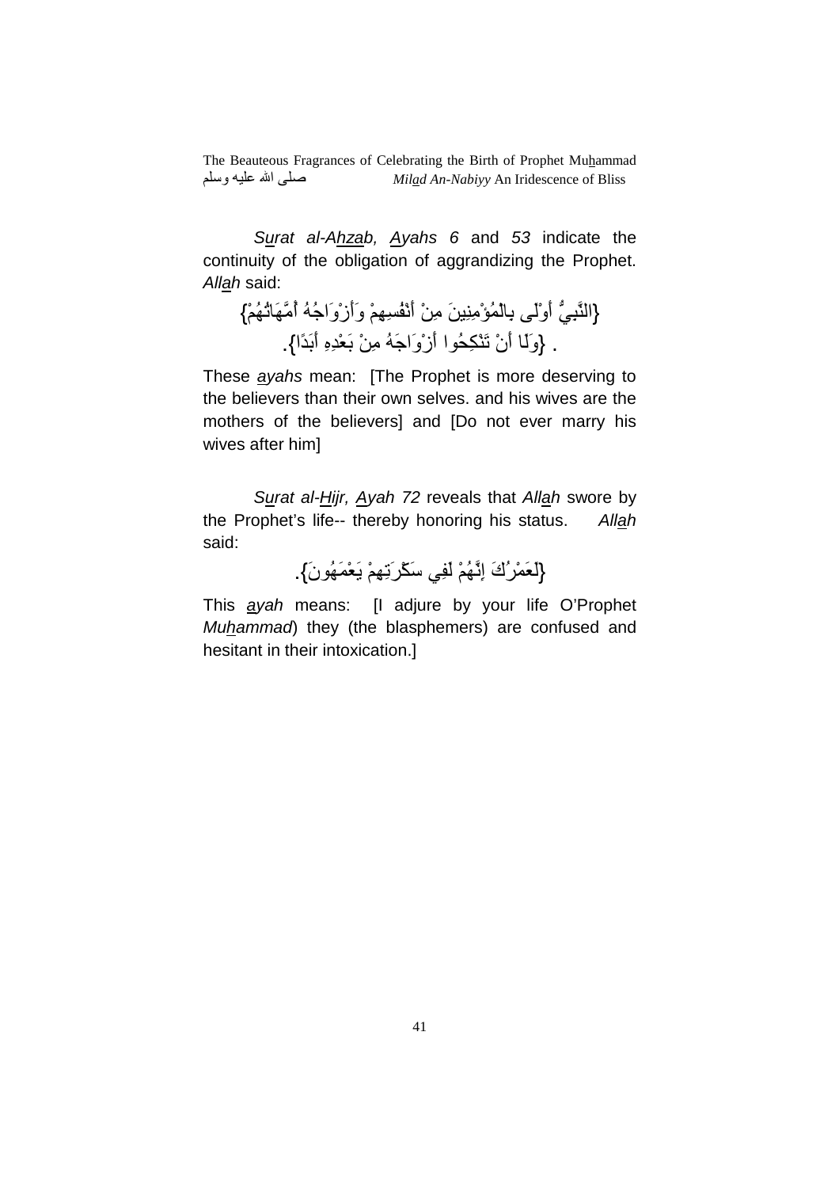*Surat al-Ahzab, Ayahs 6* and *53* indicate the continuity of the obligation of aggrandizing the Prophet. *Allah* said:

{النَّبِيُّ أَوْلَى بِالْمُؤْمِنِينَ مِنْ أَنْفُسِهِمْ وَأَزْوَاجُهُ أُمَّهَاتُهُمْ} . {وَلَا أَنْ تَنْكِحُوا أَزْوَاجَهُ مِنْ بَعْدِهِ أَبَدًا}.

These *ayahs* mean: [The Prophet is more deserving to the believers than their own selves. and his wives are the mothers of the believers] and [Do not ever marry his wives after him]

*Surat al-Hijr, Ayah 72* reveals that *Allah* swore by the Prophet's life-- thereby honoring his status. *Allah* said:

{لَعَمْرُكَ إِنَّهُمْ لَفِي سَكْرَتِهِمْ يَعْمَهُونَ}.

This *ayah* means: [I adjure by your life O'Prophet *Muhammad*) they (the blasphemers) are confused and hesitant in their intoxication.]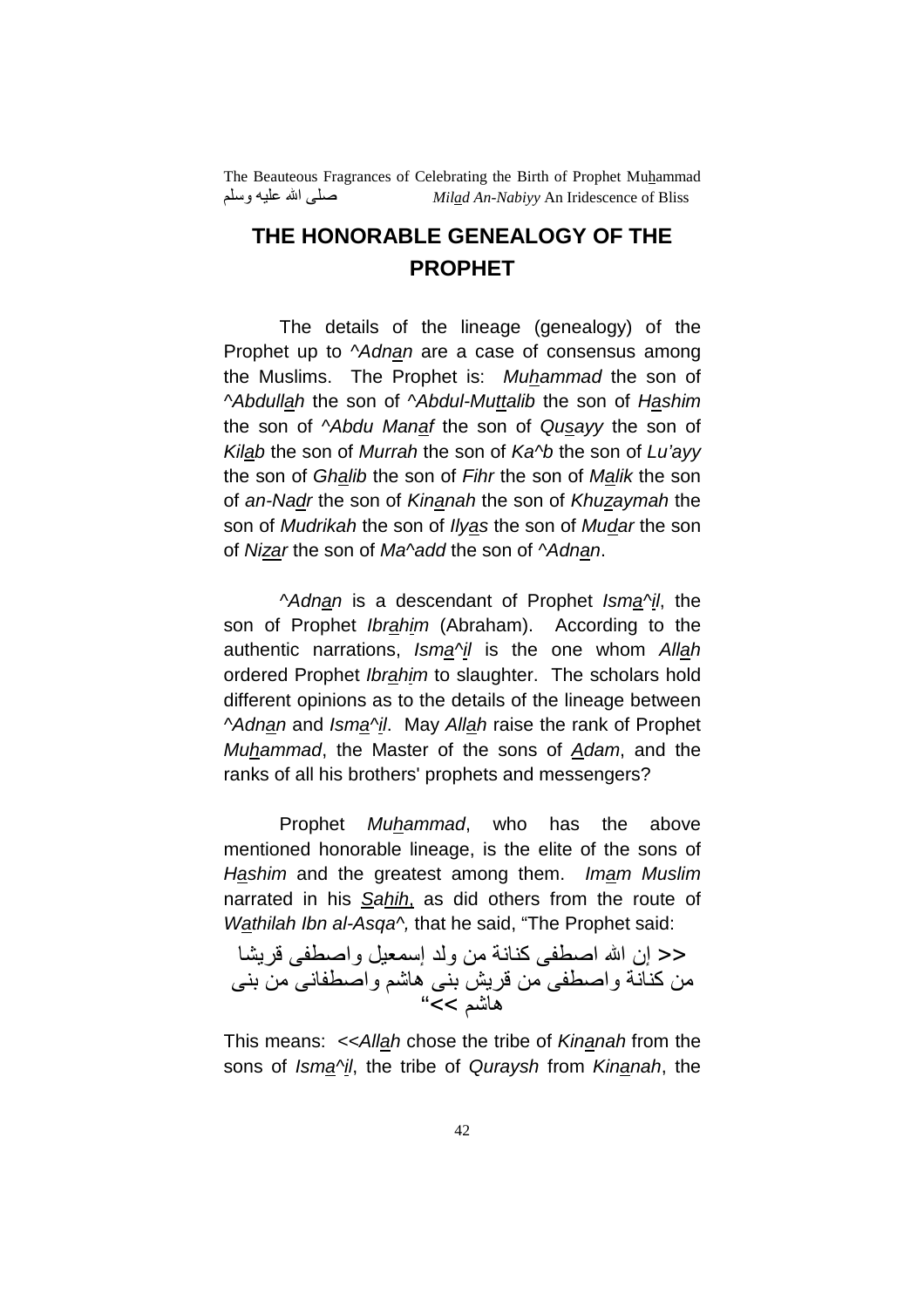# THE HONORABLE GENEALOGY OF THE PROPHET

The details of the lineage (genealogy) of the Prophet up to *^Adnan* are a case of consensus among the Muslims. The Prophet is: *Muhammad* the son of *^Abdullah* the son of *^Abdul-Muttalib* the son of *Hashim* the son of *^Abdu Manaf* the son of *Qusayy* the son of *Kilab* the son of *Murrah* the son of *Ka^b* the son of *Lu'ayy* the son of *Ghalib* the son of *Fihr* the son of *Malik* the son of *an-Nadr* the son of *Kinanah* the son of *Khuzaymah* the son of *Mudrikah* the son of *Ilyas* the son of *Mudar* the son of *Nizar* the son of *Ma^add* the son of *^Adnan*.

*^Adnan* is a descendant of Prophet *Isma^il*, the son of Prophet *Ibrahim* (Abraham). According to the authentic narrations, *Isma^il* is the one whom *Allah* ordered Prophet *Ibrahim* to slaughter. The scholars hold different opinions as to the details of the lineage between *^Adnan* and *Isma^il*. May *Allah* raise the rank of Prophet *Muhammad*, the Master of the sons of *Adam*, and the ranks of all his brothers' prophets and messengers?

Prophet *Muhammad*, who has the above mentioned honorable lineage, is the elite of the sons of *Hashim* and the greatest among them. *Imam Muslim* narrated in his *Sahih*, as did others from the route of *Wathilah Ibn al-Asqa^*, that he said, "The Prophet said:

<< إن الله اصطفى كنانة من ولد إسمعيل واصطفى قريشا من كنانة واصطفى من قريش بنى هاشم واصطفانى من بنى هاشم >>"

This means: <<*Allah* chose the tribe of *Kinanah* from the sons of *Isma^il*, the tribe of *Quraysh* from *Kinanah*, the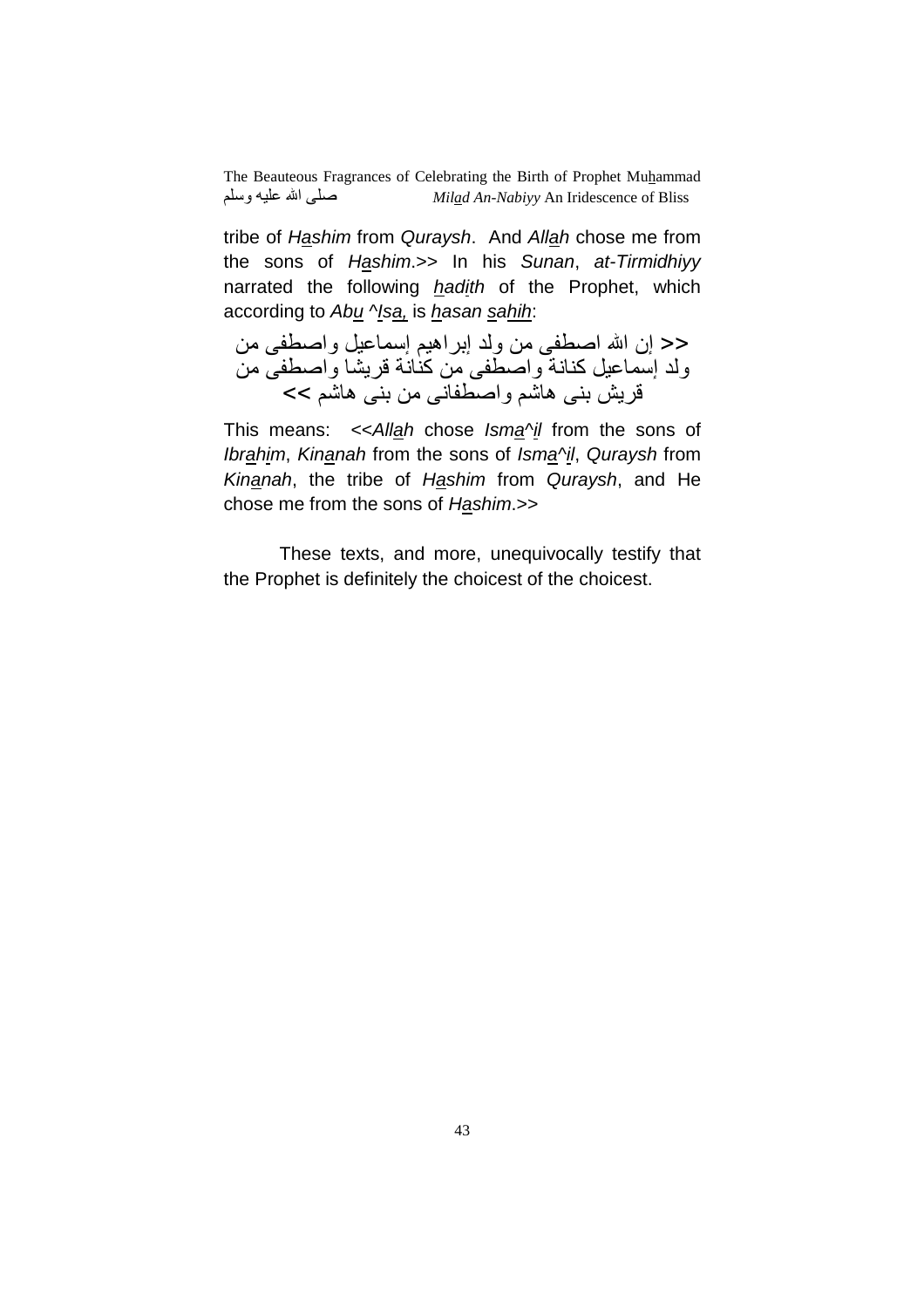tribe of *Hashim* from *Quraysh*. And *Allah* chose me from the sons of *Hashim*.>> In his *Sunan*, *at-Tirmidhiyy* narrated the following *hadith* of the Prophet, which according to *Abu ^Isa,* is *hasan sahih*:

<< إن الله اصطفى من ولد إبراهيم إسماعيل واصطفى من ولد إسماعيل كنانة واصطفى من كنانة قريشا واصطفى من قريش بني هاشم واصطفاني من بني هاشم >>

This means: <<*Allah* chose *Isma^il* from the sons of *Ibrahim*, *Kinanah* from the sons of *Isma^il*, *Quraysh* from *Kinanah*, the tribe of *Hashim* from *Quraysh*, and He chose me from the sons of *Hashim*.>>

These texts, and more, unequivocally testify that the Prophet is definitely the choicest of the choicest.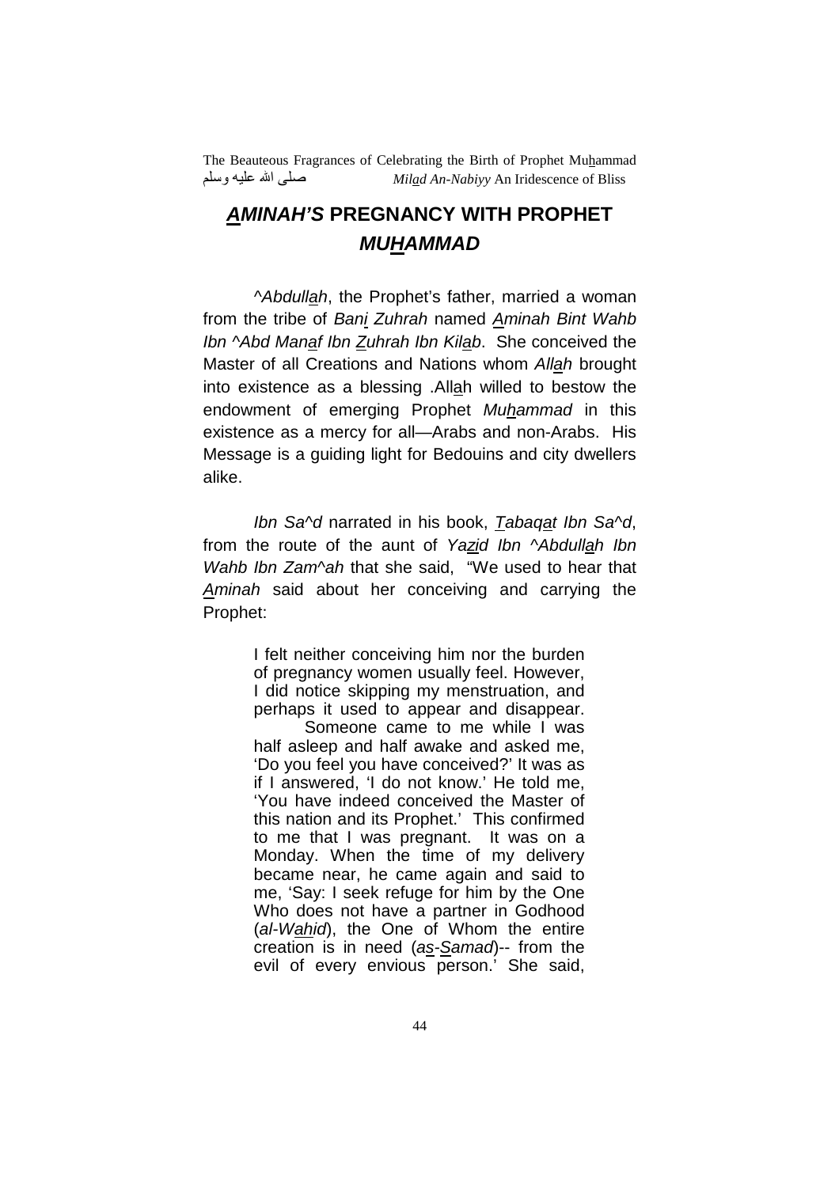# *AMINAH'S* PREGNANCY WITH PROPHET *MUHAMMAD*

*^Abdullah*, the Prophet's father, married a woman from the tribe of *Bani Zuhrah* named *Aminah Bint Wahb Ibn ^Abd Manaf Ibn Zuhrah Ibn Kilab*. She conceived the Master of all Creations and Nations whom *Allah* brought into existence as a blessing .Allah willed to bestow the endowment of emerging Prophet *Muhammad* in this existence as a mercy for all—Arabs and non-Arabs. His Message is a guiding light for Bedouins and city dwellers alike.

*Ibn Sa^d* narrated in his book, *Tabaqat Ibn Sa^d*, from the route of the aunt of *Yazid Ibn ^Abdullah Ibn Wahb Ibn Zam^ah* that she said, "We used to hear that *Aminah* said about her conceiving and carrying the Prophet:

> I felt neither conceiving him nor the burden of pregnancy women usually feel. However, I did notice skipping my menstruation, and perhaps it used to appear and disappear.
>
> Someone came to me while I was half asleep and half awake and asked me, 'Do you feel you have conceived?' It was as if I answered, 'I do not know.' He told me, 'You have indeed conceived the Master of this nation and its Prophet.' This confirmed to me that I was pregnant. It was on a Monday. When the time of my delivery became near, he came again and said to me, 'Say: I seek refuge for him by the One Who does not have a partner in Godhood (*al-Wahid*), the One of Whom the entire creation is in need (*as-Samad*)-- from the evil of every envious person.' She said,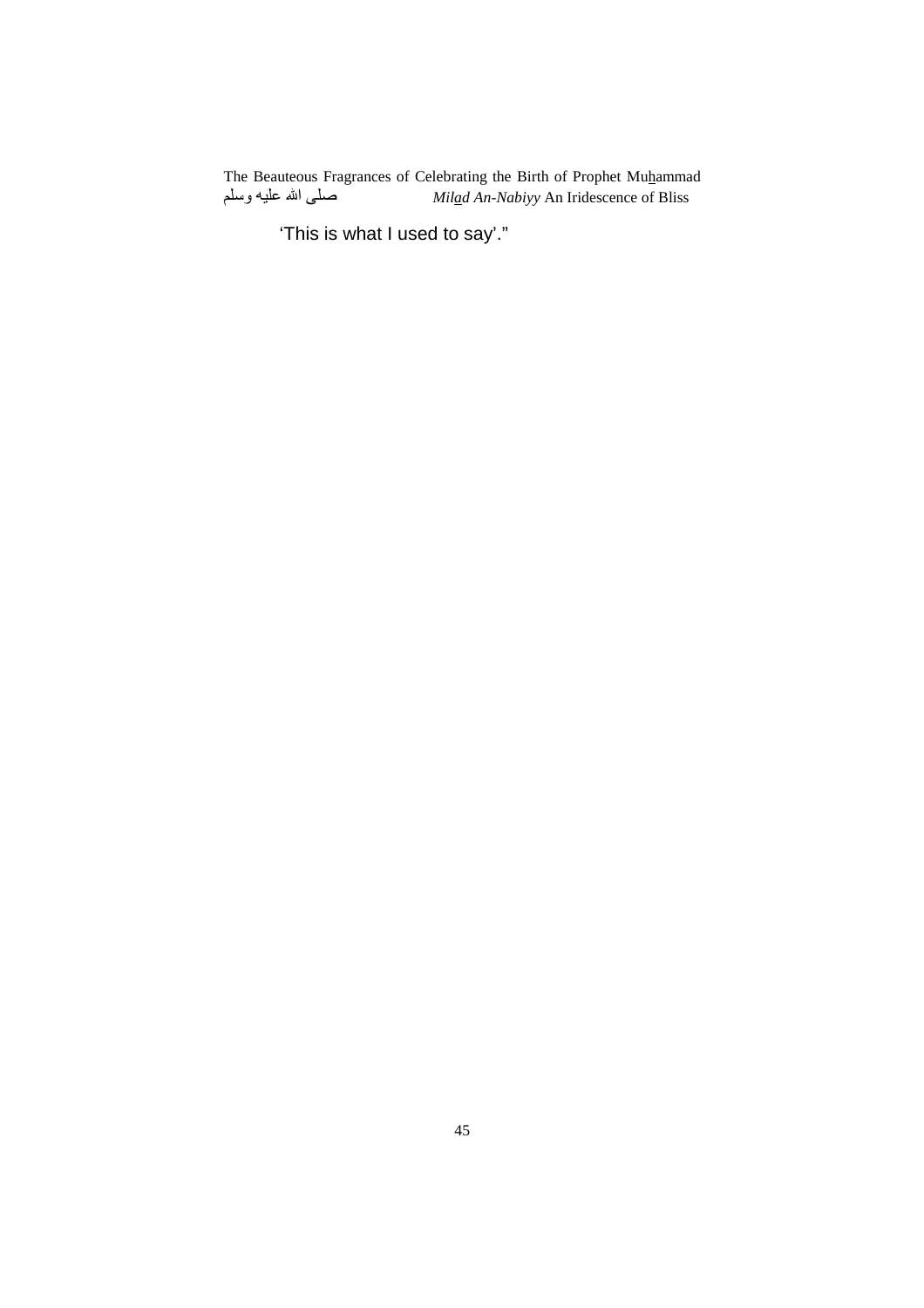‘This is what I used to say’.”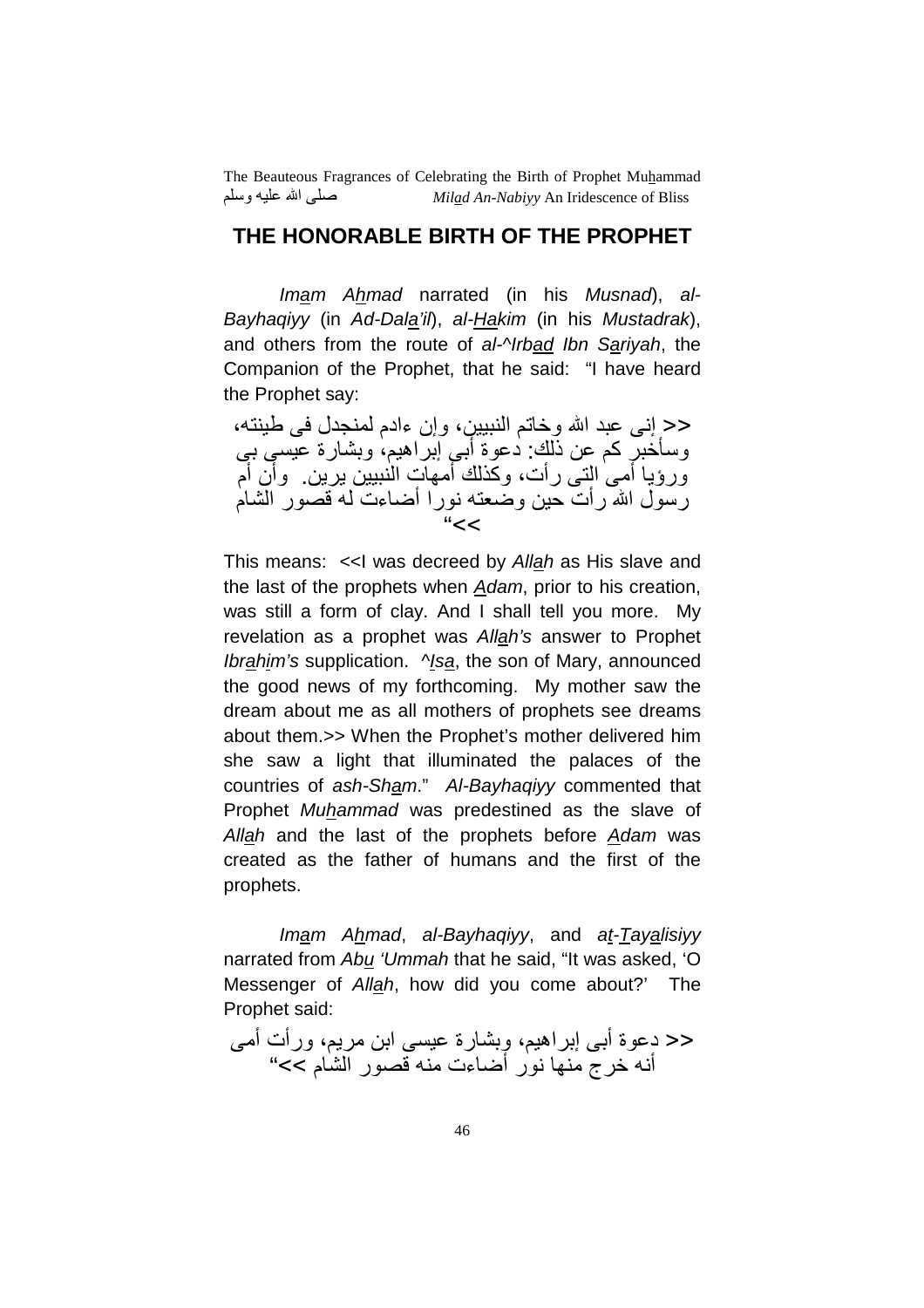## THE HONORABLE BIRTH OF THE PROPHET

*Imam Ahmad* narrated (in his *Musnad*), *al-Bayhaqiyy* (in *Ad-Dala'il*), *al-Hakim* (in his *Mustadrak*), and others from the route of *al-^Irbad Ibn Sariyah*, the Companion of the Prophet, that he said: "I have heard the Prophet say:

<< إني عبد الله وخاتم النبيين، وإن ءادم لمنجدل في طينته، وسأخبركم عن ذلك: دعوة أبي إبراهيم، وبشارة عيسى بي ورؤيا أمي التي رأت، وكذلك أمهات النبيين يرين. وأن أم رسول الله رأت حين وضعته نورا أضاءت له قصور الشام >>"

This means: <<I was decreed by *Allah* as His slave and the last of the prophets when *Adam*, prior to his creation, was still a form of clay. And I shall tell you more. My revelation as a prophet was *Allah's* answer to Prophet *Ibrahim's* supplication. *^Isa*, the son of Mary, announced the good news of my forthcoming. My mother saw the dream about me as all mothers of prophets see dreams about them.>> When the Prophet's mother delivered him she saw a light that illuminated the palaces of the countries of *ash-Sham*." *Al-Bayhaqiyy* commented that Prophet *Muhammad* was predestined as the slave of *Allah* and the last of the prophets before *Adam* was created as the father of humans and the first of the prophets.

*Imam Ahmad*, *al-Bayhaqiyy*, and *at-Tayalisiyy* narrated from *Abu 'Ummah* that he said, "It was asked, 'O Messenger of *Allah*, how did you come about?' The Prophet said:

<< دعوة أبي إبراهيم، وبشارة عيسى ابن مريم، ورأت أمي أنه خرج منها نور أضاءت منه قصور الشام >>"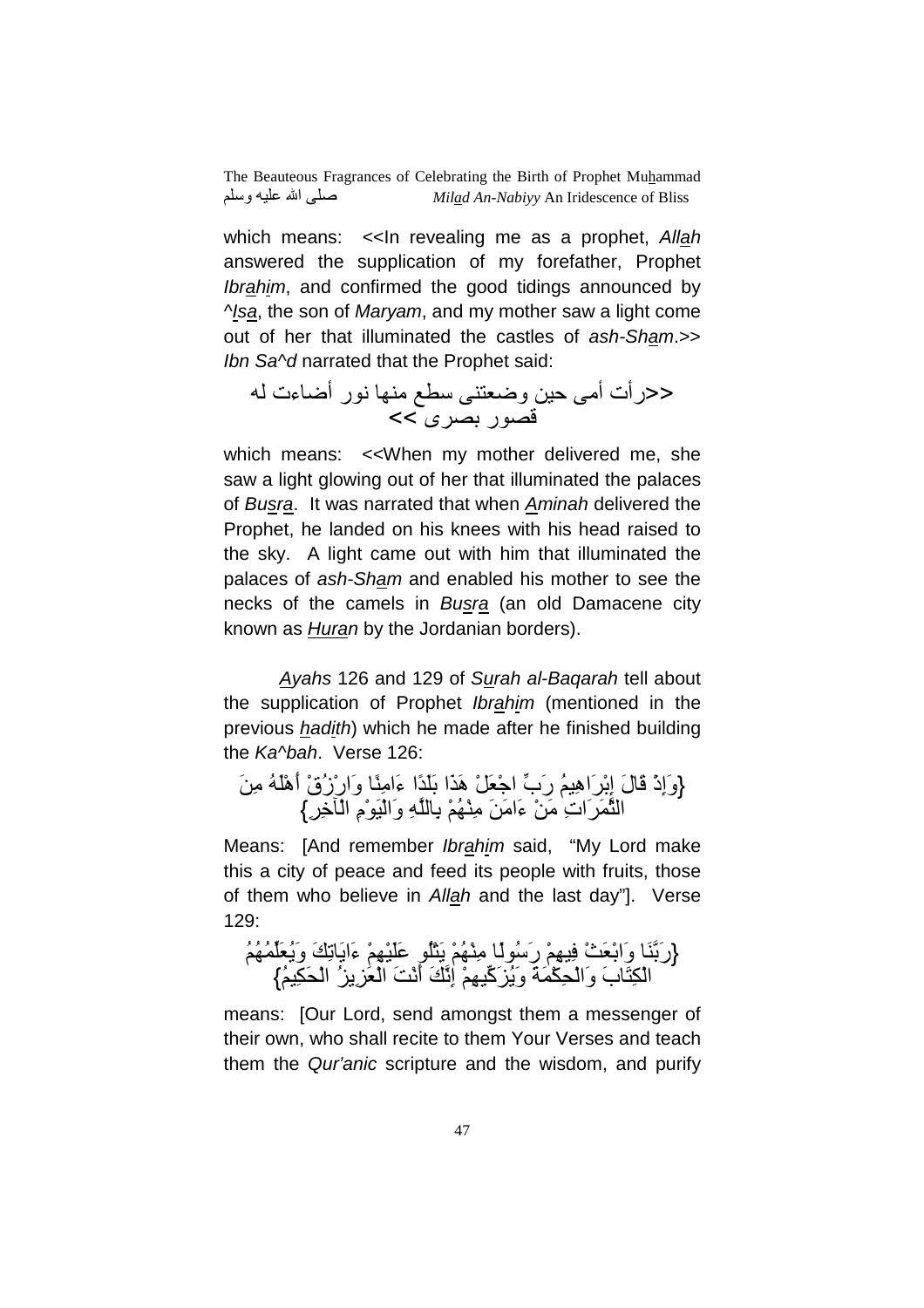which means: <<In revealing me as a prophet, *Allah* answered the supplication of my forefather, Prophet *Ibrahim*, and confirmed the good tidings announced by ^*Isa*, the son of *Maryam*, and my mother saw a light come out of her that illuminated the castles of *ash-Sham*.>> *Ibn Sa^d* narrated that the Prophet said:

<<رأت أمى حين وضعتنى سطع منها نور أضاءت له قصور بصرى >>

which means: <<When my mother delivered me, she saw a light glowing out of her that illuminated the palaces of *Busra*. It was narrated that when *Aminah* delivered the Prophet, he landed on his knees with his head raised to the sky. A light came out with him that illuminated the palaces of *ash-Sham* and enabled his mother to see the necks of the camels in *Busra* (an old Damacene city known as *Huran* by the Jordanian borders).

*Ayahs* 126 and 129 of *Surah al-Baqarah* tell about the supplication of Prophet *Ibrahim* (mentioned in the previous *hadith*) which he made after he finished building the *Ka^bah*. Verse 126:

{وَإِذْ قَالَ إِبْرَاهِيمُ رَبِّ اجْعَلْ هَذَا بَلَدًا ءَامِنًا وَارْزُقْ أَهْلَهُ مِنَ الثَّمَرَاتِ مَنْ ءَامَنَ مِنْهُمْ بِاللَّهِ وَالْيَوْمِ الْآخِرِ}

Means: [And remember *Ibrahim* said, "My Lord make this a city of peace and feed its people with fruits, those of them who believe in *Allah* and the last day"]. Verse 129:

{رَبَّنَا وَابْعَثْ فِيهِمْ رَسُولًا مِنْهُمْ يَتْلُو عَلَيْهِمْ ءَايَاتِكَ وَيُعَلِّمُهُمُ الْكِتَابَ وَالْحِكْمَةَ وَيُزَكِّيهِمْ إِنَّكَ أَنْتَ الْعَزِيزُ الْحَكِيمُ}

means: [Our Lord, send amongst them a messenger of their own, who shall recite to them Your Verses and teach them the *Qur'anic* scripture and the wisdom, and purify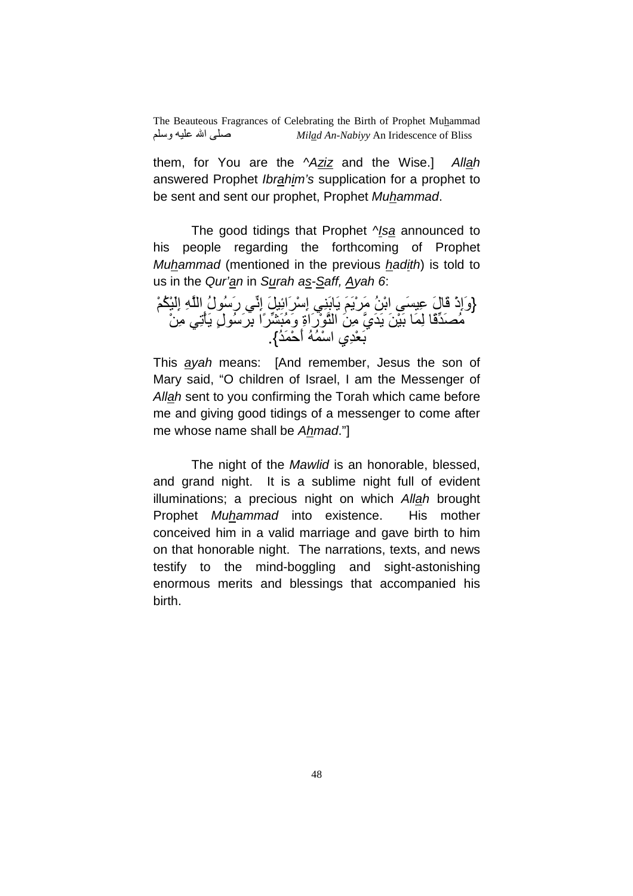them, for You are the ^*Aziz* and the Wise.] *Allah* answered Prophet *Ibrahim's* supplication for a prophet to be sent and sent our prophet, Prophet *Muhammad*.

The good tidings that Prophet ^*Isa* announced to his people regarding the forthcoming of Prophet *Muhammad* (mentioned in the previous *hadith*) is told to us in the *Qur'an* in *Surah as-Saff, Ayah 6*:

{وَإِذْ قَالَ عِيسَى ابْنُ مَرْيَمَ يَابَنِي إِسْرَائِيلَ إِنِّي رَسُولُ اللَّهِ إِلَيْكُمْ مُصَدِّقًا لِمَا بَيْنَ يَدَيَّ مِنَ التَّوْرَاةِ وَمُبَشِّرًا بِرَسُولٍ يَأْتِي مِنْ بَعْدِي اسْمُهُ أَحْمَدُ}.

This *ayah* means: [And remember, Jesus the son of Mary said, "O children of Israel, I am the Messenger of *Allah* sent to you confirming the Torah which came before me and giving good tidings of a messenger to come after me whose name shall be *Ahmad*."]

The night of the *Mawlid* is an honorable, blessed, and grand night. It is a sublime night full of evident illuminations; a precious night on which *Allah* brought Prophet *Muhammad* into existence. His mother conceived him in a valid marriage and gave birth to him on that honorable night. The narrations, texts, and news testify to the mind-boggling and sight-astonishing enormous merits and blessings that accompanied his birth.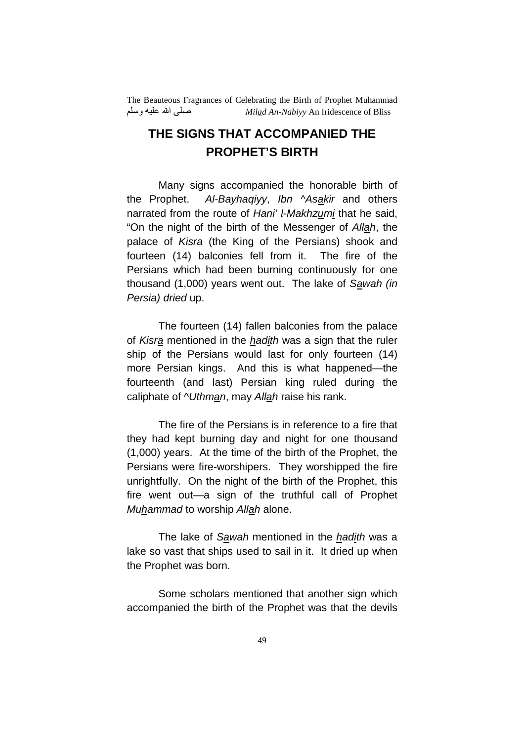# THE SIGNS THAT ACCOMPANIED THE PROPHET'S BIRTH

Many signs accompanied the honorable birth of the Prophet. *Al-Bayhaqiyy*, *Ibn ^Asakir* and others narrated from the route of *Hani' l-Makhzumi* that he said, "On the night of the birth of the Messenger of *Allah*, the palace of *Kisra* (the King of the Persians) shook and fourteen (14) balconies fell from it. The fire of the Persians which had been burning continuously for one thousand (1,000) years went out. The lake of *Sawah (in Persia) dried* up.

The fourteen (14) fallen balconies from the palace of *Kisra* mentioned in the *hadith* was a sign that the ruler ship of the Persians would last for only fourteen (14) more Persian kings. And this is what happened—the fourteenth (and last) Persian king ruled during the caliphate of *^Uthman*, may *Allah* raise his rank.

The fire of the Persians is in reference to a fire that they had kept burning day and night for one thousand (1,000) years. At the time of the birth of the Prophet, the Persians were fire-worshipers. They worshipped the fire unrightfully. On the night of the birth of the Prophet, this fire went out—a sign of the truthful call of Prophet *Muhammad* to worship *Allah* alone.

The lake of *Sawah* mentioned in the *hadith* was a lake so vast that ships used to sail in it. It dried up when the Prophet was born.

Some scholars mentioned that another sign which accompanied the birth of the Prophet was that the devils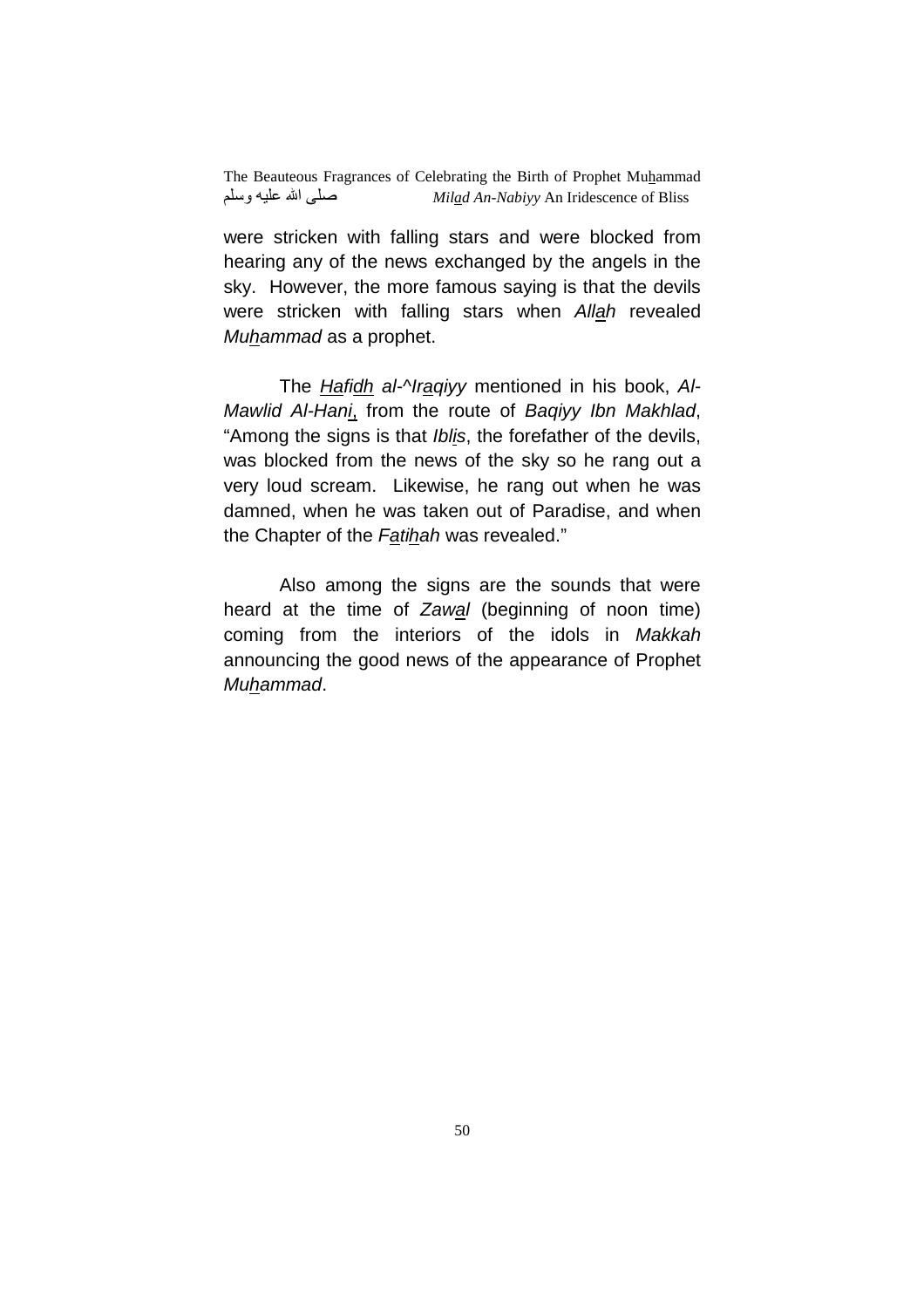were stricken with falling stars and were blocked from hearing any of the news exchanged by the angels in the sky. However, the more famous saying is that the devils were stricken with falling stars when *Allah* revealed *Muhammad* as a prophet.

The *Hafidh al-^Iraqiyy* mentioned in his book, *Al-Mawlid Al-Hani*, from the route of *Baqiyy Ibn Makhlad*, "Among the signs is that *Iblis*, the forefather of the devils, was blocked from the news of the sky so he rang out a very loud scream. Likewise, he rang out when he was damned, when he was taken out of Paradise, and when the Chapter of the *Fatihah* was revealed."

Also among the signs are the sounds that were heard at the time of *Zawal* (beginning of noon time) coming from the interiors of the idols in *Makkah* announcing the good news of the appearance of Prophet *Muhammad*.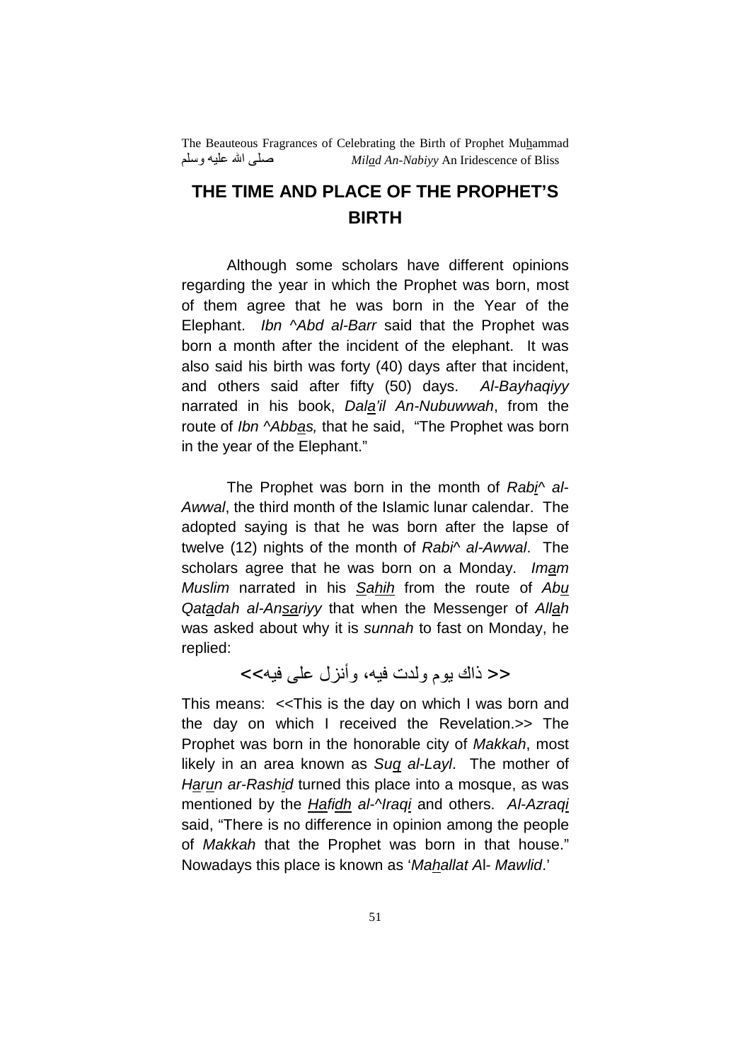# THE TIME AND PLACE OF THE PROPHET'S BIRTH

Although some scholars have different opinions regarding the year in which the Prophet was born, most of them agree that he was born in the Year of the Elephant. *Ibn ^Abd al-Barr* said that the Prophet was born a month after the incident of the elephant. It was also said his birth was forty (40) days after that incident, and others said after fifty (50) days. *Al-Bayhaqiyy* narrated in his book, *Dala'il An-Nubuwwah*, from the route of *Ibn ^Abbas,* that he said, "The Prophet was born in the year of the Elephant."

The Prophet was born in the month of *Rabi^ al-Awwal*, the third month of the Islamic lunar calendar. The adopted saying is that he was born after the lapse of twelve (12) nights of the month of *Rabi^ al-Awwal*. The scholars agree that he was born on a Monday. *Imam Muslim* narrated in his *Sahih* from the route of *Abu Qatadah al-Ansariyy* that when the Messenger of *Allah* was asked about why it is *sunnah* to fast on Monday, he replied:

<< ذاك يوم ولدت فيه، وأنزل على فيه>>

This means: <<This is the day on which I was born and the day on which I received the Revelation.>> The Prophet was born in the honorable city of *Makkah*, most likely in an area known as *Suq al-Layl*. The mother of *Harun ar-Rashid* turned this place into a mosque, as was mentioned by the *Hafidh al-^Iraqi* and others. *Al-Azraqi* said, "There is no difference in opinion among the people of *Makkah* that the Prophet was born in that house." Nowadays this place is known as '*Mahallat Al- Mawlid*.'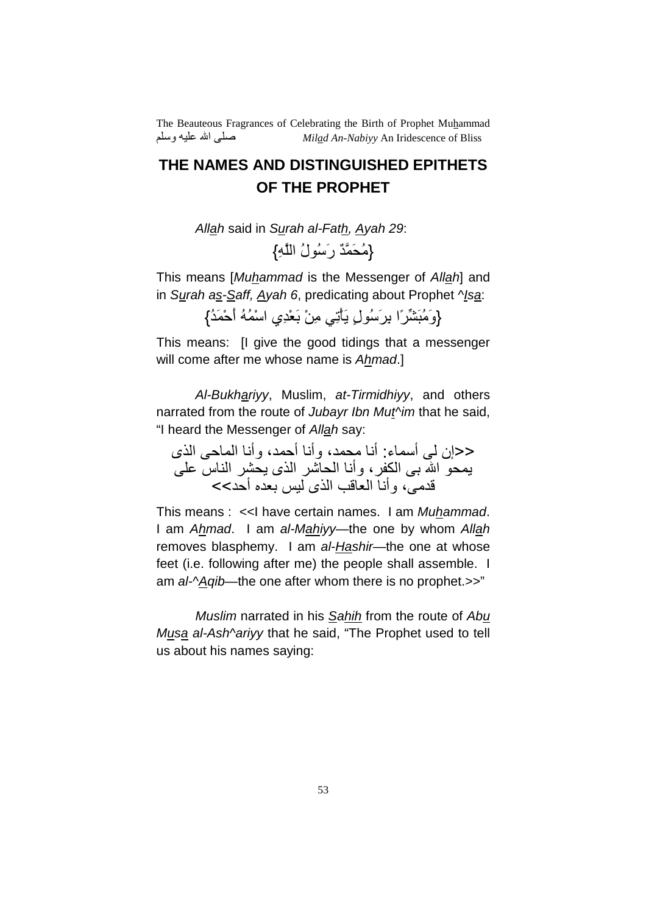# THE NAMES AND DISTINGUISHED EPITHETS OF THE PROPHET

*Allah* said in *Surah al-Fath, Ayah 29*:

{مُحَمَّدٌ رَسُولُ اللَّهِ}

This means [*Muhammad* is the Messenger of *Allah*] and in *Surah as-Saff, Ayah 6*, predicating about Prophet ^*Isa*:

{وَمُبَشِّرًا بِرَسُولٍ يَأْتِي مِنْ بَعْدِي اسْمُهُ أَحْمَدُ}

This means: [I give the good tidings that a messenger will come after me whose name is *Ahmad*.]

*Al-Bukhariyy*, Muslim, *at-Tirmidhiyy*, and others narrated from the route of *Jubayr Ibn Mut^im* that he said, "I heard the Messenger of *Allah* say:

<<إن لي أسماء: أنا محمد، وأنا أحمد، وأنا الماحي الذي يمحو الله بي الكفر، وأنا الحاشر الذي يحشر الناس على قدمي، وأنا العاقب الذي ليس بعده أحد>>

This means : <<I have certain names. I am *Muhammad*. I am *Ahmad*. I am *al-Mahiyy*—the one by whom *Allah* removes blasphemy. I am *al-Hashir*—the one at whose feet (i.e. following after me) the people shall assemble. I am *al-^Aqib*—the one after whom there is no prophet.>>"

*Muslim* narrated in his *Sahih* from the route of *Abu Musa al-Ash^ariyy* that he said, "The Prophet used to tell us about his names saying: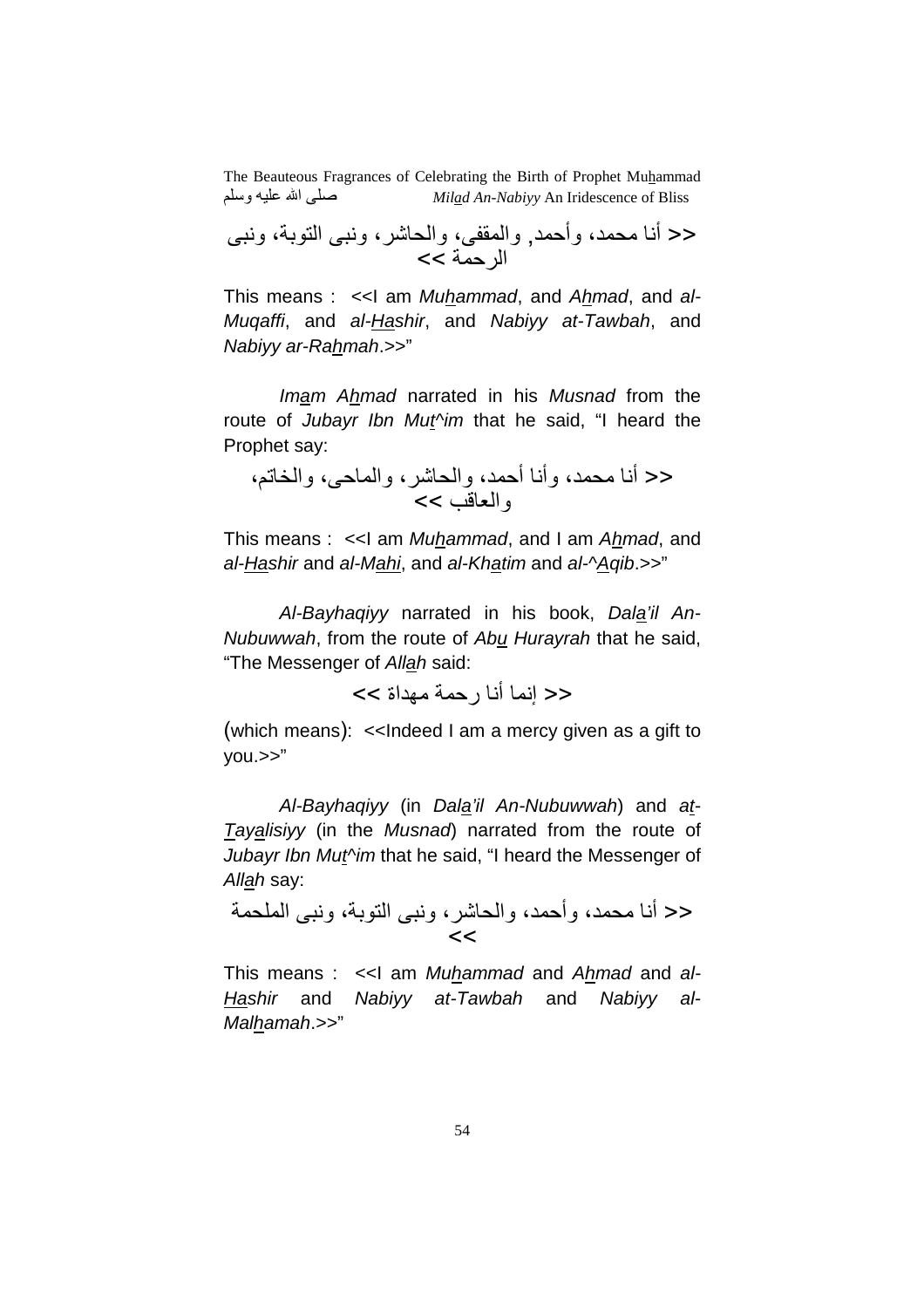<< أنا محمد، وأحمد, والمقفى، والحاشر، ونبى التوبة، ونبى الرحمة >>

This means : <<I am *Muhammad*, and *Ahmad*, and *al-Muqaffi*, and *al-Hashir*, and *Nabiyy at-Tawbah*, and *Nabiyy ar-Rahmah*.>>"

*Imam Ahmad* narrated in his *Musnad* from the route of *Jubayr Ibn Mut^im* that he said, "I heard the Prophet say:

<< أنا محمد، وأنا أحمد، والحاشر، والماحى، والخاتم، والعاقب >>

This means : <<I am *Muhammad*, and I am *Ahmad*, and *al-Hashir* and *al-Mahi*, and *al-Khatim* and *al-^Aqib*.>>"

*Al-Bayhaqiyy* narrated in his book, *Dala'il An-Nubuwwah*, from the route of *Abu Hurayrah* that he said, "The Messenger of *Allah* said:

<< إنما أنا رحمة مهداة >>

(which means): <<Indeed I am a mercy given as a gift to you.>>"

*Al-Bayhaqiyy* (in *Dala'il An-Nubuwwah*) and *at-Tayalisiyy* (in the *Musnad*) narrated from the route of *Jubayr Ibn Mut^im* that he said, "I heard the Messenger of *Allah* say:

<< أنا محمد، وأحمد، والحاشر، ونبى التوبة، ونبى الملحمة >>

This means : <<I am *Muhammad* and *Ahmad* and *al-Hashir* and *Nabiyy at-Tawbah* and *Nabiyy al-Malhamah*.>>"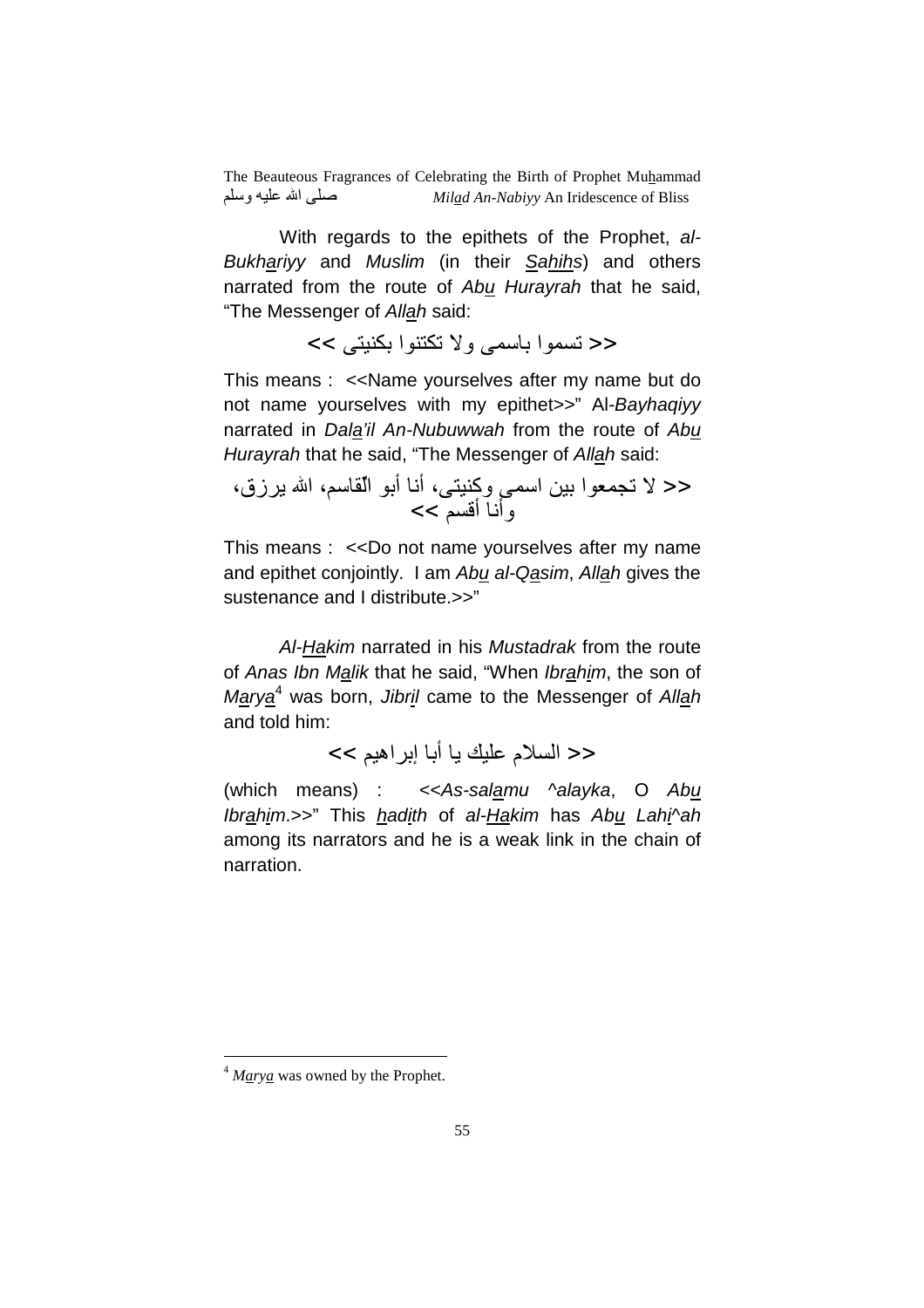With regards to the epithets of the Prophet, *al-Bukhariyy* and *Muslim* (in their *Sahihs*) and others narrated from the route of *Abu Hurayrah* that he said, "The Messenger of *Allah* said:

<< تسموا باسمي ولا تكتنوا بكنيتي >>

This means : <<Name yourselves after my name but do not name yourselves with my epithet>>" Al-*Bayhaqiyy* narrated in *Dala'il An-Nubuwwah* from the route of *Abu Hurayrah* that he said, "The Messenger of *Allah* said:

<< لا تجمعوا بين اسمي وكنيتي، أنا أبو القاسم، الله يرزق، وأنا أقسم >>

This means : <<Do not name yourselves after my name and epithet conjointly. I am *Abu al-Qasim*, *Allah* gives the sustenance and I distribute.>>"

*Al-Hakim* narrated in his *Mustadrak* from the route of *Anas Ibn Malik* that he said, "When *Ibrahim*, the son of *Marya*[4] was born, *Jibril* came to the Messenger of *Allah* and told him:

<< السلام عليك يا أبا إبراهيم >>

(which means) : <<*As-salamu ^alayka*, O *Abu Ibrahim*.>>" This *hadith* of *al-Hakim* has *Abu Lahi^ah* among its narrators and he is a weak link in the chain of narration.

---

[4] *Marya* was owned by the Prophet.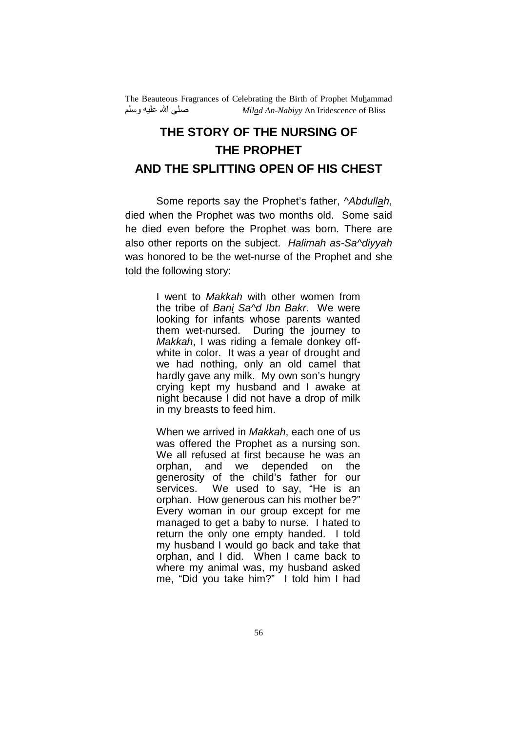# THE STORY OF THE NURSING OF THE PROPHET AND THE SPLITTING OPEN OF HIS CHEST

Some reports say the Prophet's father, *^Abdullah*, died when the Prophet was two months old. Some said he died even before the Prophet was born. There are also other reports on the subject. *Halimah as-Sa^diyyah* was honored to be the wet-nurse of the Prophet and she told the following story:

> I went to *Makkah* with other women from the tribe of *Bani Sa^d Ibn Bakr*. We were looking for infants whose parents wanted them wet-nursed. During the journey to *Makkah*, I was riding a female donkey off-white in color. It was a year of drought and we had nothing, only an old camel that hardly gave any milk. My own son's hungry crying kept my husband and I awake at night because I did not have a drop of milk in my breasts to feed him.
>
> When we arrived in *Makkah*, each one of us was offered the Prophet as a nursing son. We all refused at first because he was an orphan, and we depended on the generosity of the child's father for our services. We used to say, "He is an orphan. How generous can his mother be?" Every woman in our group except for me managed to get a baby to nurse. I hated to return the only one empty handed. I told my husband I would go back and take that orphan, and I did. When I came back to where my animal was, my husband asked me, "Did you take him?" I told him I had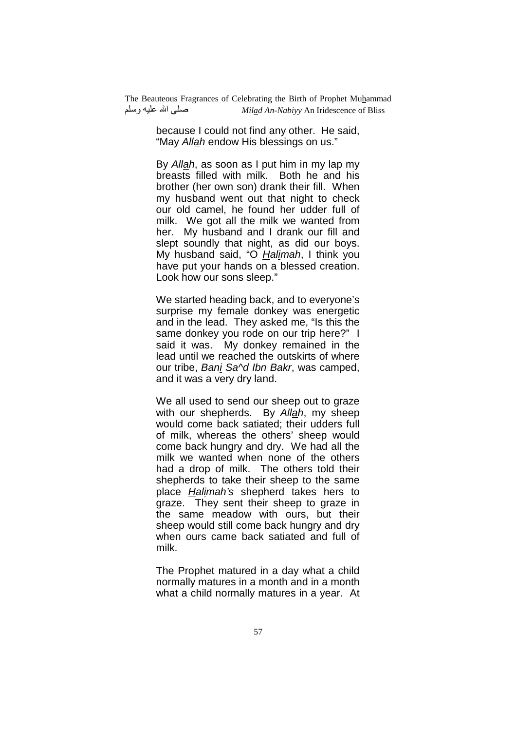because I could not find any other. He said, “May *Allah* endow His blessings on us.”

By *Allah*, as soon as I put him in my lap my breasts filled with milk. Both he and his brother (her own son) drank their fill. When my husband went out that night to check our old camel, he found her udder full of milk. We got all the milk we wanted from her. My husband and I drank our fill and slept soundly that night, as did our boys. My husband said, “O *Halimah*, I think you have put your hands on a blessed creation. Look how our sons sleep.”

We started heading back, and to everyone’s surprise my female donkey was energetic and in the lead. They asked me, “Is this the same donkey you rode on our trip here?” I said it was. My donkey remained in the lead until we reached the outskirts of where our tribe, *Bani Sa^d Ibn Bakr*, was camped, and it was a very dry land.

We all used to send our sheep out to graze with our shepherds. By *Allah*, my sheep would come back satiated; their udders full of milk, whereas the others’ sheep would come back hungry and dry. We had all the milk we wanted when none of the others had a drop of milk. The others told their shepherds to take their sheep to the same place *Halimah’s* shepherd takes hers to graze. They sent their sheep to graze in the same meadow with ours, but their sheep would still come back hungry and dry when ours came back satiated and full of milk.

The Prophet matured in a day what a child normally matures in a month and in a month what a child normally matures in a year. At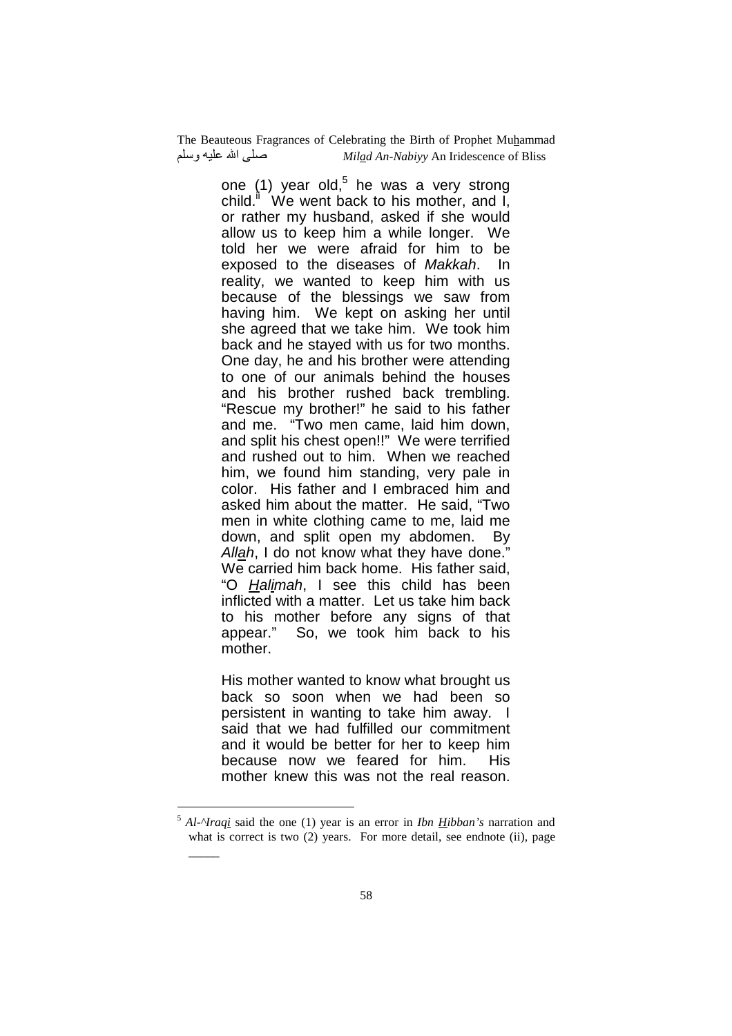one (1) year old,[5] he was a very strong child." We went back to his mother, and I, or rather my husband, asked if she would allow us to keep him a while longer. We told her we were afraid for him to be exposed to the diseases of *Makkah*. In reality, we wanted to keep him with us because of the blessings we saw from having him. We kept on asking her until she agreed that we take him. We took him back and he stayed with us for two months. One day, he and his brother were attending to one of our animals behind the houses and his brother rushed back trembling. "Rescue my brother!" he said to his father and me. "Two men came, laid him down, and split his chest open!!" We were terrified and rushed out to him. When we reached him, we found him standing, very pale in color. His father and I embraced him and asked him about the matter. He said, "Two men in white clothing came to me, laid me down, and split open my abdomen. By *Allah*, I do not know what they have done." We carried him back home. His father said, "O *Halimah*, I see this child has been inflicted with a matter. Let us take him back to his mother before any signs of that appear." So, we took him back to his mother.

His mother wanted to know what brought us back so soon when we had been so persistent in wanting to take him away. I said that we had fulfilled our commitment and it would be better for her to keep him because now we feared for him. His mother knew this was not the real reason.

---

[5] *Al-^Iraqi* said the one (1) year is an error in *Ibn Hibban's* narration and what is correct is two (2) years. For more detail, see endnote (ii), page _____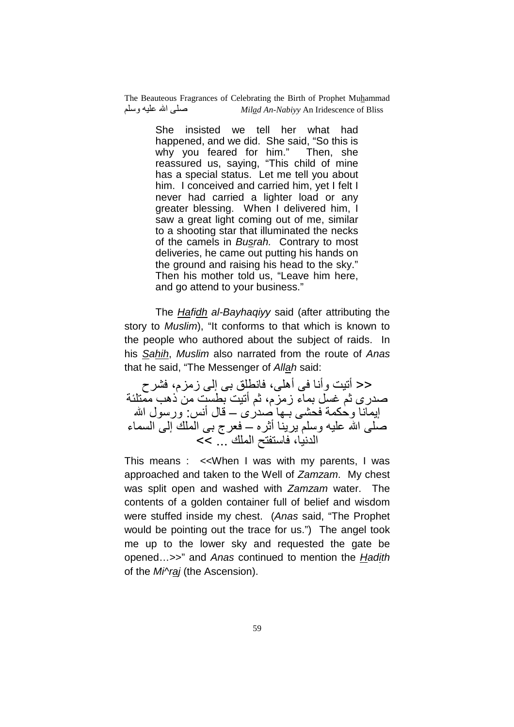> She insisted we tell her what had happened, and we did. She said, "So this is why you feared for him." Then, she reassured us, saying, "This child of mine has a special status. Let me tell you about him. I conceived and carried him, yet I felt I never had carried a lighter load or any greater blessing. When I delivered him, I saw a great light coming out of me, similar to a shooting star that illuminated the necks of the camels in *Busrah.* Contrary to most deliveries, he came out putting his hands on the ground and raising his head to the sky." Then his mother told us, "Leave him here, and go attend to your business."

The *Hafidh al-Bayhaqiyy* said (after attributing the story to *Muslim*), "It conforms to that which is known to the people who authored about the subject of raids. In his *Sahih*, *Muslim* also narrated from the route of *Anas* that he said, "The Messenger of *Allah* said:

<< أتيت وأنا في أهلي، فانطلق بي إلى زمزم، فشرح صدري ثم غسل بماء زمزم، ثم أتيت بطست من ذهب ممتلئة إيمانا وحكمة فحشي بها صدري – قال أنس: ورسول الله صلى الله عليه وسلم يرينا أثره – فعرج بي الملك إلى السماء الدنيا، فاستفتح الملك ... >>

This means : <<When I was with my parents, I was approached and taken to the Well of *Zamzam*. My chest was split open and washed with *Zamzam* water. The contents of a golden container full of belief and wisdom were stuffed inside my chest. (*Anas* said, "The Prophet would be pointing out the trace for us.") The angel took me up to the lower sky and requested the gate be opened…>>" and *Anas* continued to mention the *Hadith* of the *Mi^raj* (the Ascension).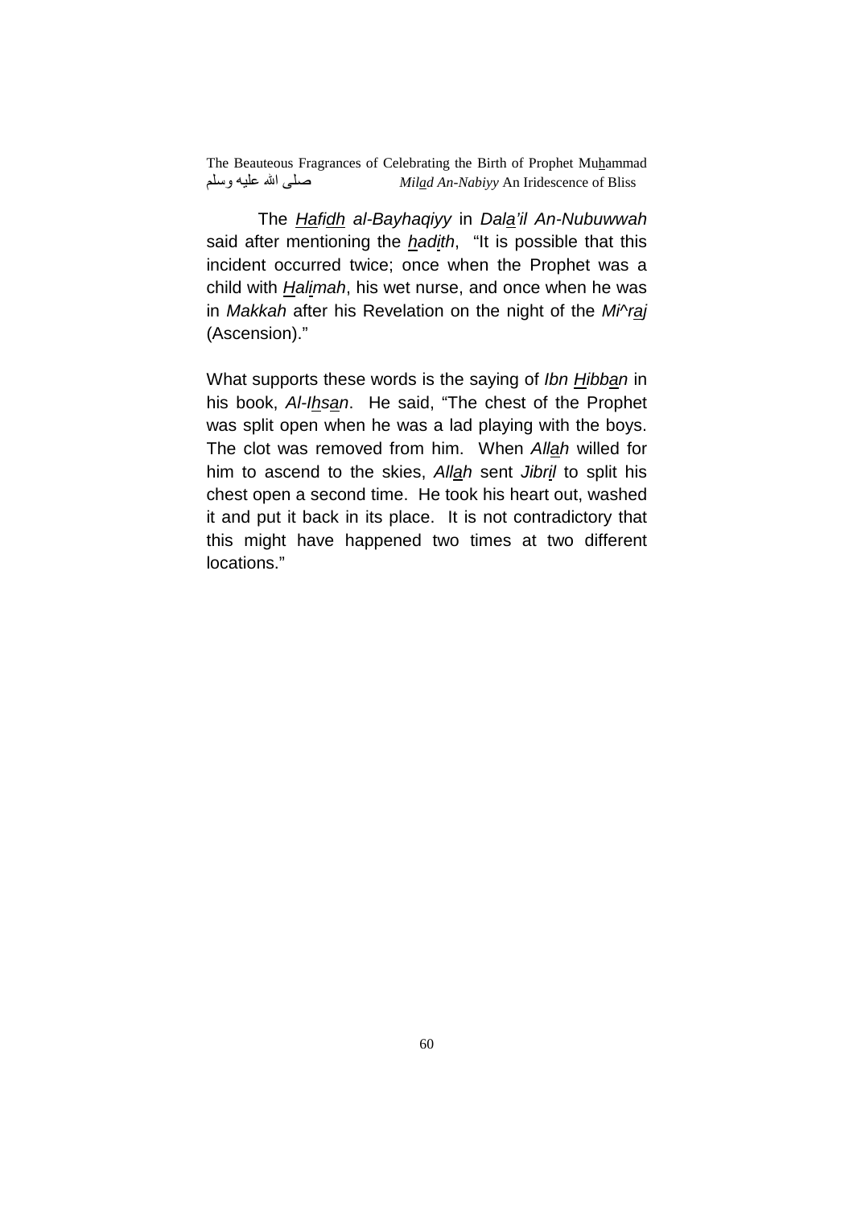The *Hafidh al-Bayhaqiyy* in *Dala'il An-Nubuwwah* said after mentioning the *hadith*, "It is possible that this incident occurred twice; once when the Prophet was a child with *Halimah*, his wet nurse, and once when he was in *Makkah* after his Revelation on the night of the *Mi^raj* (Ascension)."

What supports these words is the saying of *Ibn Hibban* in his book, *Al-Ihsan*. He said, "The chest of the Prophet was split open when he was a lad playing with the boys. The clot was removed from him. When *Allah* willed for him to ascend to the skies, *Allah* sent *Jibril* to split his chest open a second time. He took his heart out, washed it and put it back in its place. It is not contradictory that this might have happened two times at two different locations."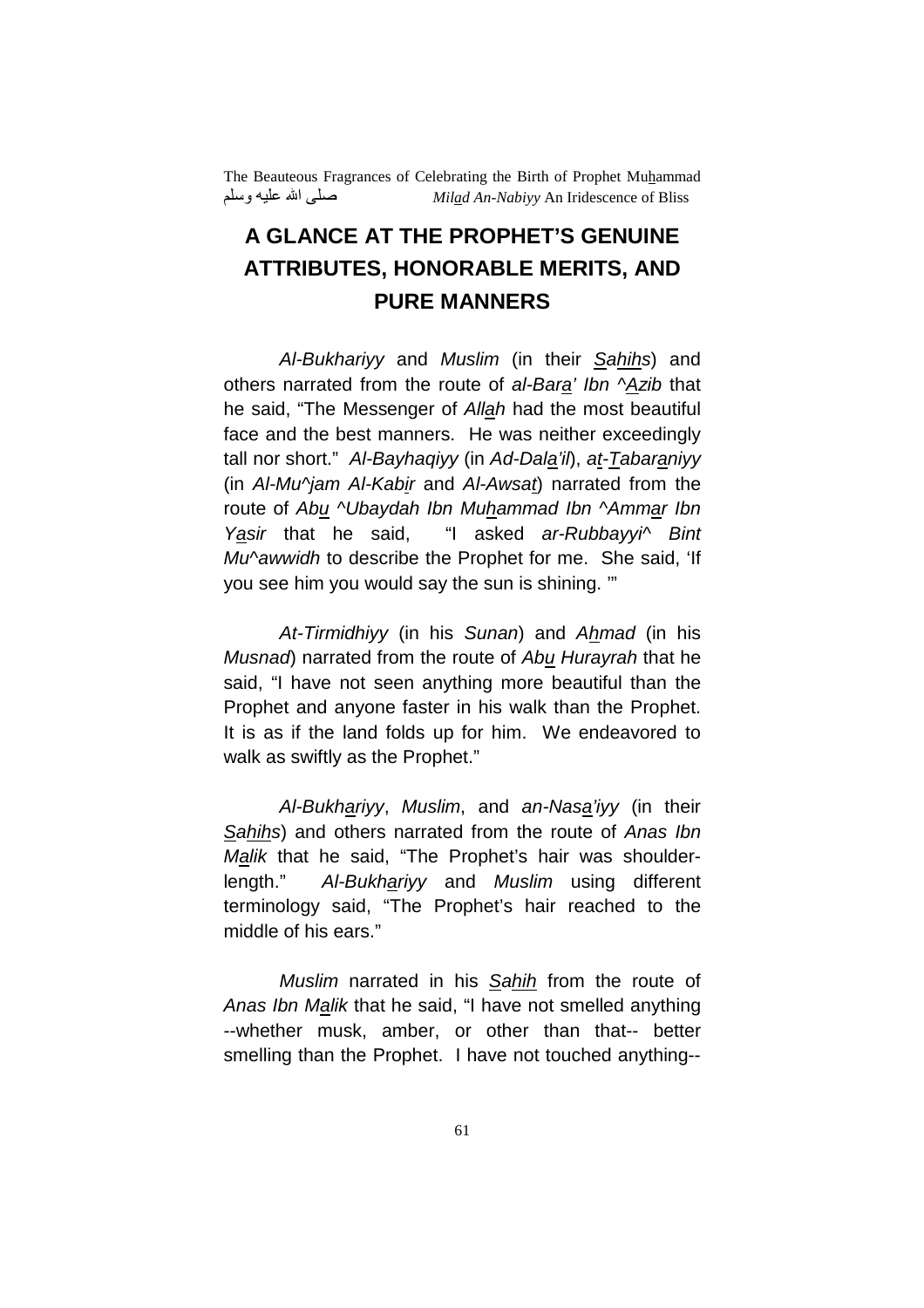# A GLANCE AT THE PROPHET'S GENUINE ATTRIBUTES, HONORABLE MERITS, AND PURE MANNERS

*Al-Bukhariyy* and *Muslim* (in their *Sahihs*) and others narrated from the route of *al-Bara' Ibn ^Azib* that he said, "The Messenger of *Allah* had the most beautiful face and the best manners. He was neither exceedingly tall nor short." *Al-Bayhaqiyy* (in *Ad-Dala'il*), *at-Tabaraniyy* (in *Al-Mu^jam Al-Kabir* and *Al-Awsat*) narrated from the route of *Abu ^Ubaydah Ibn Muhammad Ibn ^Ammar Ibn Yasir* that he said, "I asked *ar-Rubbayyi^ Bint Mu^awwidh* to describe the Prophet for me. She said, 'If you see him you would say the sun is shining. '"

*At-Tirmidhiyy* (in his *Sunan*) and *Ahmad* (in his *Musnad*) narrated from the route of *Abu Hurayrah* that he said, "I have not seen anything more beautiful than the Prophet and anyone faster in his walk than the Prophet. It is as if the land folds up for him. We endeavored to walk as swiftly as the Prophet."

*Al-Bukhariyy*, *Muslim*, and *an-Nasa'iyy* (in their *Sahihs*) and others narrated from the route of *Anas Ibn Malik* that he said, "The Prophet's hair was shoulder-length." *Al-Bukhariyy* and *Muslim* using different terminology said, "The Prophet's hair reached to the middle of his ears."

*Muslim* narrated in his *Sahih* from the route of *Anas Ibn Malik* that he said, "I have not smelled anything --whether musk, amber, or other than that-- better smelling than the Prophet. I have not touched anything--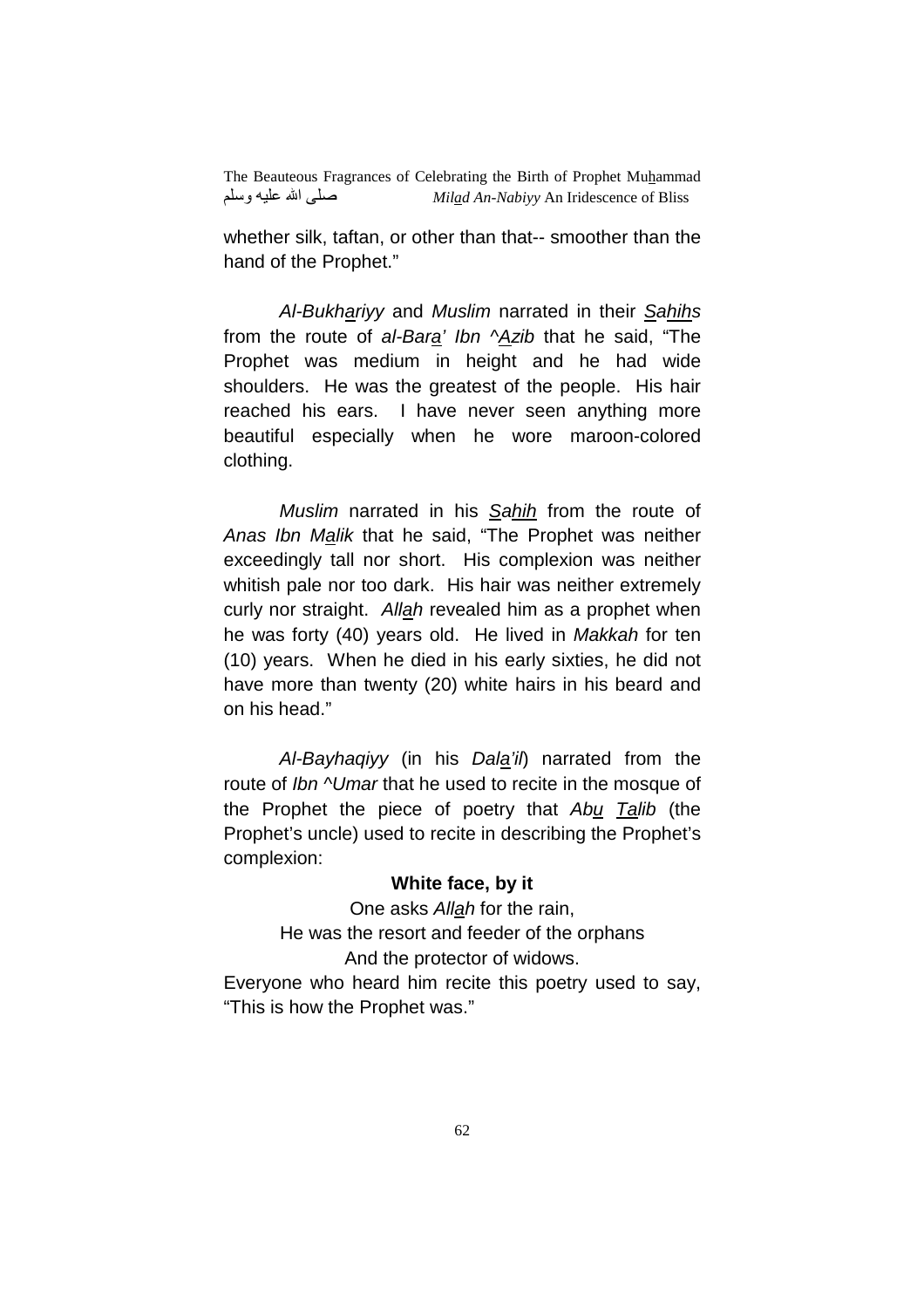whether silk, taftan, or other than that-- smoother than the hand of the Prophet."

*Al-Bukhariyy* and *Muslim* narrated in their *Sahihs* from the route of *al-Bara' Ibn ^Azib* that he said, "The Prophet was medium in height and he had wide shoulders. He was the greatest of the people. His hair reached his ears. I have never seen anything more beautiful especially when he wore maroon-colored clothing.

*Muslim* narrated in his *Sahih* from the route of *Anas Ibn Malik* that he said, "The Prophet was neither exceedingly tall nor short. His complexion was neither whitish pale nor too dark. His hair was neither extremely curly nor straight. *Allah* revealed him as a prophet when he was forty (40) years old. He lived in *Makkah* for ten (10) years. When he died in his early sixties, he did not have more than twenty (20) white hairs in his beard and on his head."

*Al-Bayhaqiyy* (in his *Dala'il*) narrated from the route of *Ibn ^Umar* that he used to recite in the mosque of the Prophet the piece of poetry that *Abu Talib* (the Prophet's uncle) used to recite in describing the Prophet's complexion:

**White face, by it**
One asks *Allah* for the rain,
He was the resort and feeder of the orphans
And the protector of widows.

Everyone who heard him recite this poetry used to say, "This is how the Prophet was."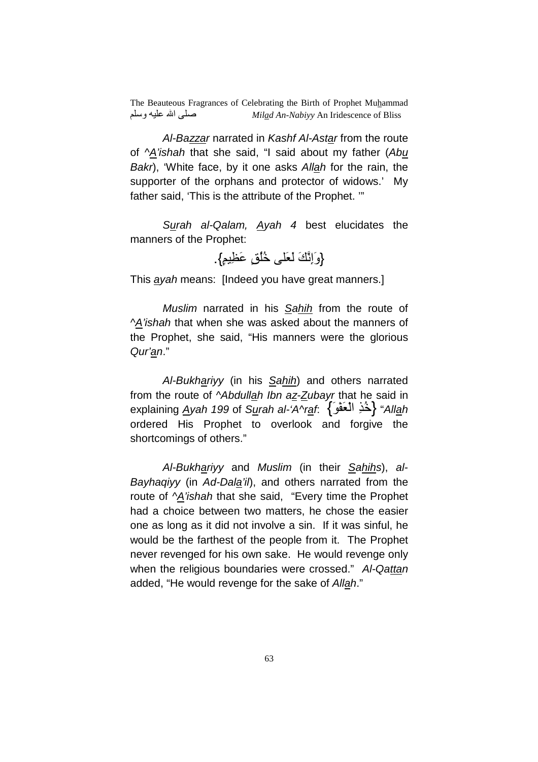*Al-Bazzar* narrated in *Kashf Al-Astar* from the route of *^A'ishah* that she said, "I said about my father (*Abu Bakr*), 'White face, by it one asks *Allah* for the rain, the supporter of the orphans and protector of widows.' My father said, 'This is the attribute of the Prophet. '"

*Surah al-Qalam, Ayah 4* best elucidates the manners of the Prophet:

{وَإِنَّكَ لَعَلى خُلُقٍ عَظِيمٍ}.

This *ayah* means: [Indeed you have great manners.]

*Muslim* narrated in his *Sahih* from the route of *^A'ishah* that when she was asked about the manners of the Prophet, she said, "His manners were the glorious *Qur'an*."

*Al-Bukhariyy* (in his *Sahih*) and others narrated from the route of *^Abdullah Ibn az-Zubayr* that he said in explaining *Ayah 199* of *Surah al-'A^raf*: {خُذِ الْعَفْوَ} "*Allah* ordered His Prophet to overlook and forgive the shortcomings of others."

*Al-Bukhariyy* and *Muslim* (in their *Sahihs*), *al-Bayhaqiyy* (in *Ad-Dala'il*), and others narrated from the route of *^A'ishah* that she said, "Every time the Prophet had a choice between two matters, he chose the easier one as long as it did not involve a sin. If it was sinful, he would be the farthest of the people from it. The Prophet never revenged for his own sake. He would revenge only when the religious boundaries were crossed." *Al-Qattan* added, "He would revenge for the sake of *Allah*."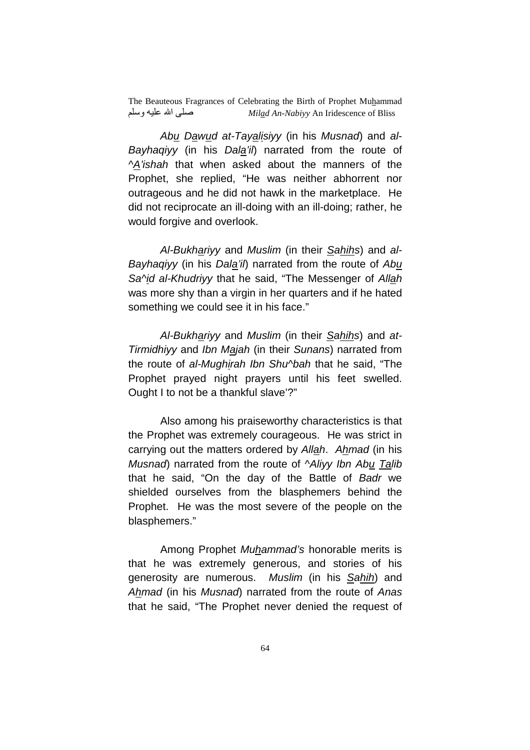*Abu Dawud at-Tayalisiyy* (in his *Musnad*) and *al-Bayhaqiyy* (in his *Dala'il*) narrated from the route of *^A'ishah* that when asked about the manners of the Prophet, she replied, "He was neither abhorrent nor outrageous and he did not hawk in the marketplace. He did not reciprocate an ill-doing with an ill-doing; rather, he would forgive and overlook.

*Al-Bukhariyy* and *Muslim* (in their *Sahihs*) and *al-Bayhaqiyy* (in his *Dala'il*) narrated from the route of *Abu Sa^id al-Khudriyy* that he said, "The Messenger of *Allah* was more shy than a virgin in her quarters and if he hated something we could see it in his face."

*Al-Bukhariyy* and *Muslim* (in their *Sahihs*) and *at-Tirmidhiyy* and *Ibn Majah* (in their *Sunans*) narrated from the route of *al-Mughirah Ibn Shu^bah* that he said, "The Prophet prayed night prayers until his feet swelled. Ought I to not be a thankful slave'?"

Also among his praiseworthy characteristics is that the Prophet was extremely courageous. He was strict in carrying out the matters ordered by *Allah*. *Ahmad* (in his *Musnad*) narrated from the route of *^Aliyy Ibn Abu Talib* that he said, "On the day of the Battle of *Badr* we shielded ourselves from the blasphemers behind the Prophet. He was the most severe of the people on the blasphemers."

Among Prophet *Muhammad's* honorable merits is that he was extremely generous, and stories of his generosity are numerous. *Muslim* (in his *Sahih*) and *Ahmad* (in his *Musnad*) narrated from the route of *Anas* that he said, "The Prophet never denied the request of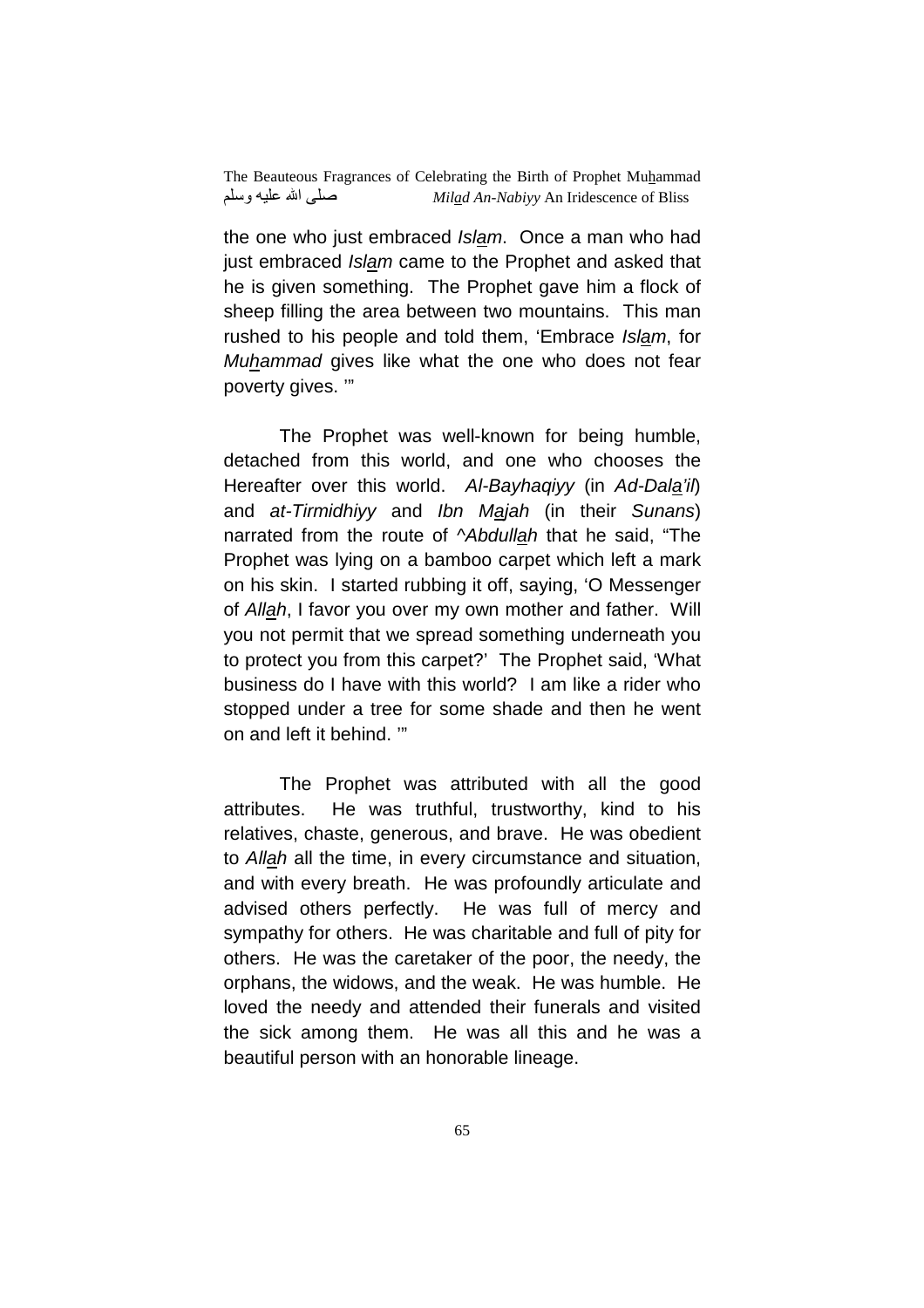the one who just embraced *Islam*. Once a man who had just embraced *Islam* came to the Prophet and asked that he is given something. The Prophet gave him a flock of sheep filling the area between two mountains. This man rushed to his people and told them, 'Embrace *Islam*, for *Muhammad* gives like what the one who does not fear poverty gives. '"

The Prophet was well-known for being humble, detached from this world, and one who chooses the Hereafter over this world. *Al-Bayhaqiyy* (in *Ad-Dala'il*) and *at-Tirmidhiyy* and *Ibn Majah* (in their *Sunans*) narrated from the route of *^Abdullah* that he said, "The Prophet was lying on a bamboo carpet which left a mark on his skin. I started rubbing it off, saying, 'O Messenger of *Allah*, I favor you over my own mother and father. Will you not permit that we spread something underneath you to protect you from this carpet?' The Prophet said, 'What business do I have with this world? I am like a rider who stopped under a tree for some shade and then he went on and left it behind. '"

The Prophet was attributed with all the good attributes. He was truthful, trustworthy, kind to his relatives, chaste, generous, and brave. He was obedient to *Allah* all the time, in every circumstance and situation, and with every breath. He was profoundly articulate and advised others perfectly. He was full of mercy and sympathy for others. He was charitable and full of pity for others. He was the caretaker of the poor, the needy, the orphans, the widows, and the weak. He was humble. He loved the needy and attended their funerals and visited the sick among them. He was all this and he was a beautiful person with an honorable lineage.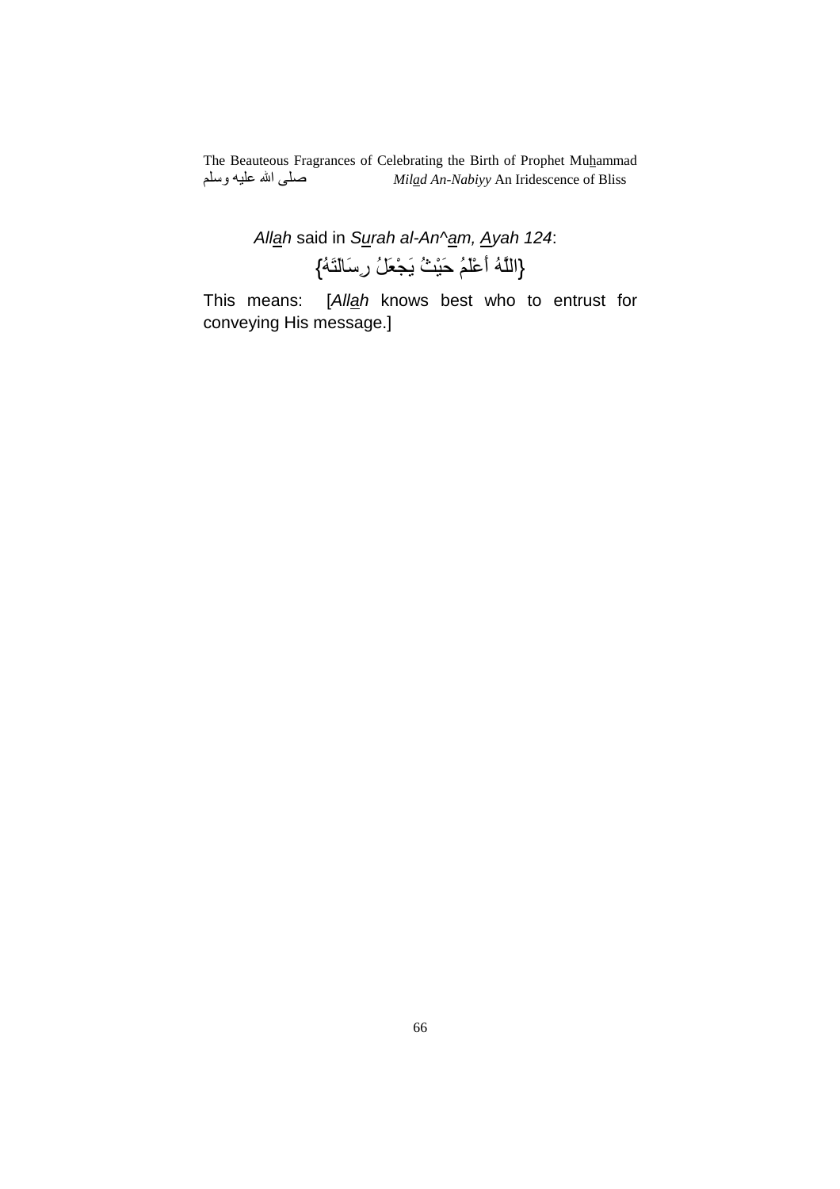*Al<u>a</u>h* said in *S<u>u</u>rah al-An^<u>a</u>m, <u>A</u>yah 124*:

{اللَّهُ أَعْلَمُ حَيْثُ يَجْعَلُ رِسَالَتَهُ}

This means: [*All<u>a</u>h* knows best who to entrust for conveying His message.]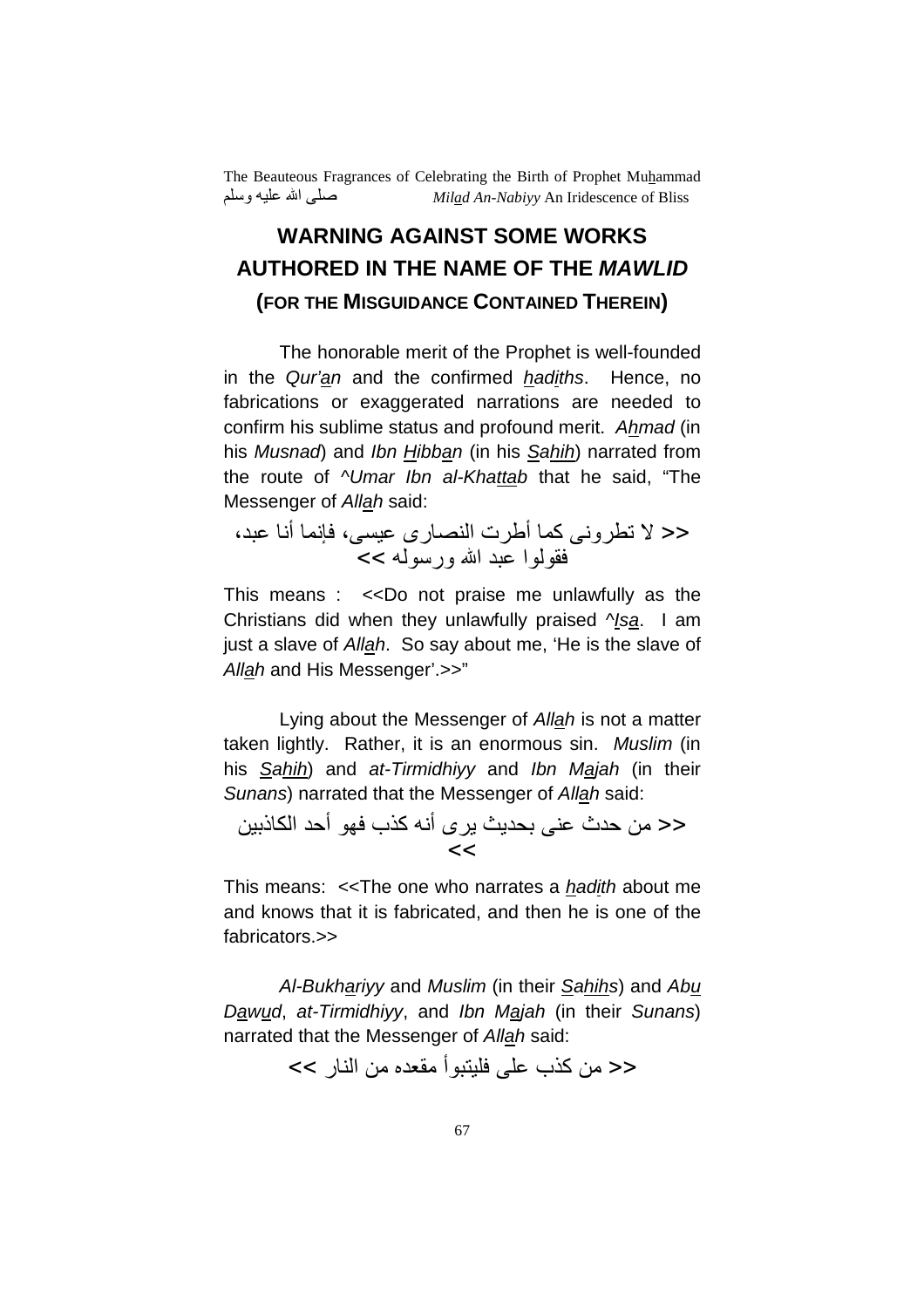## WARNING AGAINST SOME WORKS AUTHORED IN THE NAME OF THE *MAWLID*

### (FOR THE MISGUIDANCE CONTAINED THEREIN)

The honorable merit of the Prophet is well-founded in the *Qur'an* and the confirmed *hadiths*. Hence, no fabrications or exaggerated narrations are needed to confirm his sublime status and profound merit. *Ahmad* (in his *Musnad*) and *Ibn Hibban* (in his *Sahih*) narrated from the route of ^*Umar Ibn al-Khattab* that he said, "The Messenger of *Allah* said:

<< لا تطرونى كما أطرت النصارى عيسى، فإنما أنا عبد، فقولوا عبد الله ورسوله >>

This means : <<Do not praise me unlawfully as the Christians did when they unlawfully praised ^*Isa*. I am just a slave of *Allah*. So say about me, 'He is the slave of *Allah* and His Messenger'.>>"

Lying about the Messenger of *Allah* is not a matter taken lightly. Rather, it is an enormous sin. *Muslim* (in his *Sahih*) and *at-Tirmidhiyy* and *Ibn Majah* (in their *Sunans*) narrated that the Messenger of *Allah* said:

<< من حدث عنى بحديث يرى أنه كذب فهو أحد الكاذبين >>

This means: <<The one who narrates a *hadith* about me and knows that it is fabricated, and then he is one of the fabricators.>>

*Al-Bukhariyy* and *Muslim* (in their *Sahihs*) and *Abu Dawud*, *at-Tirmidhiyy*, and *Ibn Majah* (in their *Sunans*) narrated that the Messenger of *Allah* said:

<< من كذب على فليتبوأ مقعده من النار >>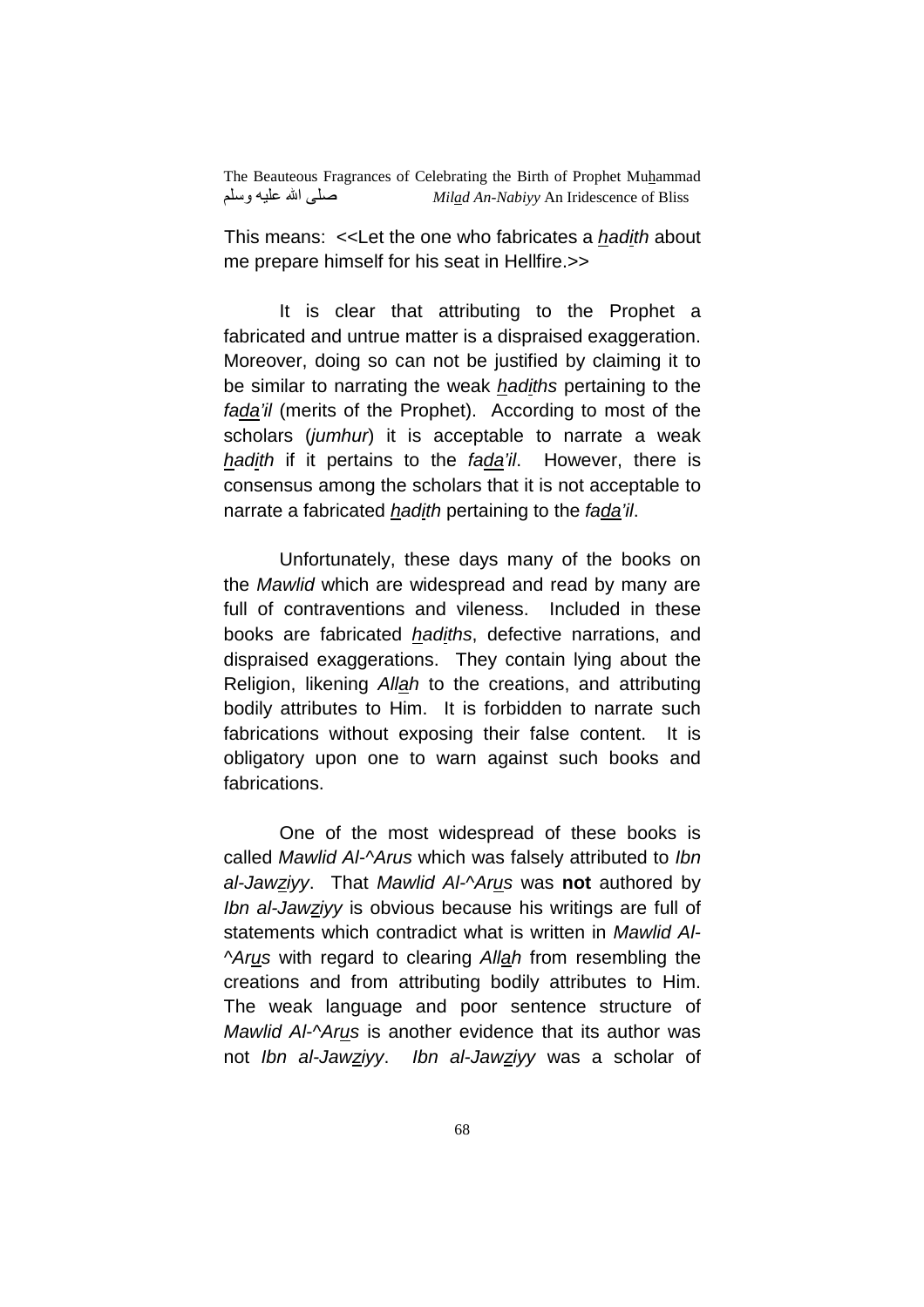This means: <<Let the one who fabricates a *hadith* about me prepare himself for his seat in Hellfire.>>

It is clear that attributing to the Prophet a fabricated and untrue matter is a dispraised exaggeration. Moreover, doing so can not be justified by claiming it to be similar to narrating the weak *hadiths* pertaining to the *fada'il* (merits of the Prophet). According to most of the scholars (*jumhur*) it is acceptable to narrate a weak *hadith* if it pertains to the *fada'il*. However, there is consensus among the scholars that it is not acceptable to narrate a fabricated *hadith* pertaining to the *fada'il*.

Unfortunately, these days many of the books on the *Mawlid* which are widespread and read by many are full of contraventions and vileness. Included in these books are fabricated *hadiths*, defective narrations, and dispraised exaggerations. They contain lying about the Religion, likening *Allah* to the creations, and attributing bodily attributes to Him. It is forbidden to narrate such fabrications without exposing their false content. It is obligatory upon one to warn against such books and fabrications.

One of the most widespread of these books is called *Mawlid Al-^Arus* which was falsely attributed to *Ibn al-Jawziyy*. That *Mawlid Al-^Arus* was **not** authored by *Ibn al-Jawziyy* is obvious because his writings are full of statements which contradict what is written in *Mawlid Al-^Arus* with regard to clearing *Allah* from resembling the creations and from attributing bodily attributes to Him. The weak language and poor sentence structure of *Mawlid Al-^Arus* is another evidence that its author was not *Ibn al-Jawziyy*. *Ibn al-Jawziyy* was a scholar of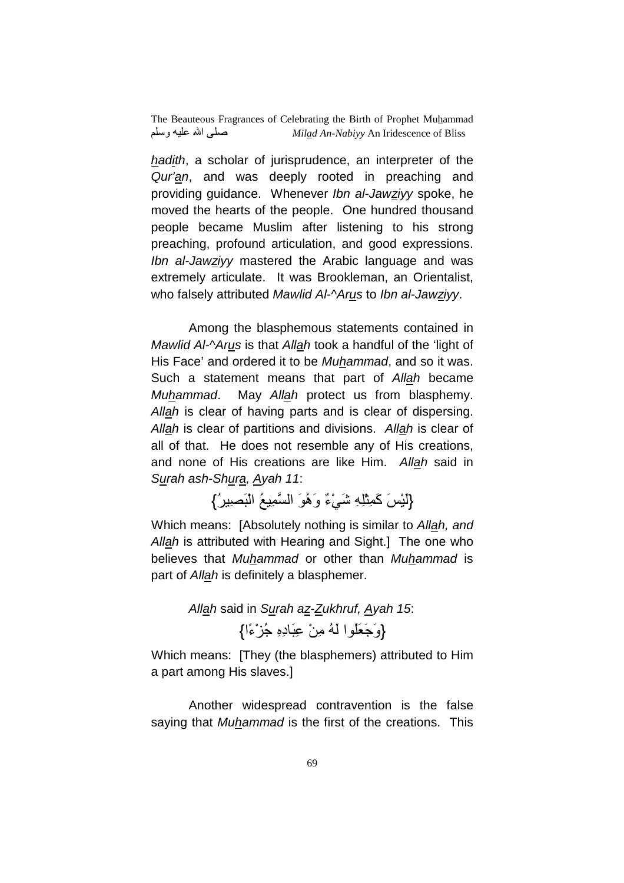*hadith*, a scholar of jurisprudence, an interpreter of the *Qur'an*, and was deeply rooted in preaching and providing guidance. Whenever *Ibn al-Jawziyy* spoke, he moved the hearts of the people. One hundred thousand people became Muslim after listening to his strong preaching, profound articulation, and good expressions. *Ibn al-Jawziyy* mastered the Arabic language and was extremely articulate. It was Brookleman, an Orientalist, who falsely attributed *Mawlid Al-^Arus* to *Ibn al-Jawziyy*.

Among the blasphemous statements contained in *Mawlid Al-^Arus* is that *Allah* took a handful of the 'light of His Face' and ordered it to be *Muhammad*, and so it was. Such a statement means that part of *Allah* became *Muhammad*. May *Allah* protect us from blasphemy. *Allah* is clear of having parts and is clear of dispersing. *Allah* is clear of partitions and divisions. *Allah* is clear of all of that. He does not resemble any of His creations, and none of His creations are like Him. *Allah* said in *Surah ash-Shura, Ayah 11*:

{لَيْسَ كَمِثْلِهِ شَيْءٌ وَهُوَ السَّمِيعُ الْبَصِيرُ}

Which means: [Absolutely nothing is similar to *Allah, and Allah* is attributed with Hearing and Sight.] The one who believes that *Muhammad* or other than *Muhammad* is part of *Allah* is definitely a blasphemer.

*Allah* said in *Surah az-Zukhruf, Ayah 15*:

{وَجَعَلُوا لَهُ مِنْ عِبَادِهِ جُزْءًا}

Which means: [They (the blasphemers) attributed to Him a part among His slaves.]

Another widespread contravention is the false saying that *Muhammad* is the first of the creations. This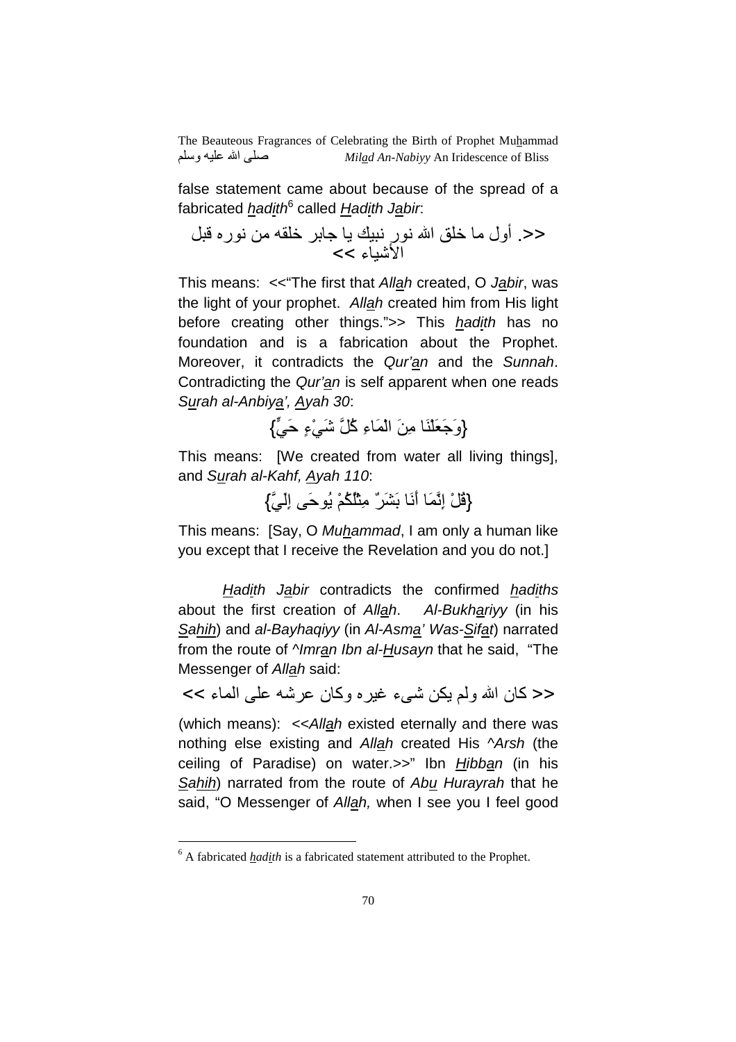false statement came about because of the spread of a fabricated *hadith*[6] called *Hadith Jabir*:

<<. أول ما خلق الله نور نبيك يا جابر خلقه من نوره قبل الأشياء >>

This means: <<"The first that *Allah* created, O *Jabir*, was the light of your prophet. *Allah* created him from His light before creating other things.">> This *hadith* has no foundation and is a fabrication about the Prophet. Moreover, it contradicts the *Qur'an* and the *Sunnah*. Contradicting the *Qur'an* is self apparent when one reads *Surah al-Anbiya', Ayah 30*:

{وَجَعَلْنَا مِنَ الْمَاءِ كُلَّ شَيْءٍ حَيٍّ}

This means: [We created from water all living things], and *Surah al-Kahf, Ayah 110*:

{قُلْ إِنَّمَا أَنَا بَشَرٌ مِثْلُكُمْ يُوحَى إِلَيَّ}

This means: [Say, O *Muhammad*, I am only a human like you except that I receive the Revelation and you do not.]

*Hadith Jabir* contradicts the confirmed *hadiths* about the first creation of *Allah*. *Al-Bukhariyy* (in his *Sahih*) and *al-Bayhaqiyy* (in *Al-Asma' Was-Sifat*) narrated from the route of *^Imran Ibn al-Husayn* that he said, "The Messenger of *Allah* said:

<< كان الله ولم يكن شيء غيره وكان عرشه على الماء >>

(which means): <<*Allah* existed eternally and there was nothing else existing and *Allah* created His *^Arsh* (the ceiling of Paradise) on water.>>" Ibn *Hibban* (in his *Sahih*) narrated from the route of *Abu Hurayrah* that he said, "O Messenger of *Allah,* when I see you I feel good

[6] A fabricated *hadith* is a fabricated statement attributed to the Prophet.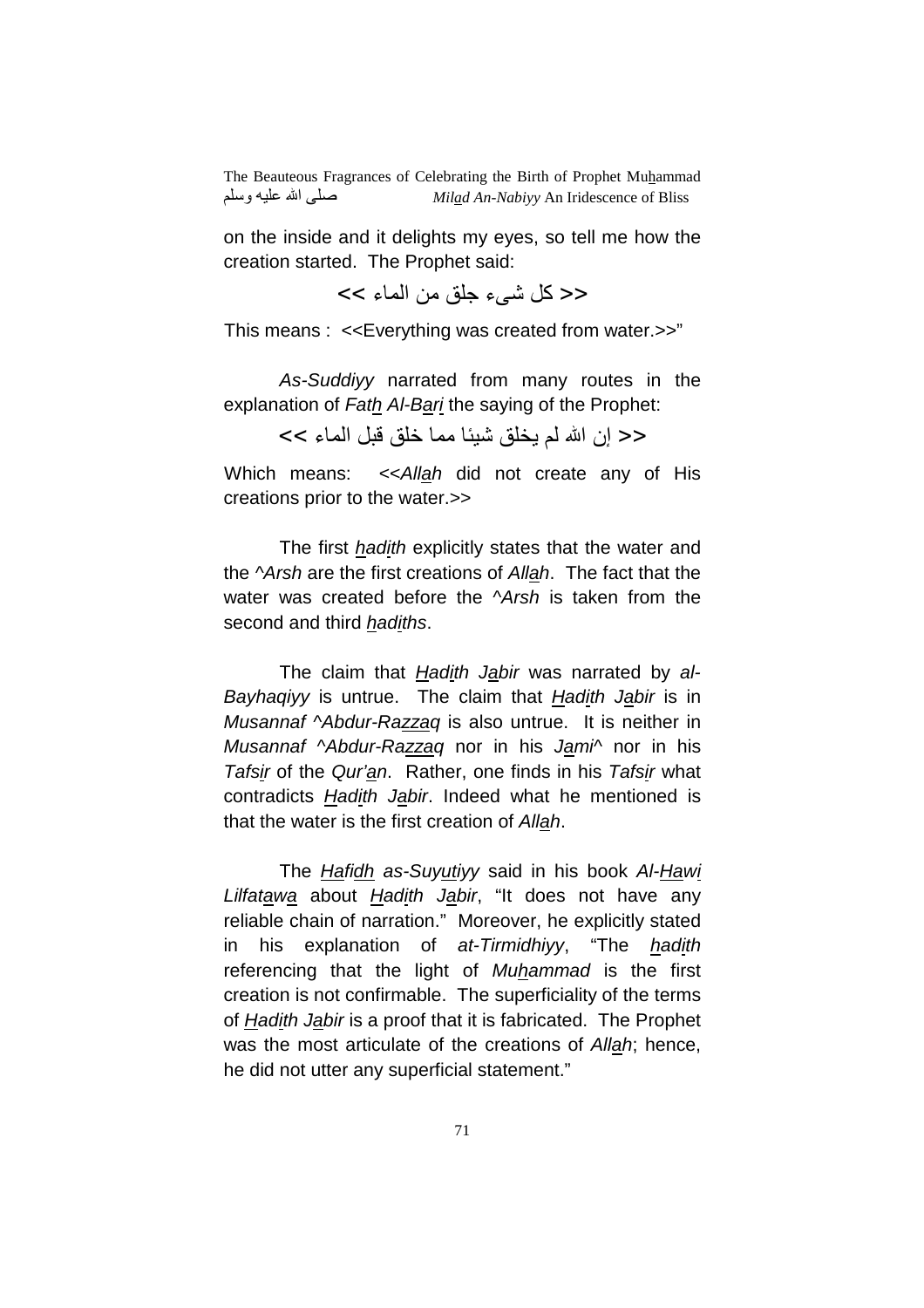on the inside and it delights my eyes, so tell me how the creation started. The Prophet said:

<< كل شيء جلق من الماء >>

This means : <<Everything was created from water.>>"

*As-Suddiyy* narrated from many routes in the explanation of *Fat*h *Al-Bari* the saying of the Prophet:

<< إن الله لم يخلق شيئا مما خلق قبل الماء >>

Which means: <<*Allah* did not create any of His creations prior to the water.>>

The first *hadith* explicitly states that the water and the *^Arsh* are the first creations of *Allah*. The fact that the water was created before the *^Arsh* is taken from the second and third *hadiths*.

The claim that *Hadith Jabir* was narrated by *al-Bayhaqiyy* is untrue. The claim that *Hadith Jabir* is in *Musannaf ^Abdur-Razzaq* is also untrue. It is neither in *Musannaf ^Abdur-Razzaq* nor in his *Jami^* nor in his *Tafsir* of the *Qur'an*. Rather, one finds in his *Tafsir* what contradicts *Hadith Jabir*. Indeed what he mentioned is that the water is the first creation of *Allah*.

The *Hafidh as-Suyutiyy* said in his book *Al-Hawi Lilfatawa* about *Hadith Jabir*, "It does not have any reliable chain of narration." Moreover, he explicitly stated in his explanation of *at-Tirmidhiyy*, "The *hadith* referencing that the light of *Muhammad* is the first creation is not confirmable. The superficiality of the terms of *Hadith Jabir* is a proof that it is fabricated. The Prophet was the most articulate of the creations of *Allah*; hence, he did not utter any superficial statement."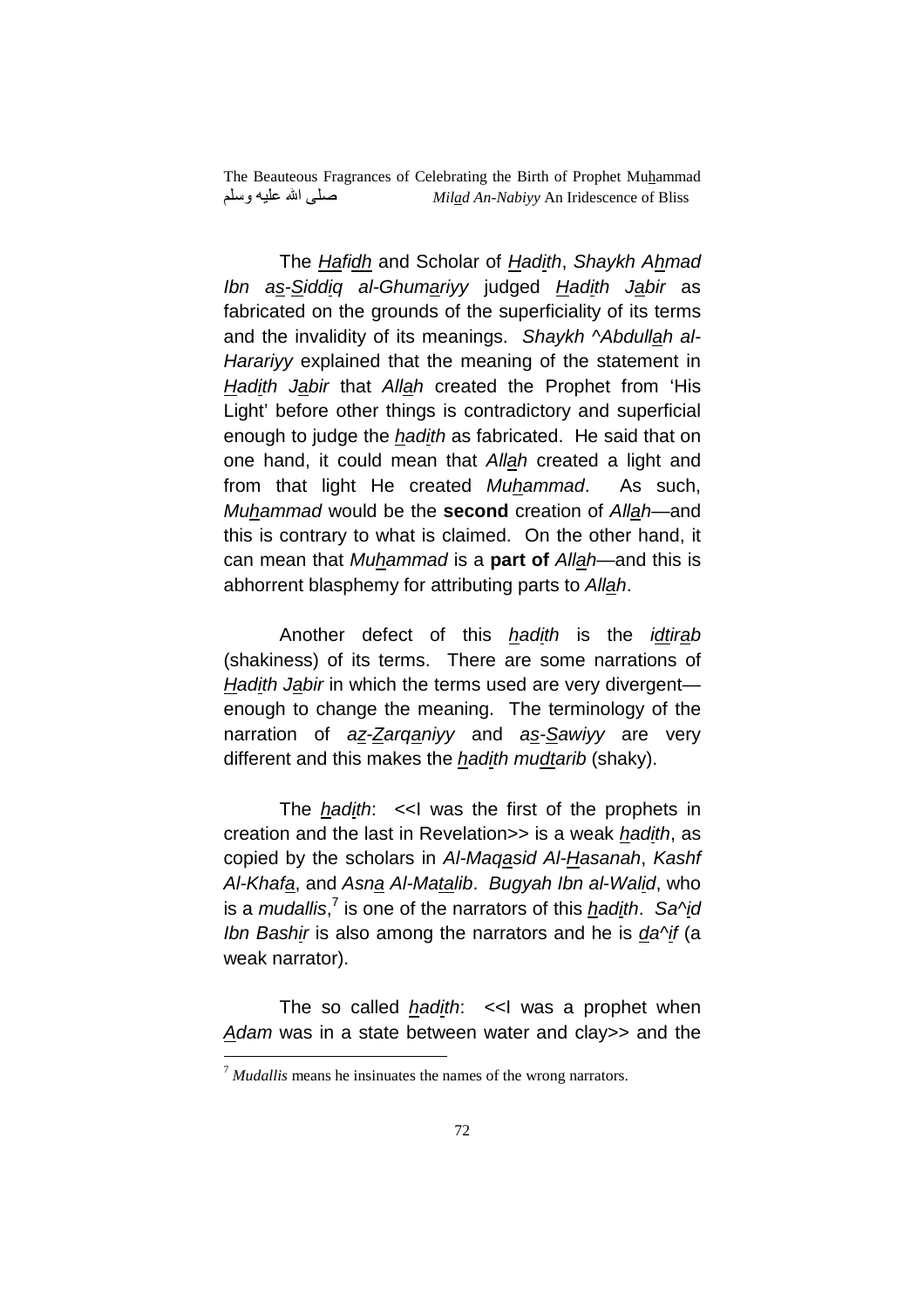The *Hafidh* and Scholar of *Hadith*, *Shaykh Ahmad Ibn as-Siddiq al-Ghumariyy* judged *Hadith Jabir* as fabricated on the grounds of the superficiality of its terms and the invalidity of its meanings. *Shaykh ^Abdullah al-Harariyy* explained that the meaning of the statement in *Hadith Jabir* that *Allah* created the Prophet from 'His Light' before other things is contradictory and superficial enough to judge the *hadith* as fabricated. He said that on one hand, it could mean that *Allah* created a light and from that light He created *Muhammad*. As such, *Muhammad* would be the **second** creation of *Allah*—and this is contrary to what is claimed. On the other hand, it can mean that *Muhammad* is a **part of** *Allah*—and this is abhorrent blasphemy for attributing parts to *Allah*.

Another defect of this *hadith* is the *idtirab* (shakiness) of its terms. There are some narrations of *Hadith Jabir* in which the terms used are very divergent—enough to change the meaning. The terminology of the narration of *az-Zarqaniyy* and *as-Sawiyy* are very different and this makes the *hadith mudtarib* (shaky).

The *hadith*: <<I was the first of the prophets in creation and the last in Revelation>> is a weak *hadith*, as copied by the scholars in *Al-Maqasid Al-Hasanah*, *Kashf Al-Khafa*, and *Asna Al-Matalib*. *Bugyah Ibn al-Walid*, who is a *mudallis*,[7] is one of the narrators of this *hadith*. *Sa^id Ibn Bashir* is also among the narrators and he is *da^if* (a weak narrator).

The so called *hadith*: <<I was a prophet when *Adam* was in a state between water and clay>> and the

[7] *Mudallis* means he insinuates the names of the wrong narrators.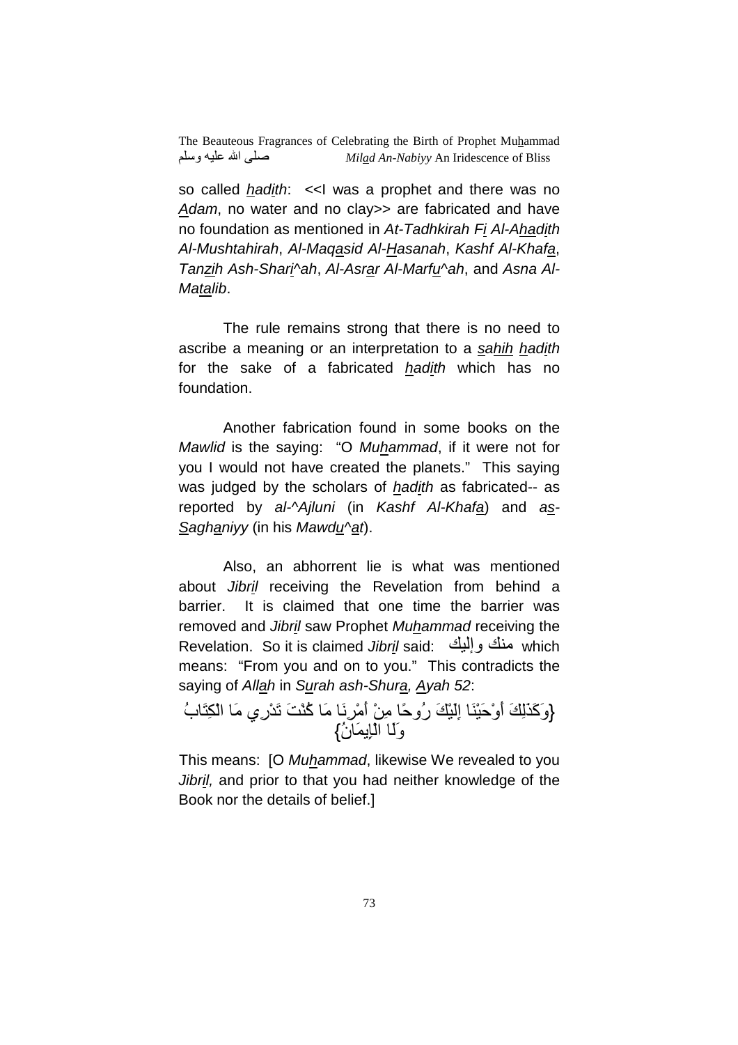so called <u>*h*</u>*adi*<u>*th*</u>: <<I was a prophet and there was no <u>*A*</u>*dam*, no water and no clay>> are fabricated and have no foundation as mentioned in *At-Tadhkirah F*<u>*i*</u> *Al-A*<u>*h*</u>*adi*<u>*th*</u> *Al-Mushtahirah*, *Al-Maq*<u>*a*</u>*sid Al-*<u>*H*</u>*asanah*, *Kashf Al-Khaf*<u>*a*</u>, *Tan*<u>*zi*</u>*h Ash-Shar*<u>*i*</u>*^ah*, *Al-Asr*<u>*a*</u>*r Al-Marf*<u>*u*</u>*^ah*, and *Asna Al-Mat*<u>*a*</u>*lib*.

The rule remains strong that there is no need to ascribe a meaning or an interpretation to a <u>*s*</u>*a*<u>*hih*</u> <u>*h*</u>*adi*<u>*th*</u> for the sake of a fabricated <u>*h*</u>*adi*<u>*th*</u> which has no foundation.

Another fabrication found in some books on the *Mawlid* is the saying: "O *Mu*<u>*h*</u>*ammad*, if it were not for you I would not have created the planets." This saying was judged by the scholars of <u>*h*</u>*adi*<u>*th*</u> as fabricated-- as reported by *al-^Ajluni* (in *Kashf Al-Khaf*<u>*a*</u>) and *a*<u>*s*</u>*-*<u>*S*</u>*agh*<u>*a*</u>*niyy* (in his *Mawd*<u>*u*</u>*^*<u>*a*</u>*t*).

Also, an abhorrent lie is what was mentioned about *Jibr*<u>*i*</u>*l* receiving the Revelation from behind a barrier. It is claimed that one time the barrier was removed and *Jibr*<u>*i*</u>*l* saw Prophet *Mu*<u>*h*</u>*ammad* receiving the Revelation. So it is claimed *Jibr*<u>*i*</u>*l* said: منك وإليك which means: "From you and on to you." This contradicts the saying of *All*<u>*a*</u>*h* in *S*<u>*u*</u>*rah ash-Shur*<u>*a*</u>, <u>*A*</u>*yah 52*:

{وَكَذَلِكَ أَوْحَيْنَا إِلَيْكَ رُوحًا مِنْ أَمْرِنَا مَا كُنْتَ تَدْرِي مَا الْكِتَابُ وَلَا الْإِيمَانُ}

This means: [O *Mu*<u>*h*</u>*ammad*, likewise We revealed to you *Jibr*<u>*i*</u>*l,* and prior to that you had neither knowledge of the Book nor the details of belief.]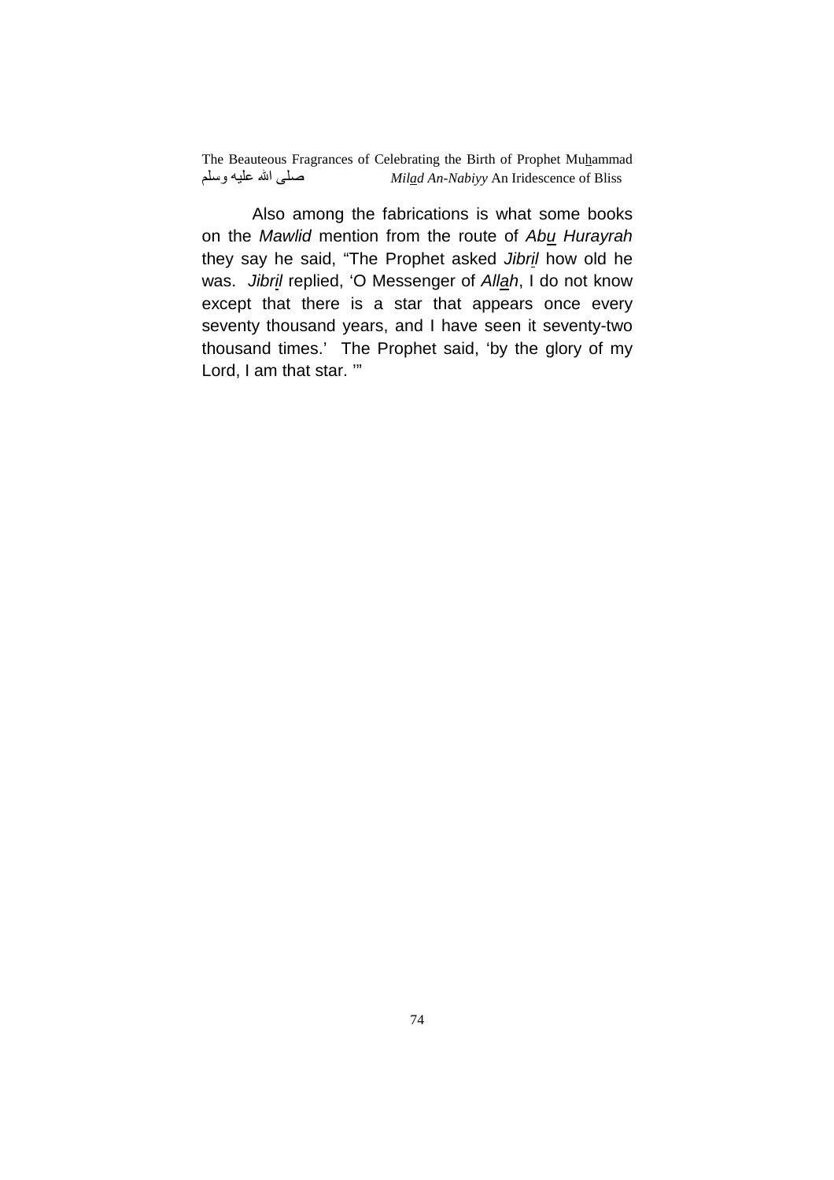Also among the fabrications is what some books on the *Mawlid* mention from the route of *Abu Hurayrah* they say he said, "The Prophet asked *Jibril* how old he was. *Jibril* replied, 'O Messenger of *Allah*, I do not know except that there is a star that appears once every seventy thousand years, and I have seen it seventy-two thousand times.' The Prophet said, 'by the glory of my Lord, I am that star. '"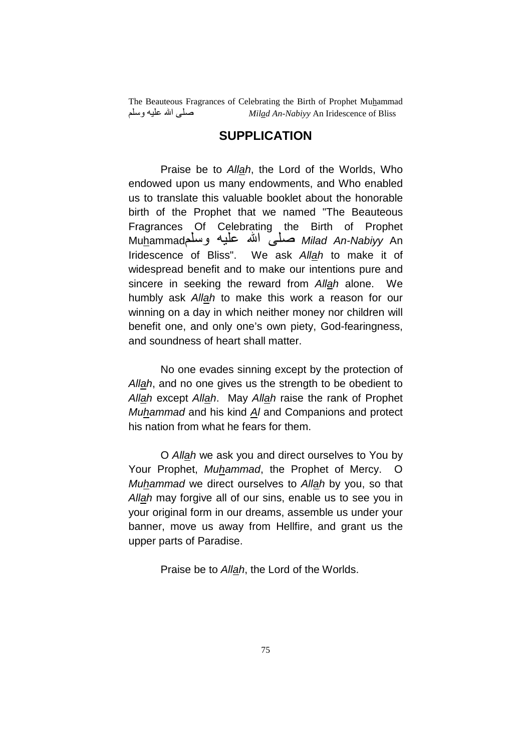## SUPPLICATION

Praise be to *Allah*, the Lord of the Worlds, Who endowed upon us many endowments, and Who enabled us to translate this valuable booklet about the honorable birth of the Prophet that we named "The Beauteous Fragrances Of Celebrating the Birth of Prophet Muhammad صلى الله عليه وسلم *Milad An-Nabiyy* An Iridescence of Bliss". We ask *Allah* to make it of widespread benefit and to make our intentions pure and sincere in seeking the reward from *Allah* alone. We humbly ask *Allah* to make this work a reason for our winning on a day in which neither money nor children will benefit one, and only one's own piety, God-fearingness, and soundness of heart shall matter.

No one evades sinning except by the protection of *Allah*, and no one gives us the strength to be obedient to *Allah* except *Allah*. May *Allah* raise the rank of Prophet *Muhammad* and his kind *Al* and Companions and protect his nation from what he fears for them.

O *Allah* we ask you and direct ourselves to You by Your Prophet, *Muhammad*, the Prophet of Mercy. O *Muhammad* we direct ourselves to *Allah* by you, so that *Allah* may forgive all of our sins, enable us to see you in your original form in our dreams, assemble us under your banner, move us away from Hellfire, and grant us the upper parts of Paradise.

Praise be to *Allah*, the Lord of the Worlds.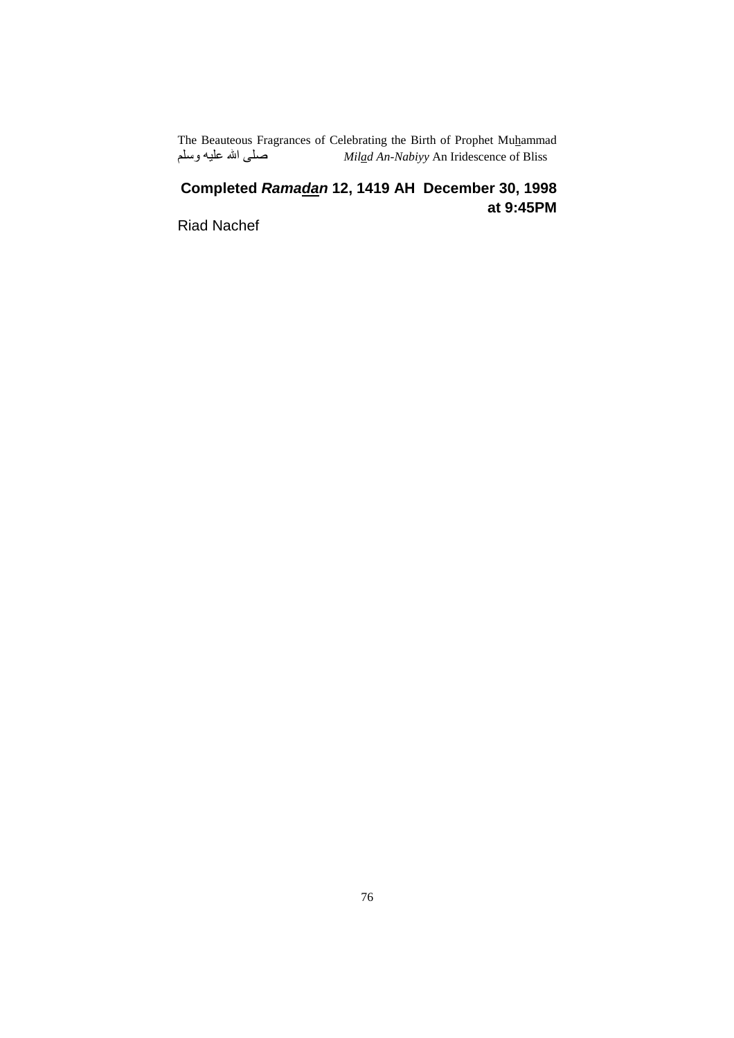**Completed *Ramadan* 12, 1419 AH December 30, 1998 at 9:45PM**

Riad Nachef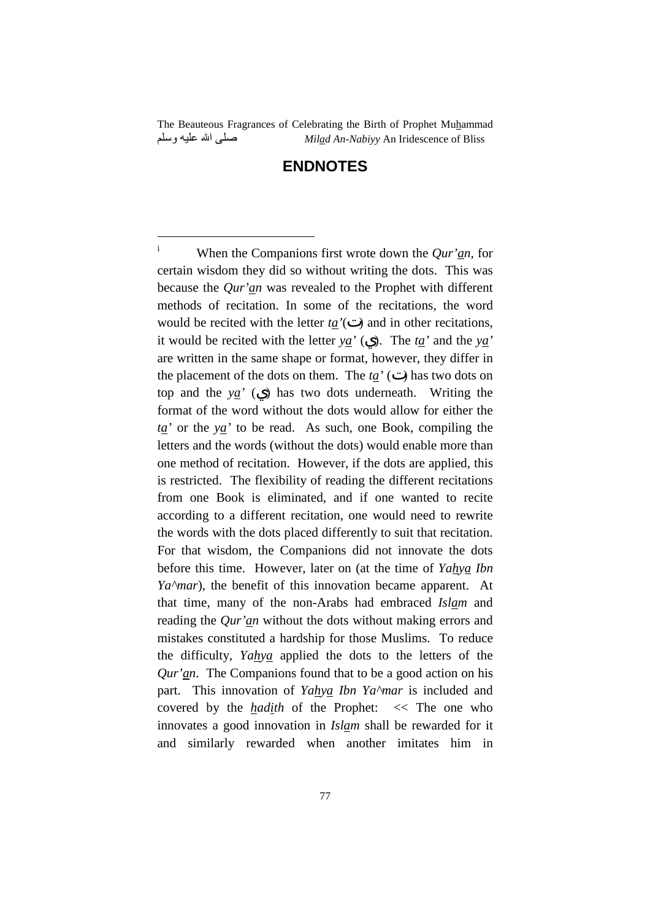## ENDNOTES

---

[i] When the Companions first wrote down the *Qur'an*, for certain wisdom they did so without writing the dots. This was because the *Qur'an* was revealed to the Prophet with different methods of recitation. In some of the recitations, the word would be recited with the letter *ta'*(ت) and in other recitations, it would be recited with the letter *ya'* (ي). The *ta'* and the *ya'* are written in the same shape or format, however, they differ in the placement of the dots on them. The *ta'* (ت) has two dots on top and the *ya'* (ي) has two dots underneath. Writing the format of the word without the dots would allow for either the *ta'* or the *ya'* to be read. As such, one Book, compiling the letters and the words (without the dots) would enable more than one method of recitation. However, if the dots are applied, this is restricted. The flexibility of reading the different recitations from one Book is eliminated, and if one wanted to recite according to a different recitation, one would need to rewrite the words with the dots placed differently to suit that recitation. For that wisdom, the Companions did not innovate the dots before this time. However, later on (at the time of *Yahya Ibn Ya^mar*), the benefit of this innovation became apparent. At that time, many of the non-Arabs had embraced *Islam* and reading the *Qur'an* without the dots without making errors and mistakes constituted a hardship for those Muslims. To reduce the difficulty, *Yahya* applied the dots to the letters of the *Qur'an*. The Companions found that to be a good action on his part. This innovation of *Yahya Ibn Ya^mar* is included and covered by the *hadith* of the Prophet: << The one who innovates a good innovation in *Islam* shall be rewarded for it and similarly rewarded when another imitates him in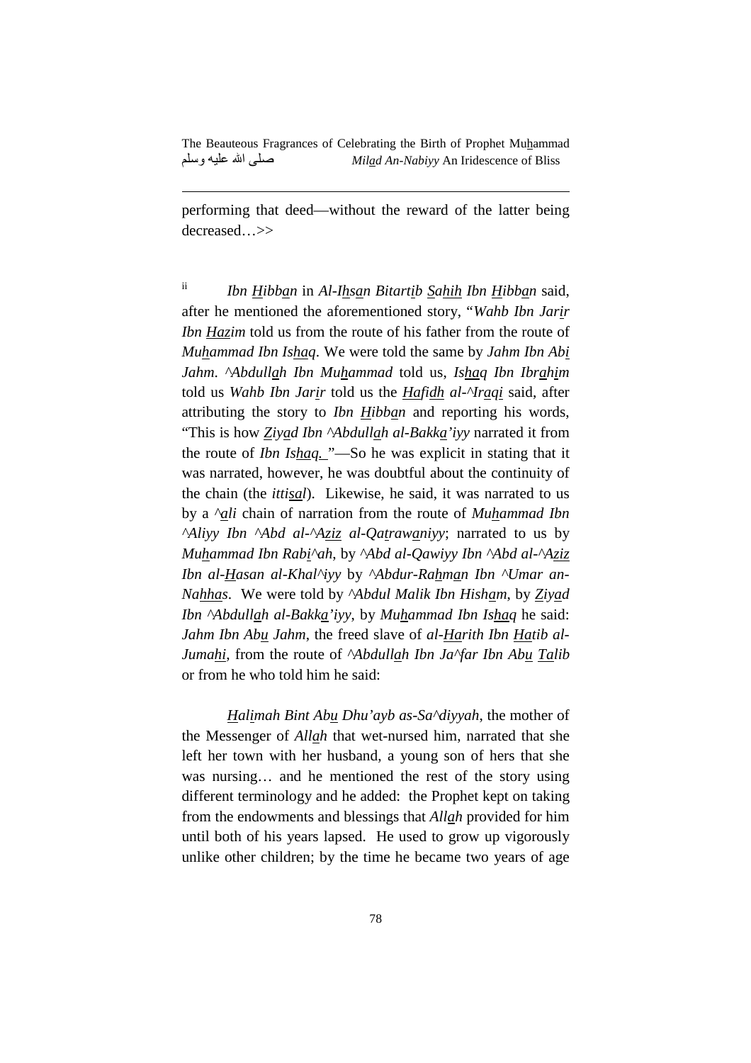performing that deed—without the reward of the latter being decreased…>>

ii *Ibn Hibban* in *Al-Ihsan Bitartib Sahih Ibn Hibban* said, after he mentioned the aforementioned story, "*Wahb Ibn Jarir Ibn Hazim* told us from the route of his father from the route of *Muhammad Ibn Ishaq*. We were told the same by *Jahm Ibn Abi Jahm*. *^Abdullah Ibn Muhammad* told us, *Ishaq Ibn Ibrahim* told us *Wahb Ibn Jarir* told us the *Hafidh al-^Iraqi* said, after attributing the story to *Ibn Hibban* and reporting his words, "This is how *Ziyad Ibn ^Abdullah al-Bakka'iyy* narrated it from the route of *Ibn Ishaq.* "—So he was explicit in stating that it was narrated, however, he was doubtful about the continuity of the chain (the *ittisal*). Likewise, he said, it was narrated to us by a *^ali* chain of narration from the route of *Muhammad Ibn ^Aliyy Ibn ^Abd al-^Aziz al-Qatrawaniyy*; narrated to us by *Muhammad Ibn Rabi^ah*, by *^Abd al-Qawiyy Ibn ^Abd al-^Aziz Ibn al-Hasan al-Khal^iyy* by *^Abdur-Rahman Ibn ^Umar an-Nahhas*. We were told by *^Abdul Malik Ibn Hisham*, by *Ziyad Ibn ^Abdullah al-Bakka'iyy*, by *Muhammad Ibn Ishaq* he said: *Jahm Ibn Abu Jahm*, the freed slave of *al-Harith Ibn Hatib al-Jumahi*, from the route of *^Abdullah Ibn Ja^far Ibn Abu Talib* or from he who told him he said:

*Halimah Bint Abu Dhu'ayb as-Sa^diyyah*, the mother of the Messenger of *Allah* that wet-nursed him, narrated that she left her town with her husband, a young son of hers that she was nursing… and he mentioned the rest of the story using different terminology and he added: the Prophet kept on taking from the endowments and blessings that *Allah* provided for him until both of his years lapsed. He used to grow up vigorously unlike other children; by the time he became two years of age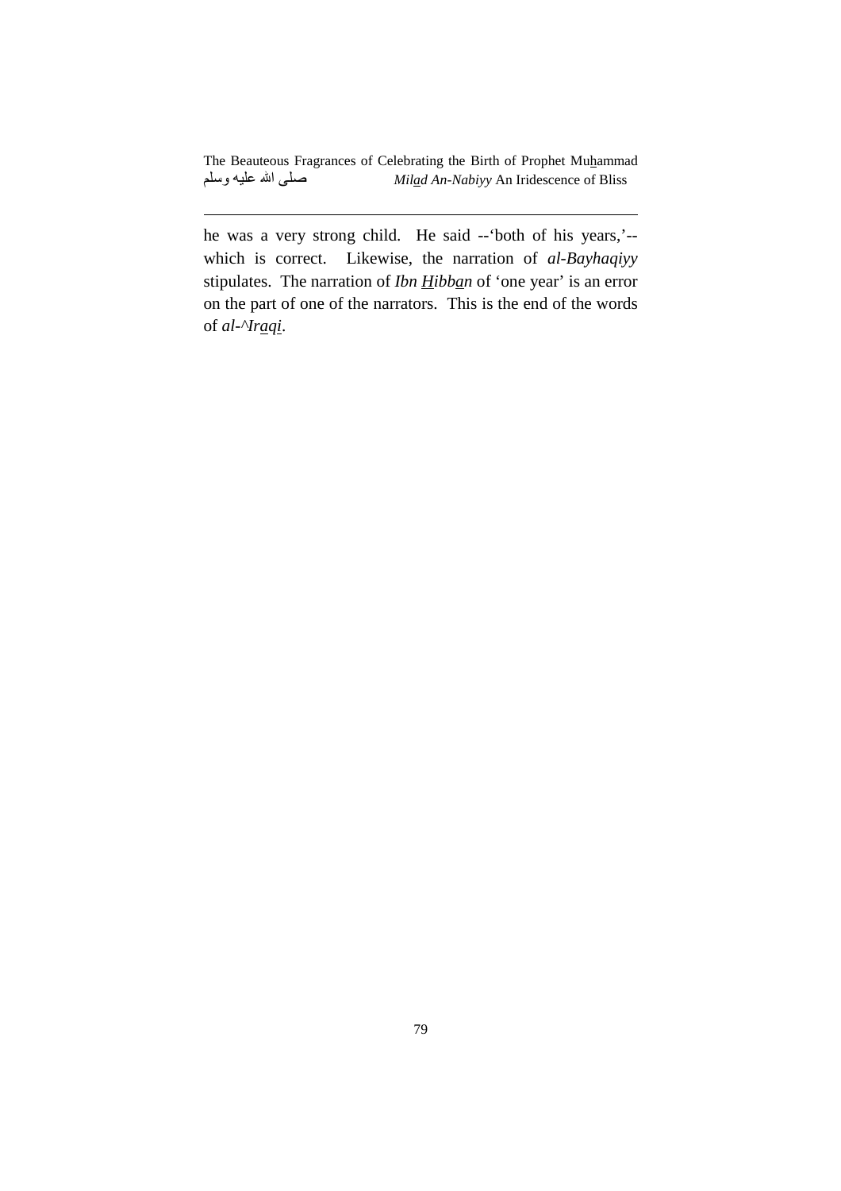he was a very strong child. He said --'both of his years,'-- which is correct. Likewise, the narration of *al-Bayhaqiyy* stipulates. The narration of *Ibn Hibban* of 'one year' is an error on the part of one of the narrators. This is the end of the words of *al-^Iraqi*.